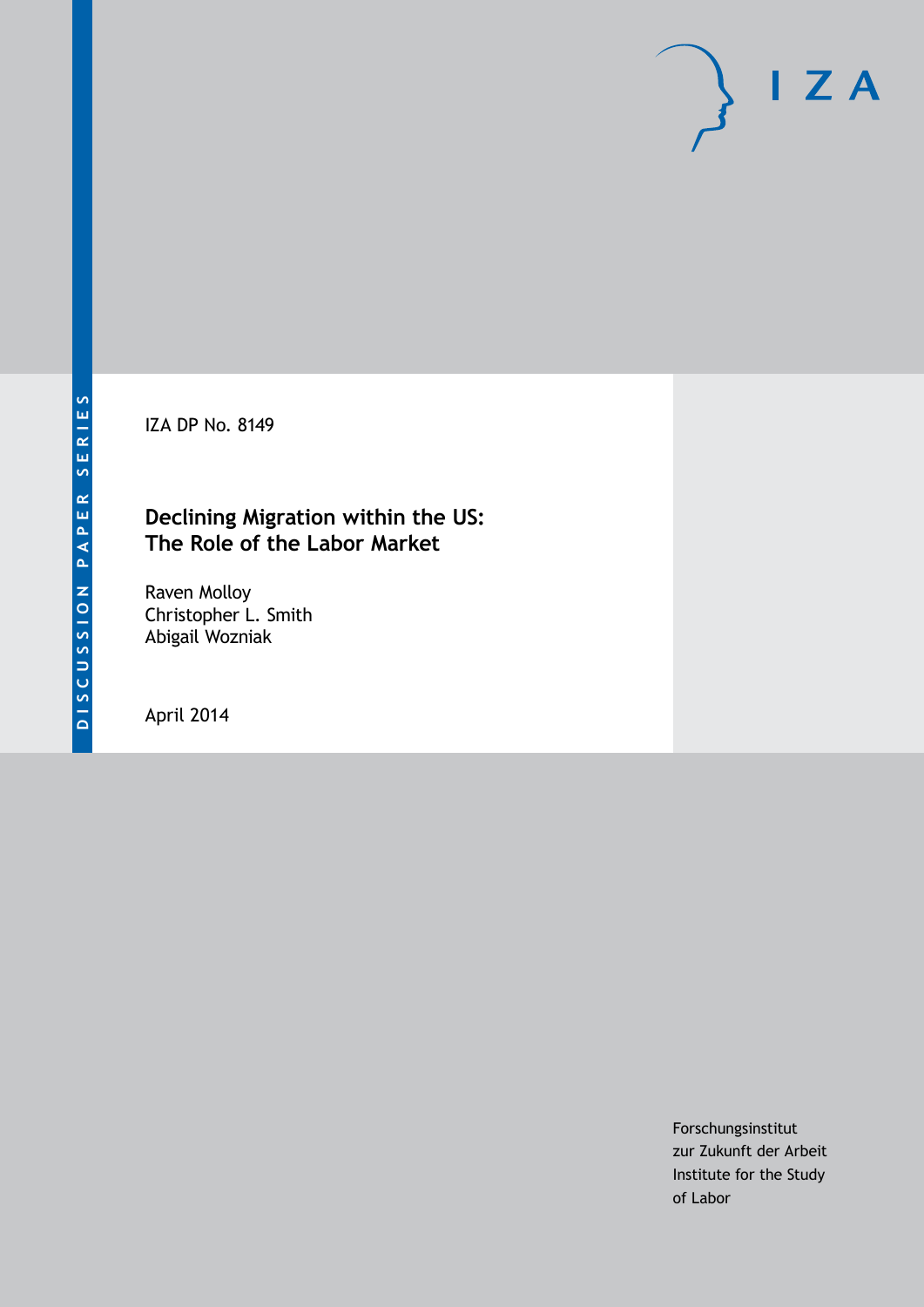DISCUSSION PAPER SERIES

IZA

IZA DP No. 8149

# Declining Migration within the US: The Role of the Labor Market

Raven Molloy
Christopher L. Smith
Abigail Wozniak

April 2014

Forschungsinstitut
zur Zukunft der Arbeit
Institute for the Study
of Labor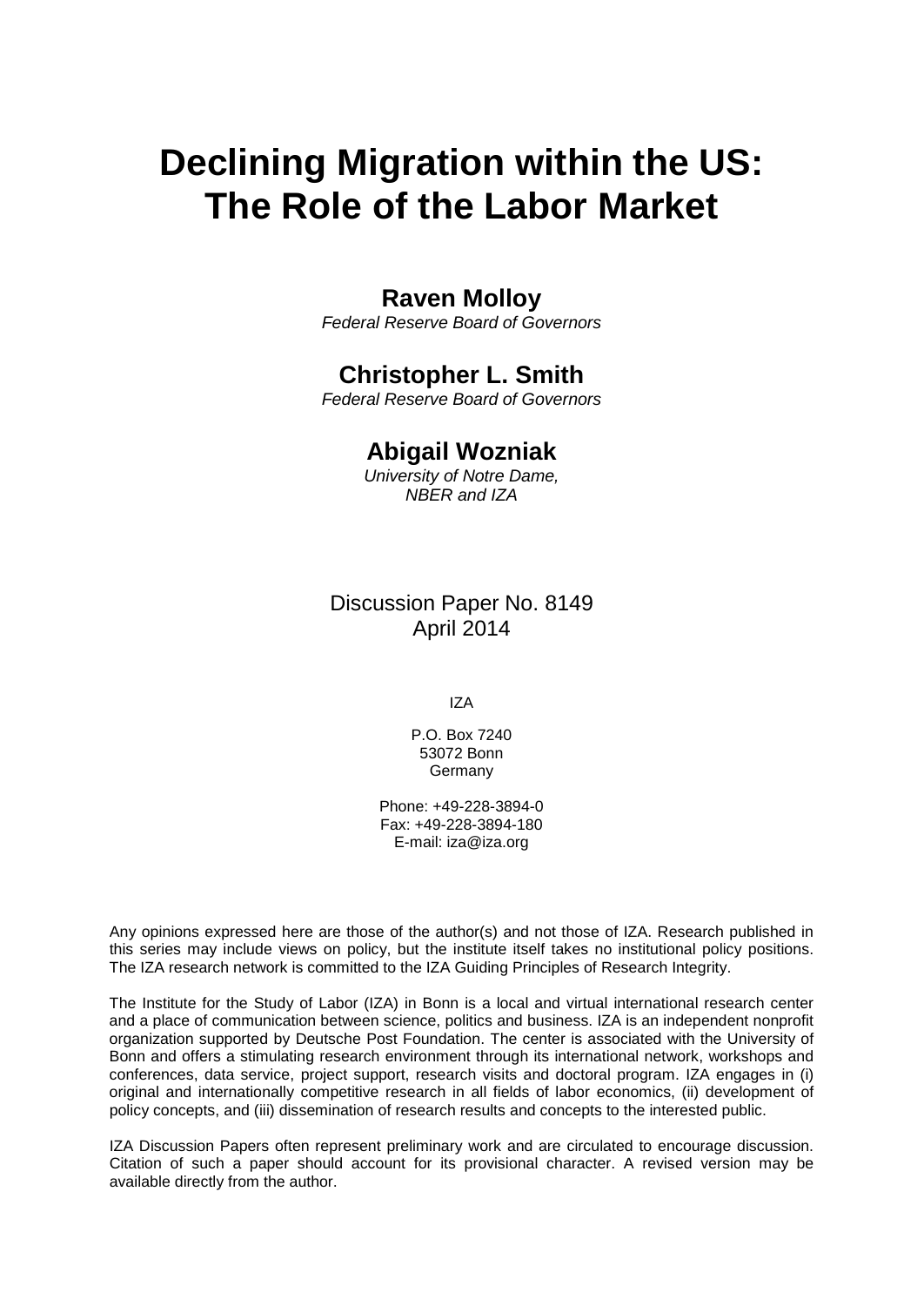# Declining Migration within the US: The Role of the Labor Market

**Raven Molloy**

*Federal Reserve Board of Governors*

**Christopher L. Smith**

*Federal Reserve Board of Governors*

**Abigail Wozniak**

*University of Notre Dame, NBER and IZA*

Discussion Paper No. 8149
April 2014

IZA

P.O. Box 7240
53072 Bonn
Germany

Phone: +49-228-3894-0
Fax: +49-228-3894-180
E-mail: iza@iza.org

Any opinions expressed here are those of the author(s) and not those of IZA. Research published in this series may include views on policy, but the institute itself takes no institutional policy positions. The IZA research network is committed to the IZA Guiding Principles of Research Integrity.

The Institute for the Study of Labor (IZA) in Bonn is a local and virtual international research center and a place of communication between science, politics and business. IZA is an independent nonprofit organization supported by Deutsche Post Foundation. The center is associated with the University of Bonn and offers a stimulating research environment through its international network, workshops and conferences, data service, project support, research visits and doctoral program. IZA engages in (i) original and internationally competitive research in all fields of labor economics, (ii) development of policy concepts, and (iii) dissemination of research results and concepts to the interested public.

IZA Discussion Papers often represent preliminary work and are circulated to encourage discussion. Citation of such a paper should account for its provisional character. A revised version may be available directly from the author.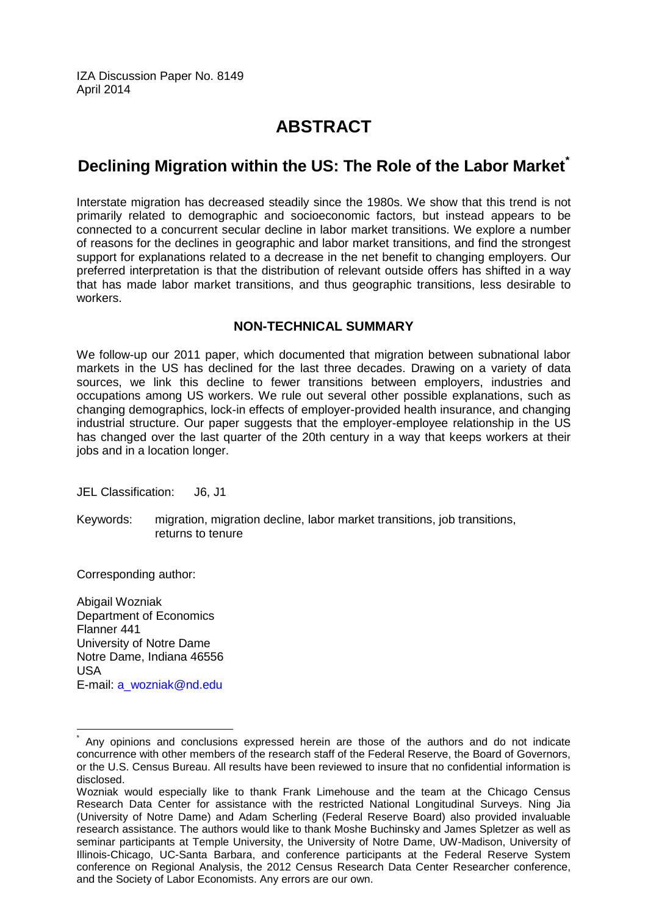IZA Discussion Paper No. 8149
April 2014

# ABSTRACT

## Declining Migration within the US: The Role of the Labor Market*

Interstate migration has decreased steadily since the 1980s. We show that this trend is not primarily related to demographic and socioeconomic factors, but instead appears to be connected to a concurrent secular decline in labor market transitions. We explore a number of reasons for the declines in geographic and labor market transitions, and find the strongest support for explanations related to a decrease in the net benefit to changing employers. Our preferred interpretation is that the distribution of relevant outside offers has shifted in a way that has made labor market transitions, and thus geographic transitions, less desirable to workers.

### NON-TECHNICAL SUMMARY

We follow-up our 2011 paper, which documented that migration between subnational labor markets in the US has declined for the last three decades. Drawing on a variety of data sources, we link this decline to fewer transitions between employers, industries and occupations among US workers. We rule out several other possible explanations, such as changing demographics, lock-in effects of employer-provided health insurance, and changing industrial structure. Our paper suggests that the employer-employee relationship in the US has changed over the last quarter of the 20th century in a way that keeps workers at their jobs and in a location longer.

JEL Classification: J6, J1

Keywords: migration, migration decline, labor market transitions, job transitions, returns to tenure

Corresponding author:

Abigail Wozniak
Department of Economics
Flanner 441
University of Notre Dame
Notre Dame, Indiana 46556
USA
E-mail: a_wozniak@nd.edu

---

* Any opinions and conclusions expressed herein are those of the authors and do not indicate concurrence with other members of the research staff of the Federal Reserve, the Board of Governors, or the U.S. Census Bureau. All results have been reviewed to insure that no confidential information is disclosed.

Wozniak would especially like to thank Frank Limehouse and the team at the Chicago Census Research Data Center for assistance with the restricted National Longitudinal Surveys. Ning Jia (University of Notre Dame) and Adam Scherling (Federal Reserve Board) also provided invaluable research assistance. The authors would like to thank Moshe Buchinsky and James Spletzer as well as seminar participants at Temple University, the University of Notre Dame, UW-Madison, University of Illinois-Chicago, UC-Santa Barbara, and conference participants at the Federal Reserve System conference on Regional Analysis, the 2012 Census Research Data Center Researcher conference, and the Society of Labor Economists. Any errors are our own.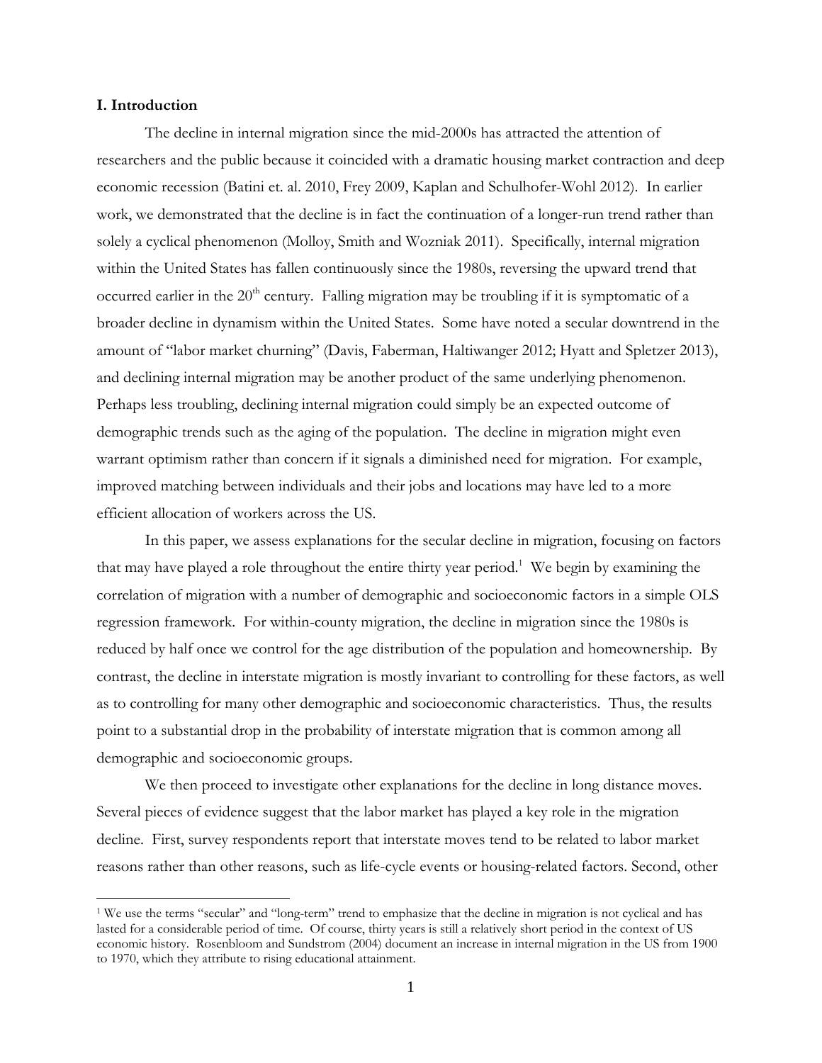## I. Introduction

The decline in internal migration since the mid-2000s has attracted the attention of researchers and the public because it coincided with a dramatic housing market contraction and deep economic recession (Batini et. al. 2010, Frey 2009, Kaplan and Schulhofer-Wohl 2012). In earlier work, we demonstrated that the decline is in fact the continuation of a longer-run trend rather than solely a cyclical phenomenon (Molloy, Smith and Wozniak 2011). Specifically, internal migration within the United States has fallen continuously since the 1980s, reversing the upward trend that occurred earlier in the 20th century. Falling migration may be troubling if it is symptomatic of a broader decline in dynamism within the United States. Some have noted a secular downtrend in the amount of "labor market churning" (Davis, Faberman, Haltiwanger 2012; Hyatt and Spletzer 2013), and declining internal migration may be another product of the same underlying phenomenon. Perhaps less troubling, declining internal migration could simply be an expected outcome of demographic trends such as the aging of the population. The decline in migration might even warrant optimism rather than concern if it signals a diminished need for migration. For example, improved matching between individuals and their jobs and locations may have led to a more efficient allocation of workers across the US.

In this paper, we assess explanations for the secular decline in migration, focusing on factors that may have played a role throughout the entire thirty year period.[1] We begin by examining the correlation of migration with a number of demographic and socioeconomic factors in a simple OLS regression framework. For within-county migration, the decline in migration since the 1980s is reduced by half once we control for the age distribution of the population and homeownership. By contrast, the decline in interstate migration is mostly invariant to controlling for these factors, as well as to controlling for many other demographic and socioeconomic characteristics. Thus, the results point to a substantial drop in the probability of interstate migration that is common among all demographic and socioeconomic groups.

We then proceed to investigate other explanations for the decline in long distance moves. Several pieces of evidence suggest that the labor market has played a key role in the migration decline. First, survey respondents report that interstate moves tend to be related to labor market reasons rather than other reasons, such as life-cycle events or housing-related factors. Second, other

[1] We use the terms "secular" and "long-term" trend to emphasize that the decline in migration is not cyclical and has lasted for a considerable period of time. Of course, thirty years is still a relatively short period in the context of US economic history. Rosenbloom and Sundstrom (2004) document an increase in internal migration in the US from 1900 to 1970, which they attribute to rising educational attainment.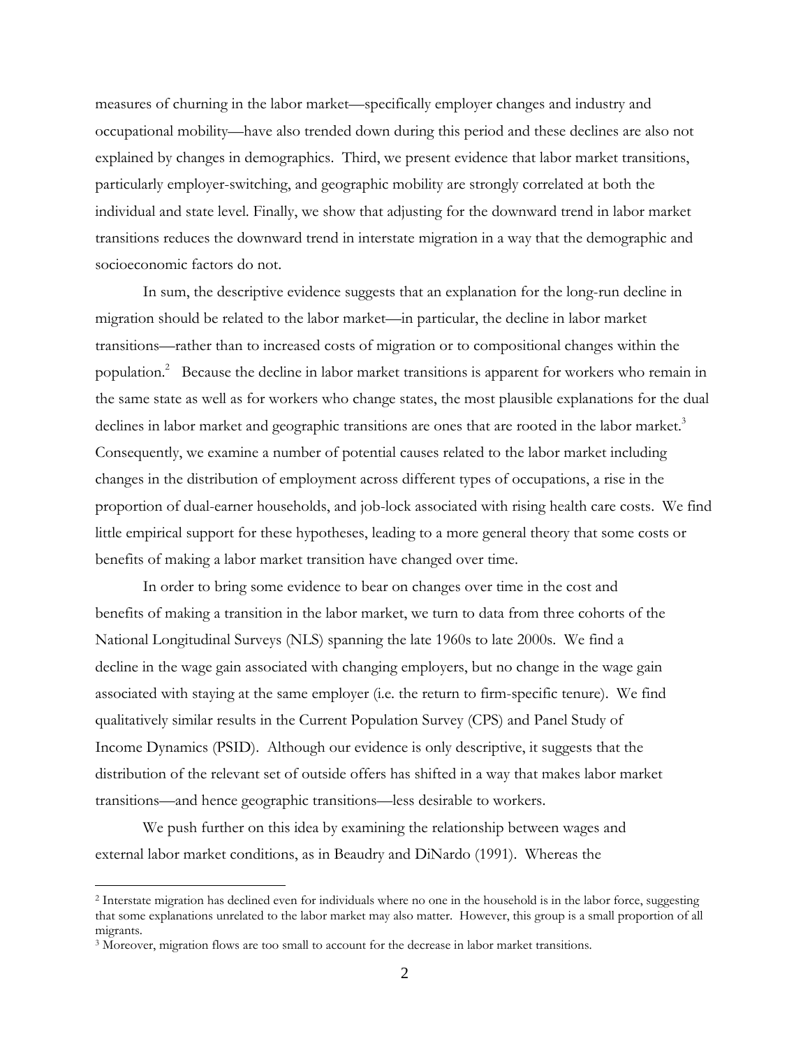measures of churning in the labor market—specifically employer changes and industry and occupational mobility—have also trended down during this period and these declines are also not explained by changes in demographics. Third, we present evidence that labor market transitions, particularly employer-switching, and geographic mobility are strongly correlated at both the individual and state level. Finally, we show that adjusting for the downward trend in labor market transitions reduces the downward trend in interstate migration in a way that the demographic and socioeconomic factors do not.

In sum, the descriptive evidence suggests that an explanation for the long-run decline in migration should be related to the labor market—in particular, the decline in labor market transitions—rather than to increased costs of migration or to compositional changes within the population.[2] Because the decline in labor market transitions is apparent for workers who remain in the same state as well as for workers who change states, the most plausible explanations for the dual declines in labor market and geographic transitions are ones that are rooted in the labor market.[3] Consequently, we examine a number of potential causes related to the labor market including changes in the distribution of employment across different types of occupations, a rise in the proportion of dual-earner households, and job-lock associated with rising health care costs. We find little empirical support for these hypotheses, leading to a more general theory that some costs or benefits of making a labor market transition have changed over time.

In order to bring some evidence to bear on changes over time in the cost and benefits of making a transition in the labor market, we turn to data from three cohorts of the National Longitudinal Surveys (NLS) spanning the late 1960s to late 2000s. We find a decline in the wage gain associated with changing employers, but no change in the wage gain associated with staying at the same employer (i.e. the return to firm-specific tenure). We find qualitatively similar results in the Current Population Survey (CPS) and Panel Study of Income Dynamics (PSID). Although our evidence is only descriptive, it suggests that the distribution of the relevant set of outside offers has shifted in a way that makes labor market transitions—and hence geographic transitions—less desirable to workers.

We push further on this idea by examining the relationship between wages and external labor market conditions, as in Beaudry and DiNardo (1991). Whereas the

[2] Interstate migration has declined even for individuals where no one in the household is in the labor force, suggesting that some explanations unrelated to the labor market may also matter. However, this group is a small proportion of all migrants.

[3] Moreover, migration flows are too small to account for the decrease in labor market transitions.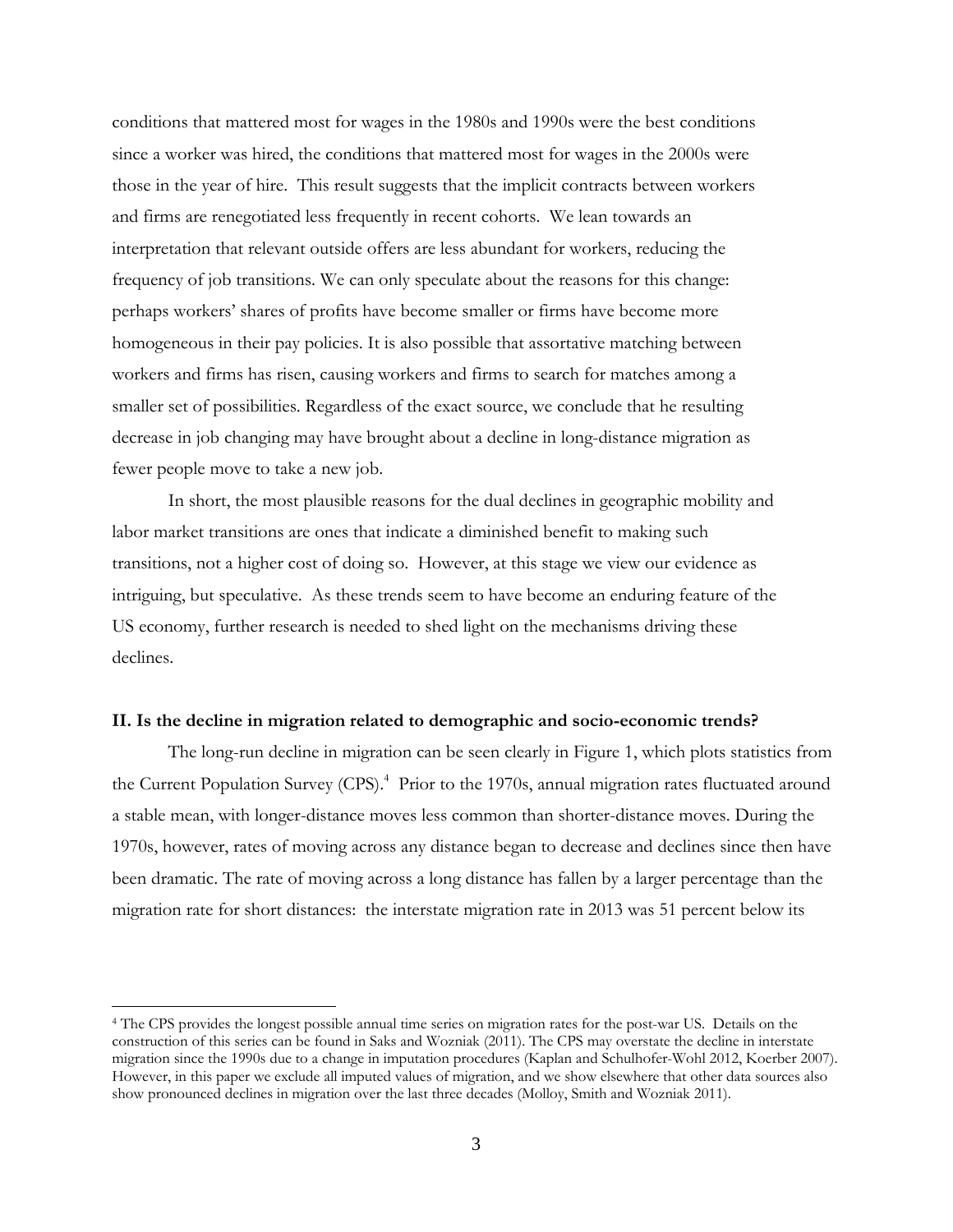conditions that mattered most for wages in the 1980s and 1990s were the best conditions since a worker was hired, the conditions that mattered most for wages in the 2000s were those in the year of hire. This result suggests that the implicit contracts between workers and firms are renegotiated less frequently in recent cohorts. We lean towards an interpretation that relevant outside offers are less abundant for workers, reducing the frequency of job transitions. We can only speculate about the reasons for this change: perhaps workers' shares of profits have become smaller or firms have become more homogeneous in their pay policies. It is also possible that assortative matching between workers and firms has risen, causing workers and firms to search for matches among a smaller set of possibilities. Regardless of the exact source, we conclude that he resulting decrease in job changing may have brought about a decline in long-distance migration as fewer people move to take a new job.

In short, the most plausible reasons for the dual declines in geographic mobility and labor market transitions are ones that indicate a diminished benefit to making such transitions, not a higher cost of doing so. However, at this stage we view our evidence as intriguing, but speculative. As these trends seem to have become an enduring feature of the US economy, further research is needed to shed light on the mechanisms driving these declines.

## II. Is the decline in migration related to demographic and socio-economic trends?

The long-run decline in migration can be seen clearly in Figure 1, which plots statistics from the Current Population Survey (CPS).[4] Prior to the 1970s, annual migration rates fluctuated around a stable mean, with longer-distance moves less common than shorter-distance moves. During the 1970s, however, rates of moving across any distance began to decrease and declines since then have been dramatic. The rate of moving across a long distance has fallen by a larger percentage than the migration rate for short distances: the interstate migration rate in 2013 was 51 percent below its

[4] The CPS provides the longest possible annual time series on migration rates for the post-war US. Details on the construction of this series can be found in Saks and Wozniak (2011). The CPS may overstate the decline in interstate migration since the 1990s due to a change in imputation procedures (Kaplan and Schulhofer-Wohl 2012, Koerber 2007). However, in this paper we exclude all imputed values of migration, and we show elsewhere that other data sources also show pronounced declines in migration over the last three decades (Molloy, Smith and Wozniak 2011).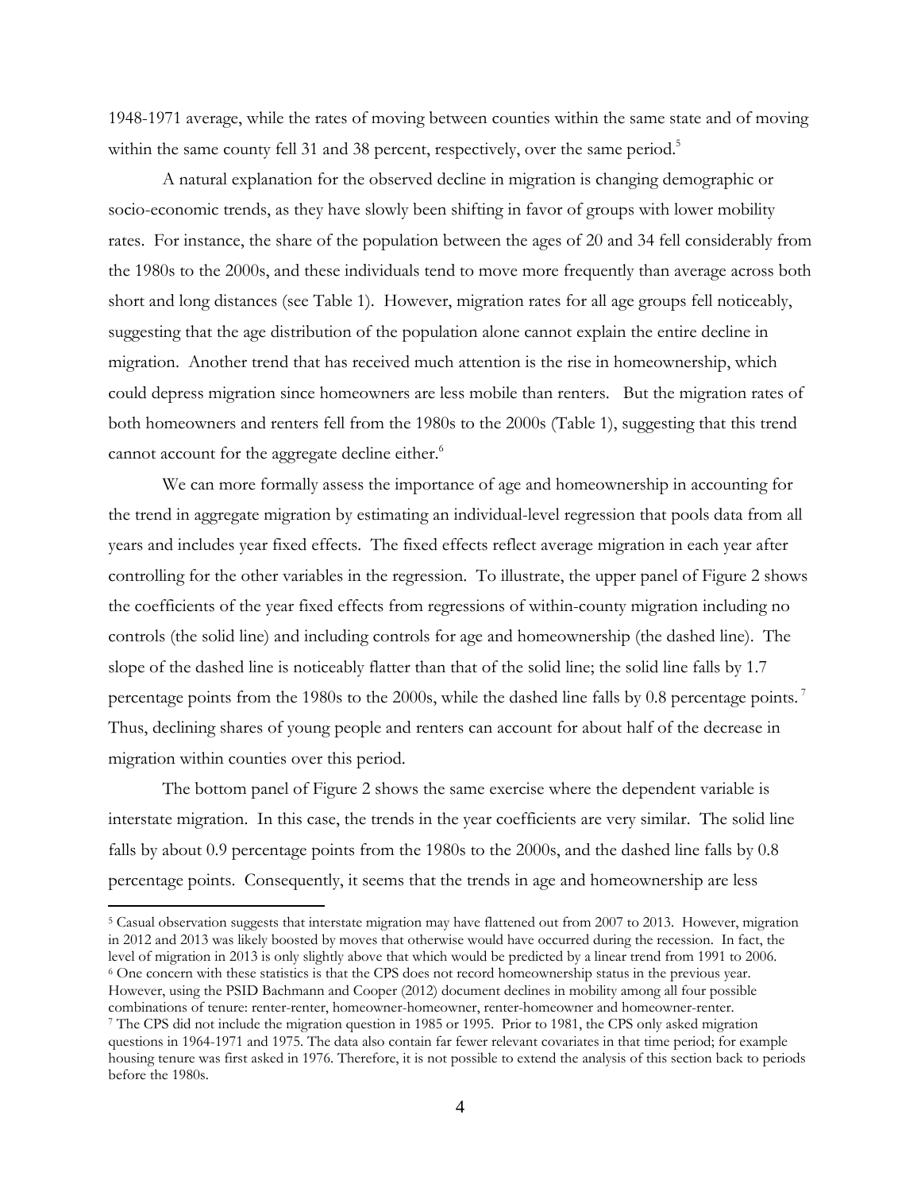1948-1971 average, while the rates of moving between counties within the same state and of moving within the same county fell 31 and 38 percent, respectively, over the same period.[5]

A natural explanation for the observed decline in migration is changing demographic or socio-economic trends, as they have slowly been shifting in favor of groups with lower mobility rates. For instance, the share of the population between the ages of 20 and 34 fell considerably from the 1980s to the 2000s, and these individuals tend to move more frequently than average across both short and long distances (see Table 1). However, migration rates for all age groups fell noticeably, suggesting that the age distribution of the population alone cannot explain the entire decline in migration. Another trend that has received much attention is the rise in homeownership, which could depress migration since homeowners are less mobile than renters. But the migration rates of both homeowners and renters fell from the 1980s to the 2000s (Table 1), suggesting that this trend cannot account for the aggregate decline either.[6]

We can more formally assess the importance of age and homeownership in accounting for the trend in aggregate migration by estimating an individual-level regression that pools data from all years and includes year fixed effects. The fixed effects reflect average migration in each year after controlling for the other variables in the regression. To illustrate, the upper panel of Figure 2 shows the coefficients of the year fixed effects from regressions of within-county migration including no controls (the solid line) and including controls for age and homeownership (the dashed line). The slope of the dashed line is noticeably flatter than that of the solid line; the solid line falls by 1.7 percentage points from the 1980s to the 2000s, while the dashed line falls by 0.8 percentage points.[7] Thus, declining shares of young people and renters can account for about half of the decrease in migration within counties over this period.

The bottom panel of Figure 2 shows the same exercise where the dependent variable is interstate migration. In this case, the trends in the year coefficients are very similar. The solid line falls by about 0.9 percentage points from the 1980s to the 2000s, and the dashed line falls by 0.8 percentage points. Consequently, it seems that the trends in age and homeownership are less

---

[5] Casual observation suggests that interstate migration may have flattened out from 2007 to 2013. However, migration in 2012 and 2013 was likely boosted by moves that otherwise would have occurred during the recession. In fact, the level of migration in 2013 is only slightly above that which would be predicted by a linear trend from 1991 to 2006.

[6] One concern with these statistics is that the CPS does not record homeownership status in the previous year. However, using the PSID Bachmann and Cooper (2012) document declines in mobility among all four possible combinations of tenure: renter-renter, homeowner-homeowner, renter-homeowner and homeowner-renter.

[7] The CPS did not include the migration question in 1985 or 1995. Prior to 1981, the CPS only asked migration questions in 1964-1971 and 1975. The data also contain far fewer relevant covariates in that time period; for example housing tenure was first asked in 1976. Therefore, it is not possible to extend the analysis of this section back to periods before the 1980s.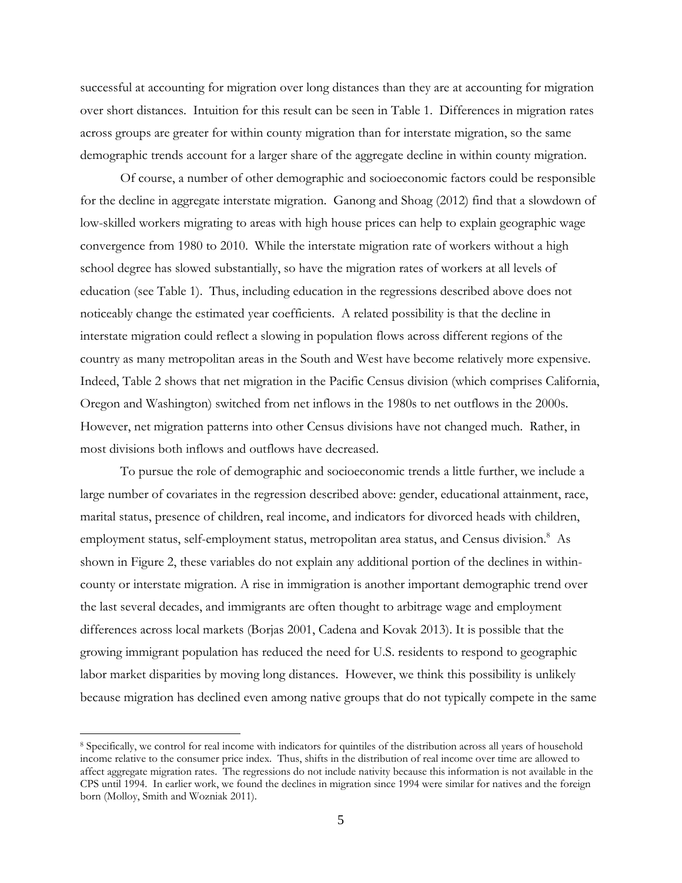successful at accounting for migration over long distances than they are at accounting for migration over short distances. Intuition for this result can be seen in Table 1. Differences in migration rates across groups are greater for within county migration than for interstate migration, so the same demographic trends account for a larger share of the aggregate decline in within county migration.

Of course, a number of other demographic and socioeconomic factors could be responsible for the decline in aggregate interstate migration. Ganong and Shoag (2012) find that a slowdown of low-skilled workers migrating to areas with high house prices can help to explain geographic wage convergence from 1980 to 2010. While the interstate migration rate of workers without a high school degree has slowed substantially, so have the migration rates of workers at all levels of education (see Table 1). Thus, including education in the regressions described above does not noticeably change the estimated year coefficients. A related possibility is that the decline in interstate migration could reflect a slowing in population flows across different regions of the country as many metropolitan areas in the South and West have become relatively more expensive. Indeed, Table 2 shows that net migration in the Pacific Census division (which comprises California, Oregon and Washington) switched from net inflows in the 1980s to net outflows in the 2000s. However, net migration patterns into other Census divisions have not changed much. Rather, in most divisions both inflows and outflows have decreased.

To pursue the role of demographic and socioeconomic trends a little further, we include a large number of covariates in the regression described above: gender, educational attainment, race, marital status, presence of children, real income, and indicators for divorced heads with children, employment status, self-employment status, metropolitan area status, and Census division.[8] As shown in Figure 2, these variables do not explain any additional portion of the declines in within-county or interstate migration. A rise in immigration is another important demographic trend over the last several decades, and immigrants are often thought to arbitrage wage and employment differences across local markets (Borjas 2001, Cadena and Kovak 2013). It is possible that the growing immigrant population has reduced the need for U.S. residents to respond to geographic labor market disparities by moving long distances. However, we think this possibility is unlikely because migration has declined even among native groups that do not typically compete in the same

[8] Specifically, we control for real income with indicators for quintiles of the distribution across all years of household income relative to the consumer price index. Thus, shifts in the distribution of real income over time are allowed to affect aggregate migration rates. The regressions do not include nativity because this information is not available in the CPS until 1994. In earlier work, we found the declines in migration since 1994 were similar for natives and the foreign born (Molloy, Smith and Wozniak 2011).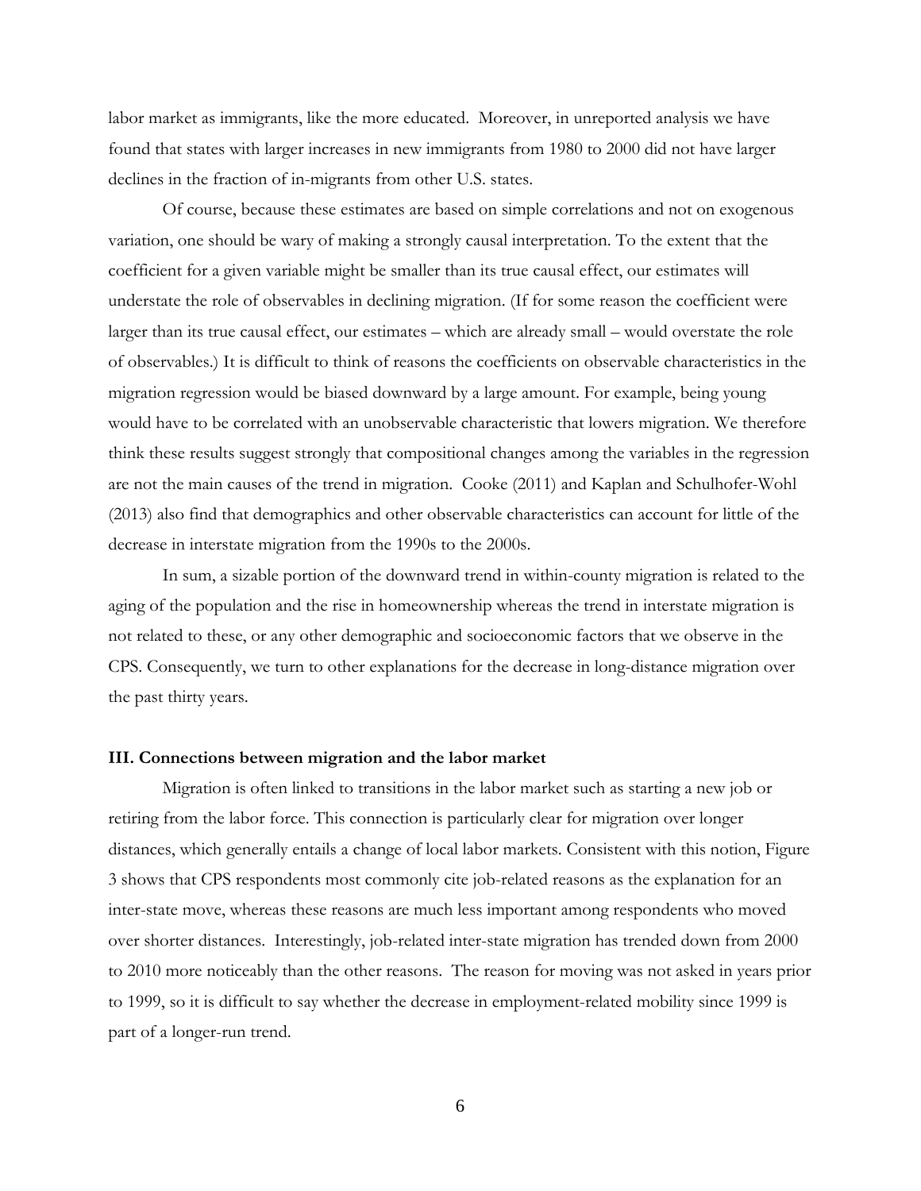labor market as immigrants, like the more educated. Moreover, in unreported analysis we have found that states with larger increases in new immigrants from 1980 to 2000 did not have larger declines in the fraction of in-migrants from other U.S. states.

Of course, because these estimates are based on simple correlations and not on exogenous variation, one should be wary of making a strongly causal interpretation. To the extent that the coefficient for a given variable might be smaller than its true causal effect, our estimates will understate the role of observables in declining migration. (If for some reason the coefficient were larger than its true causal effect, our estimates – which are already small – would overstate the role of observables.) It is difficult to think of reasons the coefficients on observable characteristics in the migration regression would be biased downward by a large amount. For example, being young would have to be correlated with an unobservable characteristic that lowers migration. We therefore think these results suggest strongly that compositional changes among the variables in the regression are not the main causes of the trend in migration. Cooke (2011) and Kaplan and Schulhofer-Wohl (2013) also find that demographics and other observable characteristics can account for little of the decrease in interstate migration from the 1990s to the 2000s.

In sum, a sizable portion of the downward trend in within-county migration is related to the aging of the population and the rise in homeownership whereas the trend in interstate migration is not related to these, or any other demographic and socioeconomic factors that we observe in the CPS. Consequently, we turn to other explanations for the decrease in long-distance migration over the past thirty years.

### III. Connections between migration and the labor market

Migration is often linked to transitions in the labor market such as starting a new job or retiring from the labor force. This connection is particularly clear for migration over longer distances, which generally entails a change of local labor markets. Consistent with this notion, Figure 3 shows that CPS respondents most commonly cite job-related reasons as the explanation for an inter-state move, whereas these reasons are much less important among respondents who moved over shorter distances. Interestingly, job-related inter-state migration has trended down from 2000 to 2010 more noticeably than the other reasons. The reason for moving was not asked in years prior to 1999, so it is difficult to say whether the decrease in employment-related mobility since 1999 is part of a longer-run trend.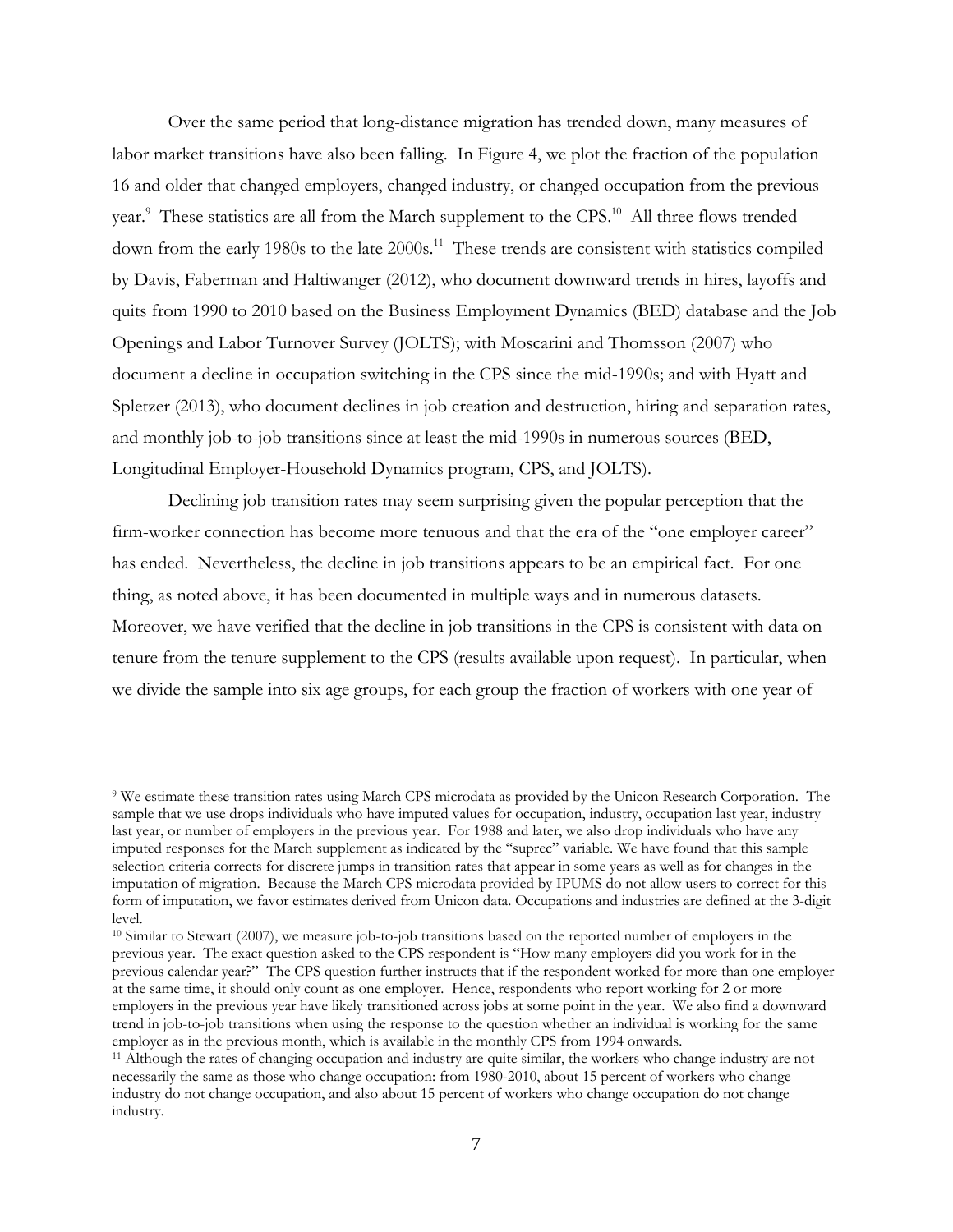Over the same period that long-distance migration has trended down, many measures of labor market transitions have also been falling. In Figure 4, we plot the fraction of the population 16 and older that changed employers, changed industry, or changed occupation from the previous year.[9] These statistics are all from the March supplement to the CPS.[10] All three flows trended down from the early 1980s to the late 2000s.[11] These trends are consistent with statistics compiled by Davis, Faberman and Haltiwanger (2012), who document downward trends in hires, layoffs and quits from 1990 to 2010 based on the Business Employment Dynamics (BED) database and the Job Openings and Labor Turnover Survey (JOLTS); with Moscarini and Thomsson (2007) who document a decline in occupation switching in the CPS since the mid-1990s; and with Hyatt and Spletzer (2013), who document declines in job creation and destruction, hiring and separation rates, and monthly job-to-job transitions since at least the mid-1990s in numerous sources (BED, Longitudinal Employer-Household Dynamics program, CPS, and JOLTS).

Declining job transition rates may seem surprising given the popular perception that the firm-worker connection has become more tenuous and that the era of the "one employer career" has ended. Nevertheless, the decline in job transitions appears to be an empirical fact. For one thing, as noted above, it has been documented in multiple ways and in numerous datasets. Moreover, we have verified that the decline in job transitions in the CPS is consistent with data on tenure from the tenure supplement to the CPS (results available upon request). In particular, when we divide the sample into six age groups, for each group the fraction of workers with one year of

---

[9] We estimate these transition rates using March CPS microdata as provided by the Unicon Research Corporation. The sample that we use drops individuals who have imputed values for occupation, industry, occupation last year, industry last year, or number of employers in the previous year. For 1988 and later, we also drop individuals who have any imputed responses for the March supplement as indicated by the "suprec" variable. We have found that this sample selection criteria corrects for discrete jumps in transition rates that appear in some years as well as for changes in the imputation of migration. Because the March CPS microdata provided by IPUMS do not allow users to correct for this form of imputation, we favor estimates derived from Unicon data. Occupations and industries are defined at the 3-digit level.

[10] Similar to Stewart (2007), we measure job-to-job transitions based on the reported number of employers in the previous year. The exact question asked to the CPS respondent is "How many employers did you work for in the previous calendar year?" The CPS question further instructs that if the respondent worked for more than one employer at the same time, it should only count as one employer. Hence, respondents who report working for 2 or more employers in the previous year have likely transitioned across jobs at some point in the year. We also find a downward trend in job-to-job transitions when using the response to the question whether an individual is working for the same employer as in the previous month, which is available in the monthly CPS from 1994 onwards.

[11] Although the rates of changing occupation and industry are quite similar, the workers who change industry are not necessarily the same as those who change occupation: from 1980-2010, about 15 percent of workers who change industry do not change occupation, and also about 15 percent of workers who change occupation do not change industry.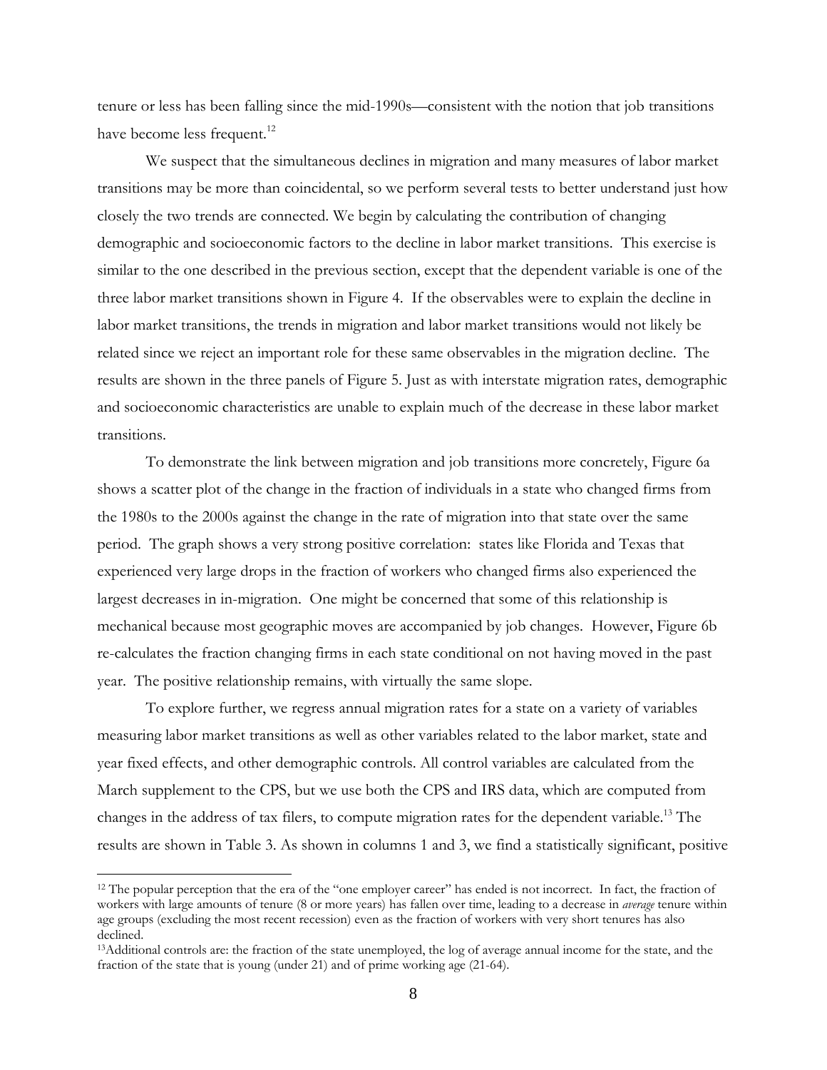tenure or less has been falling since the mid-1990s—consistent with the notion that job transitions have become less frequent.[12]

We suspect that the simultaneous declines in migration and many measures of labor market transitions may be more than coincidental, so we perform several tests to better understand just how closely the two trends are connected. We begin by calculating the contribution of changing demographic and socioeconomic factors to the decline in labor market transitions. This exercise is similar to the one described in the previous section, except that the dependent variable is one of the three labor market transitions shown in Figure 4. If the observables were to explain the decline in labor market transitions, the trends in migration and labor market transitions would not likely be related since we reject an important role for these same observables in the migration decline. The results are shown in the three panels of Figure 5. Just as with interstate migration rates, demographic and socioeconomic characteristics are unable to explain much of the decrease in these labor market transitions.

To demonstrate the link between migration and job transitions more concretely, Figure 6a shows a scatter plot of the change in the fraction of individuals in a state who changed firms from the 1980s to the 2000s against the change in the rate of migration into that state over the same period. The graph shows a very strong positive correlation: states like Florida and Texas that experienced very large drops in the fraction of workers who changed firms also experienced the largest decreases in in-migration. One might be concerned that some of this relationship is mechanical because most geographic moves are accompanied by job changes. However, Figure 6b re-calculates the fraction changing firms in each state conditional on not having moved in the past year. The positive relationship remains, with virtually the same slope.

To explore further, we regress annual migration rates for a state on a variety of variables measuring labor market transitions as well as other variables related to the labor market, state and year fixed effects, and other demographic controls. All control variables are calculated from the March supplement to the CPS, but we use both the CPS and IRS data, which are computed from changes in the address of tax filers, to compute migration rates for the dependent variable.[13] The results are shown in Table 3. As shown in columns 1 and 3, we find a statistically significant, positive

[12] The popular perception that the era of the "one employer career" has ended is not incorrect. In fact, the fraction of workers with large amounts of tenure (8 or more years) has fallen over time, leading to a decrease in *average* tenure within age groups (excluding the most recent recession) even as the fraction of workers with very short tenures has also declined.

[13] Additional controls are: the fraction of the state unemployed, the log of average annual income for the state, and the fraction of the state that is young (under 21) and of prime working age (21-64).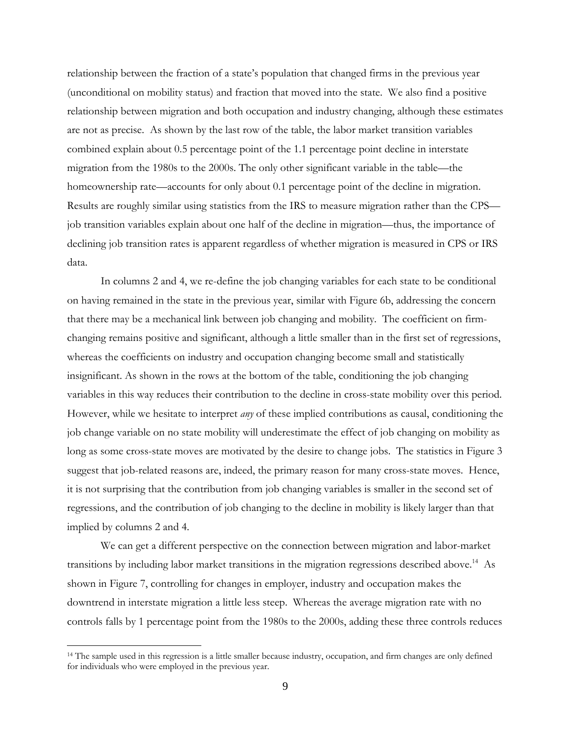relationship between the fraction of a state's population that changed firms in the previous year (unconditional on mobility status) and fraction that moved into the state. We also find a positive relationship between migration and both occupation and industry changing, although these estimates are not as precise. As shown by the last row of the table, the labor market transition variables combined explain about 0.5 percentage point of the 1.1 percentage point decline in interstate migration from the 1980s to the 2000s. The only other significant variable in the table—the homeownership rate—accounts for only about 0.1 percentage point of the decline in migration. Results are roughly similar using statistics from the IRS to measure migration rather than the CPS—job transition variables explain about one half of the decline in migration—thus, the importance of declining job transition rates is apparent regardless of whether migration is measured in CPS or IRS data.

In columns 2 and 4, we re-define the job changing variables for each state to be conditional on having remained in the state in the previous year, similar with Figure 6b, addressing the concern that there may be a mechanical link between job changing and mobility. The coefficient on firm-changing remains positive and significant, although a little smaller than in the first set of regressions, whereas the coefficients on industry and occupation changing become small and statistically insignificant. As shown in the rows at the bottom of the table, conditioning the job changing variables in this way reduces their contribution to the decline in cross-state mobility over this period. However, while we hesitate to interpret *any* of these implied contributions as causal, conditioning the job change variable on no state mobility will underestimate the effect of job changing on mobility as long as some cross-state moves are motivated by the desire to change jobs. The statistics in Figure 3 suggest that job-related reasons are, indeed, the primary reason for many cross-state moves. Hence, it is not surprising that the contribution from job changing variables is smaller in the second set of regressions, and the contribution of job changing to the decline in mobility is likely larger than that implied by columns 2 and 4.

We can get a different perspective on the connection between migration and labor-market transitions by including labor market transitions in the migration regressions described above.[14] As shown in Figure 7, controlling for changes in employer, industry and occupation makes the downtrend in interstate migration a little less steep. Whereas the average migration rate with no controls falls by 1 percentage point from the 1980s to the 2000s, adding these three controls reduces

[14] The sample used in this regression is a little smaller because industry, occupation, and firm changes are only defined for individuals who were employed in the previous year.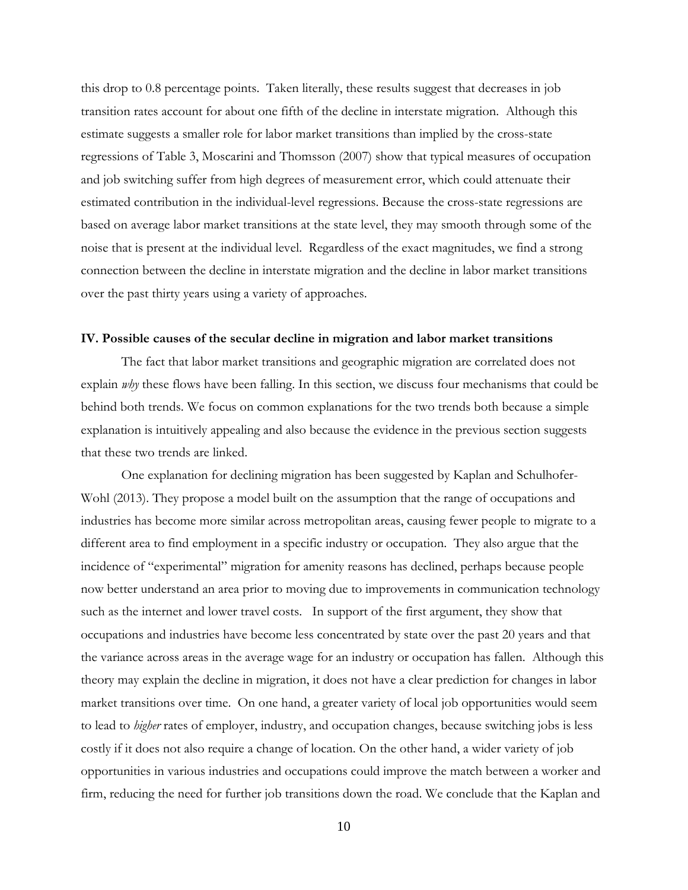this drop to 0.8 percentage points. Taken literally, these results suggest that decreases in job transition rates account for about one fifth of the decline in interstate migration. Although this estimate suggests a smaller role for labor market transitions than implied by the cross-state regressions of Table 3, Moscarini and Thomsson (2007) show that typical measures of occupation and job switching suffer from high degrees of measurement error, which could attenuate their estimated contribution in the individual-level regressions. Because the cross-state regressions are based on average labor market transitions at the state level, they may smooth through some of the noise that is present at the individual level. Regardless of the exact magnitudes, we find a strong connection between the decline in interstate migration and the decline in labor market transitions over the past thirty years using a variety of approaches.

## IV. Possible causes of the secular decline in migration and labor market transitions

The fact that labor market transitions and geographic migration are correlated does not explain *why* these flows have been falling. In this section, we discuss four mechanisms that could be behind both trends. We focus on common explanations for the two trends both because a simple explanation is intuitively appealing and also because the evidence in the previous section suggests that these two trends are linked.

One explanation for declining migration has been suggested by Kaplan and Schulhofer-Wohl (2013). They propose a model built on the assumption that the range of occupations and industries has become more similar across metropolitan areas, causing fewer people to migrate to a different area to find employment in a specific industry or occupation. They also argue that the incidence of "experimental" migration for amenity reasons has declined, perhaps because people now better understand an area prior to moving due to improvements in communication technology such as the internet and lower travel costs. In support of the first argument, they show that occupations and industries have become less concentrated by state over the past 20 years and that the variance across areas in the average wage for an industry or occupation has fallen. Although this theory may explain the decline in migration, it does not have a clear prediction for changes in labor market transitions over time. On one hand, a greater variety of local job opportunities would seem to lead to *higher* rates of employer, industry, and occupation changes, because switching jobs is less costly if it does not also require a change of location. On the other hand, a wider variety of job opportunities in various industries and occupations could improve the match between a worker and firm, reducing the need for further job transitions down the road. We conclude that the Kaplan and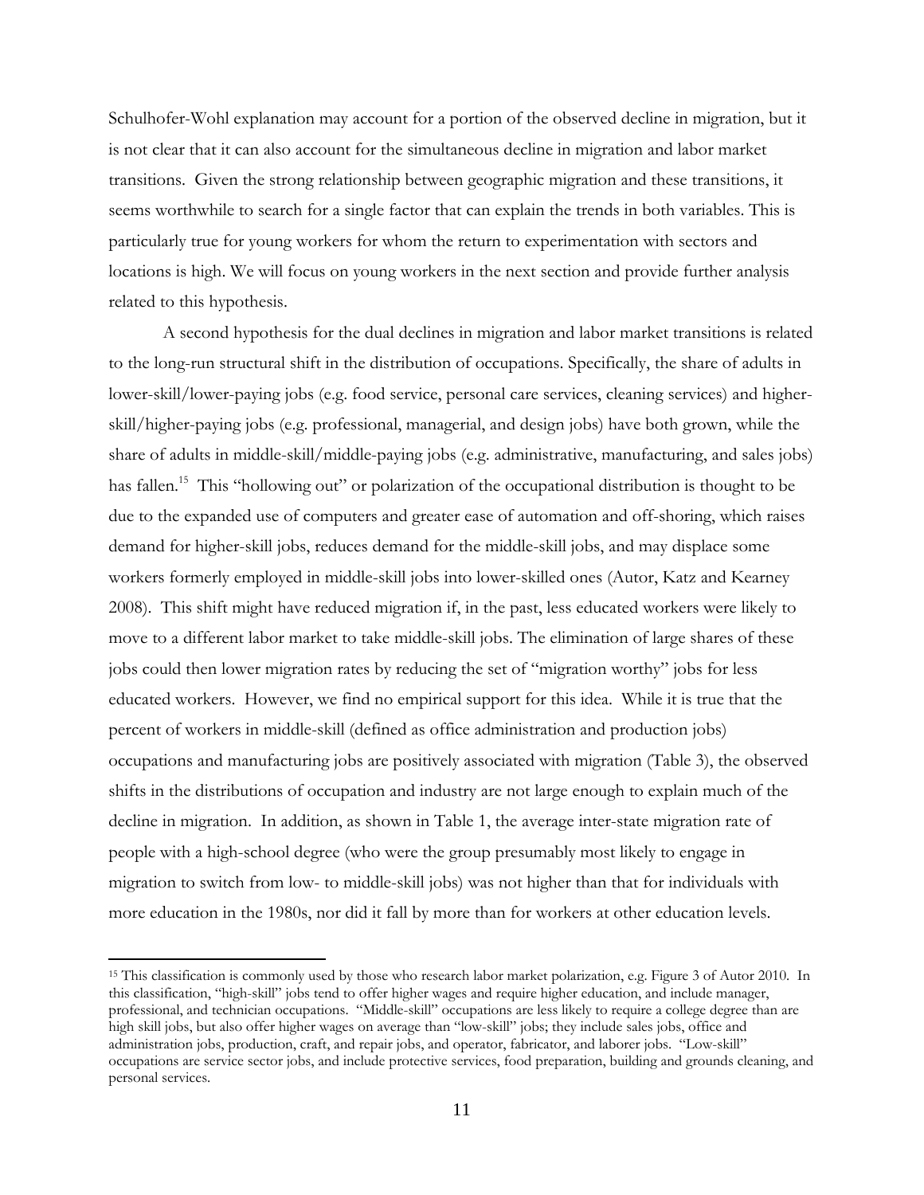Schulhofer-Wohl explanation may account for a portion of the observed decline in migration, but it is not clear that it can also account for the simultaneous decline in migration and labor market transitions. Given the strong relationship between geographic migration and these transitions, it seems worthwhile to search for a single factor that can explain the trends in both variables. This is particularly true for young workers for whom the return to experimentation with sectors and locations is high. We will focus on young workers in the next section and provide further analysis related to this hypothesis.

A second hypothesis for the dual declines in migration and labor market transitions is related to the long-run structural shift in the distribution of occupations. Specifically, the share of adults in lower-skill/lower-paying jobs (e.g. food service, personal care services, cleaning services) and higher-skill/higher-paying jobs (e.g. professional, managerial, and design jobs) have both grown, while the share of adults in middle-skill/middle-paying jobs (e.g. administrative, manufacturing, and sales jobs) has fallen.[15] This "hollowing out" or polarization of the occupational distribution is thought to be due to the expanded use of computers and greater ease of automation and off-shoring, which raises demand for higher-skill jobs, reduces demand for the middle-skill jobs, and may displace some workers formerly employed in middle-skill jobs into lower-skilled ones (Autor, Katz and Kearney 2008). This shift might have reduced migration if, in the past, less educated workers were likely to move to a different labor market to take middle-skill jobs. The elimination of large shares of these jobs could then lower migration rates by reducing the set of "migration worthy" jobs for less educated workers. However, we find no empirical support for this idea. While it is true that the percent of workers in middle-skill (defined as office administration and production jobs) occupations and manufacturing jobs are positively associated with migration (Table 3), the observed shifts in the distributions of occupation and industry are not large enough to explain much of the decline in migration. In addition, as shown in Table 1, the average inter-state migration rate of people with a high-school degree (who were the group presumably most likely to engage in migration to switch from low- to middle-skill jobs) was not higher than that for individuals with more education in the 1980s, nor did it fall by more than for workers at other education levels.

[15] This classification is commonly used by those who research labor market polarization, e.g. Figure 3 of Autor 2010. In this classification, "high-skill" jobs tend to offer higher wages and require higher education, and include manager, professional, and technician occupations. "Middle-skill" occupations are less likely to require a college degree than are high skill jobs, but also offer higher wages on average than "low-skill" jobs; they include sales jobs, office and administration jobs, production, craft, and repair jobs, and operator, fabricator, and laborer jobs. "Low-skill" occupations are service sector jobs, and include protective services, food preparation, building and grounds cleaning, and personal services.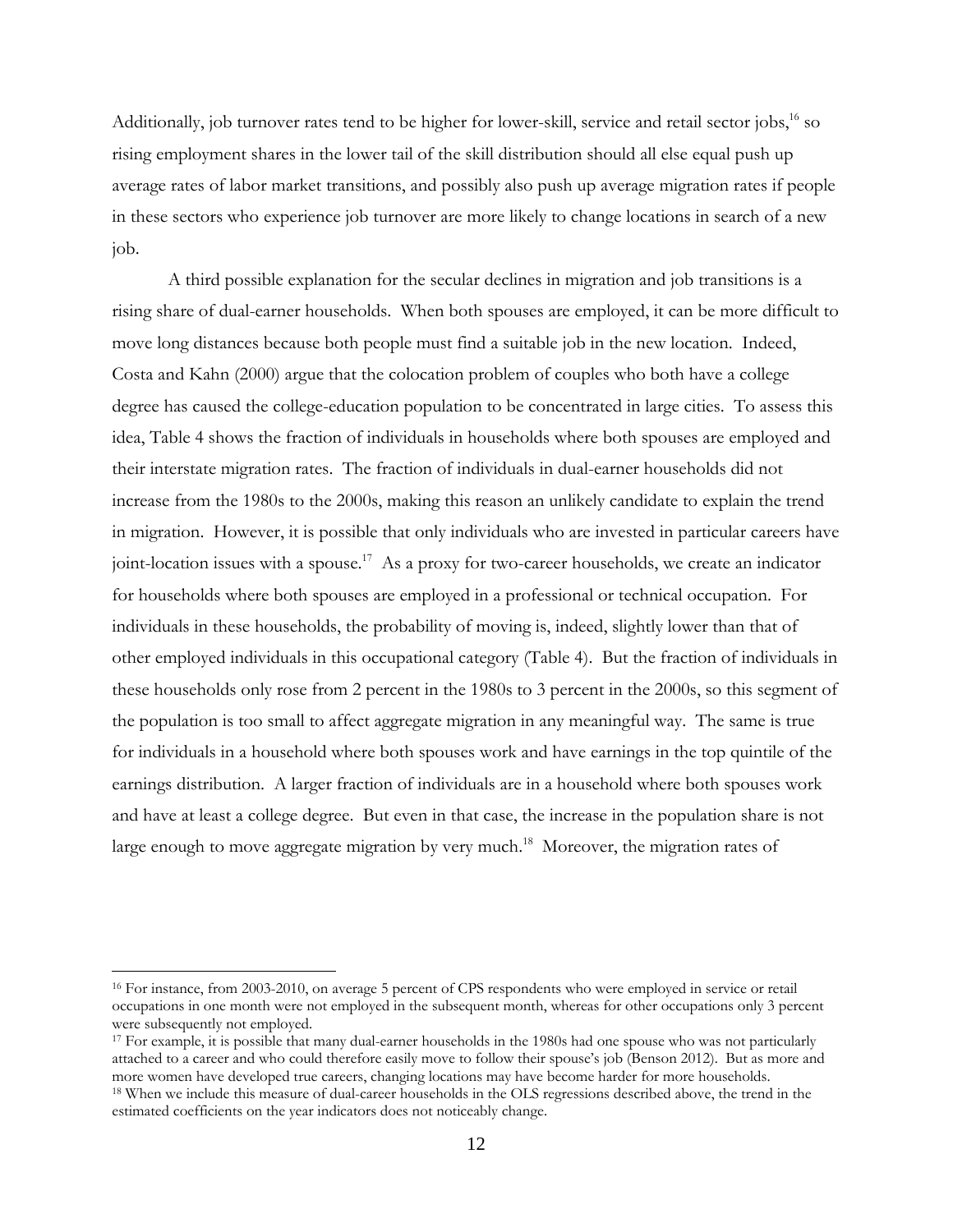Additionally, job turnover rates tend to be higher for lower-skill, service and retail sector jobs,[16] so rising employment shares in the lower tail of the skill distribution should all else equal push up average rates of labor market transitions, and possibly also push up average migration rates if people in these sectors who experience job turnover are more likely to change locations in search of a new job.

A third possible explanation for the secular declines in migration and job transitions is a rising share of dual-earner households. When both spouses are employed, it can be more difficult to move long distances because both people must find a suitable job in the new location. Indeed, Costa and Kahn (2000) argue that the colocation problem of couples who both have a college degree has caused the college-education population to be concentrated in large cities. To assess this idea, Table 4 shows the fraction of individuals in households where both spouses are employed and their interstate migration rates. The fraction of individuals in dual-earner households did not increase from the 1980s to the 2000s, making this reason an unlikely candidate to explain the trend in migration. However, it is possible that only individuals who are invested in particular careers have joint-location issues with a spouse.[17] As a proxy for two-career households, we create an indicator for households where both spouses are employed in a professional or technical occupation. For individuals in these households, the probability of moving is, indeed, slightly lower than that of other employed individuals in this occupational category (Table 4). But the fraction of individuals in these households only rose from 2 percent in the 1980s to 3 percent in the 2000s, so this segment of the population is too small to affect aggregate migration in any meaningful way. The same is true for individuals in a household where both spouses work and have earnings in the top quintile of the earnings distribution. A larger fraction of individuals are in a household where both spouses work and have at least a college degree. But even in that case, the increase in the population share is not large enough to move aggregate migration by very much.[18] Moreover, the migration rates of

---

[16] For instance, from 2003-2010, on average 5 percent of CPS respondents who were employed in service or retail occupations in one month were not employed in the subsequent month, whereas for other occupations only 3 percent were subsequently not employed.

[17] For example, it is possible that many dual-earner households in the 1980s had one spouse who was not particularly attached to a career and who could therefore easily move to follow their spouse's job (Benson 2012). But as more and more women have developed true careers, changing locations may have become harder for more households.

[18] When we include this measure of dual-career households in the OLS regressions described above, the trend in the estimated coefficients on the year indicators does not noticeably change.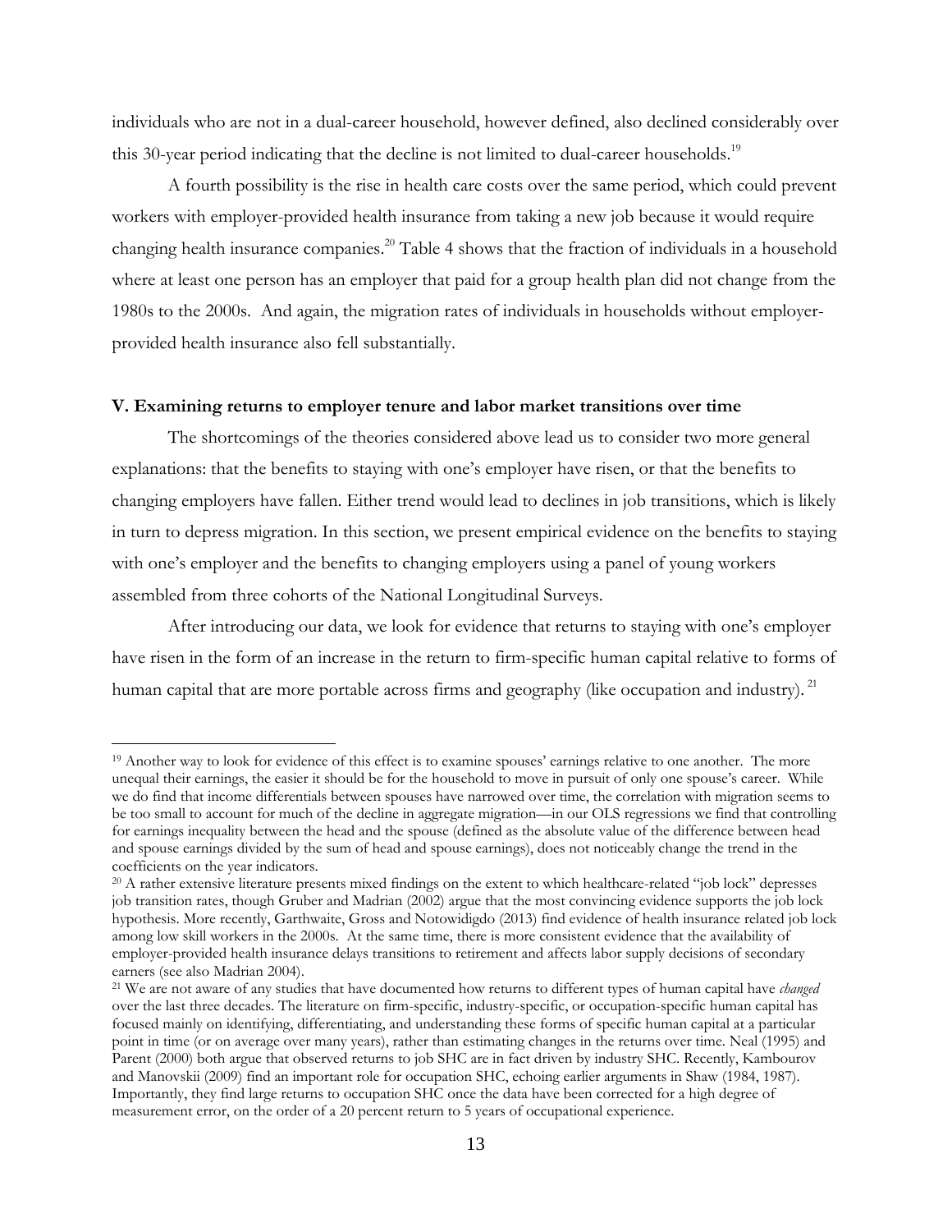individuals who are not in a dual-career household, however defined, also declined considerably over this 30-year period indicating that the decline is not limited to dual-career households.[19]

A fourth possibility is the rise in health care costs over the same period, which could prevent workers with employer-provided health insurance from taking a new job because it would require changing health insurance companies.[20] Table 4 shows that the fraction of individuals in a household where at least one person has an employer that paid for a group health plan did not change from the 1980s to the 2000s. And again, the migration rates of individuals in households without employer-provided health insurance also fell substantially.

### V. Examining returns to employer tenure and labor market transitions over time

The shortcomings of the theories considered above lead us to consider two more general explanations: that the benefits to staying with one's employer have risen, or that the benefits to changing employers have fallen. Either trend would lead to declines in job transitions, which is likely in turn to depress migration. In this section, we present empirical evidence on the benefits to staying with one's employer and the benefits to changing employers using a panel of young workers assembled from three cohorts of the National Longitudinal Surveys.

After introducing our data, we look for evidence that returns to staying with one's employer have risen in the form of an increase in the return to firm-specific human capital relative to forms of human capital that are more portable across firms and geography (like occupation and industry).[21]

---

[19] Another way to look for evidence of this effect is to examine spouses' earnings relative to one another. The more unequal their earnings, the easier it should be for the household to move in pursuit of only one spouse's career. While we do find that income differentials between spouses have narrowed over time, the correlation with migration seems to be too small to account for much of the decline in aggregate migration—in our OLS regressions we find that controlling for earnings inequality between the head and the spouse (defined as the absolute value of the difference between head and spouse earnings divided by the sum of head and spouse earnings), does not noticeably change the trend in the coefficients on the year indicators.

[20] A rather extensive literature presents mixed findings on the extent to which healthcare-related "job lock" depresses job transition rates, though Gruber and Madrian (2002) argue that the most convincing evidence supports the job lock hypothesis. More recently, Garthwaite, Gross and Notowidigdo (2013) find evidence of health insurance related job lock among low skill workers in the 2000s. At the same time, there is more consistent evidence that the availability of employer-provided health insurance delays transitions to retirement and affects labor supply decisions of secondary earners (see also Madrian 2004).

[21] We are not aware of any studies that have documented how returns to different types of human capital have *changed* over the last three decades. The literature on firm-specific, industry-specific, or occupation-specific human capital has focused mainly on identifying, differentiating, and understanding these forms of specific human capital at a particular point in time (or on average over many years), rather than estimating changes in the returns over time. Neal (1995) and Parent (2000) both argue that observed returns to job SHC are in fact driven by industry SHC. Recently, Kambourov and Manovskii (2009) find an important role for occupation SHC, echoing earlier arguments in Shaw (1984, 1987). Importantly, they find large returns to occupation SHC once the data have been corrected for a high degree of measurement error, on the order of a 20 percent return to 5 years of occupational experience.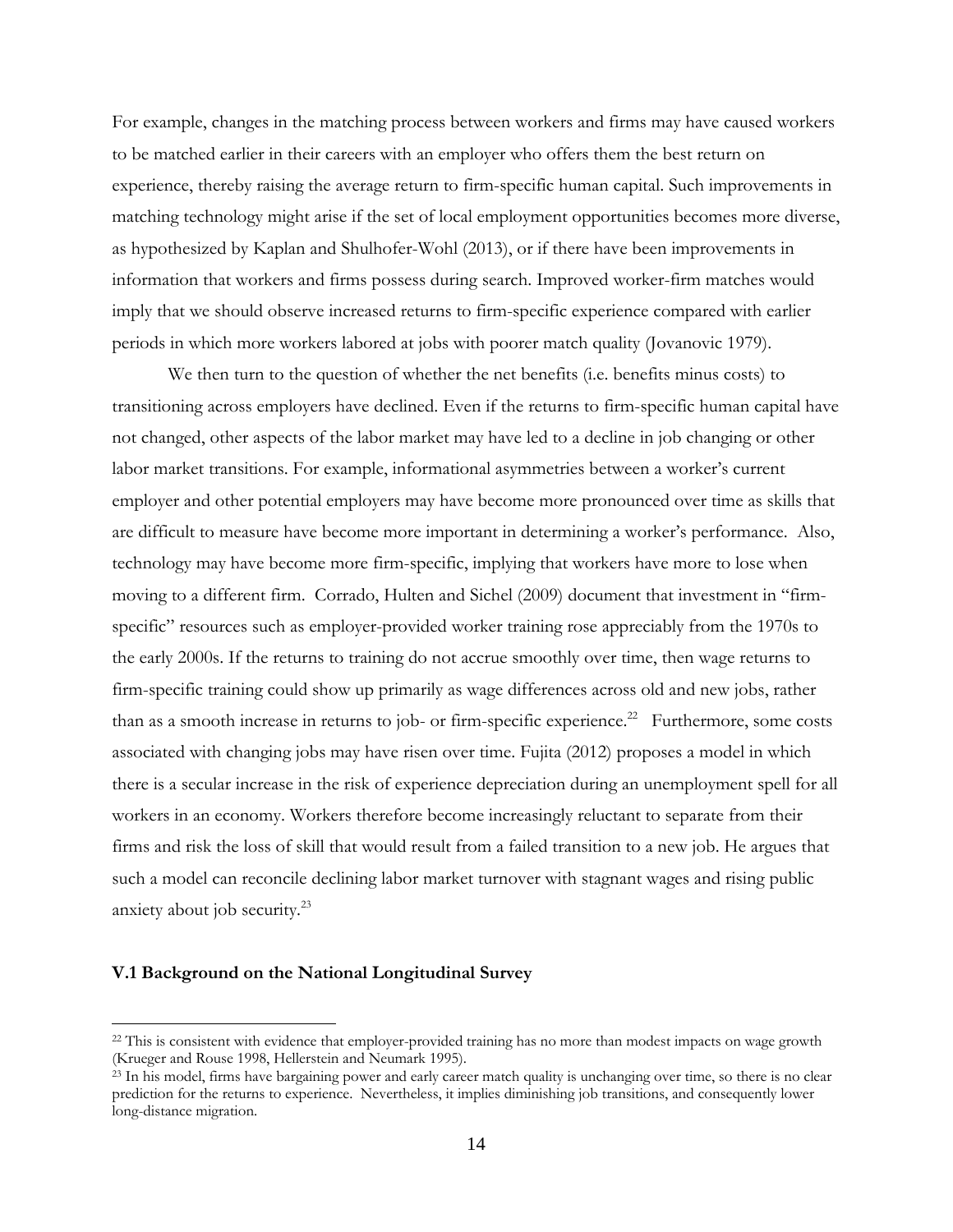For example, changes in the matching process between workers and firms may have caused workers to be matched earlier in their careers with an employer who offers them the best return on experience, thereby raising the average return to firm-specific human capital. Such improvements in matching technology might arise if the set of local employment opportunities becomes more diverse, as hypothesized by Kaplan and Shulhofer-Wohl (2013), or if there have been improvements in information that workers and firms possess during search. Improved worker-firm matches would imply that we should observe increased returns to firm-specific experience compared with earlier periods in which more workers labored at jobs with poorer match quality (Jovanovic 1979).

We then turn to the question of whether the net benefits (i.e. benefits minus costs) to transitioning across employers have declined. Even if the returns to firm-specific human capital have not changed, other aspects of the labor market may have led to a decline in job changing or other labor market transitions. For example, informational asymmetries between a worker's current employer and other potential employers may have become more pronounced over time as skills that are difficult to measure have become more important in determining a worker's performance. Also, technology may have become more firm-specific, implying that workers have more to lose when moving to a different firm. Corrado, Hulten and Sichel (2009) document that investment in "firm-specific" resources such as employer-provided worker training rose appreciably from the 1970s to the early 2000s. If the returns to training do not accrue smoothly over time, then wage returns to firm-specific training could show up primarily as wage differences across old and new jobs, rather than as a smooth increase in returns to job- or firm-specific experience.[22] Furthermore, some costs associated with changing jobs may have risen over time. Fujita (2012) proposes a model in which there is a secular increase in the risk of experience depreciation during an unemployment spell for all workers in an economy. Workers therefore become increasingly reluctant to separate from their firms and risk the loss of skill that would result from a failed transition to a new job. He argues that such a model can reconcile declining labor market turnover with stagnant wages and rising public anxiety about job security.[23]

### V.1 Background on the National Longitudinal Survey

[22] This is consistent with evidence that employer-provided training has no more than modest impacts on wage growth (Krueger and Rouse 1998, Hellerstein and Neumark 1995).

[23] In his model, firms have bargaining power and early career match quality is unchanging over time, so there is no clear prediction for the returns to experience. Nevertheless, it implies diminishing job transitions, and consequently lower long-distance migration.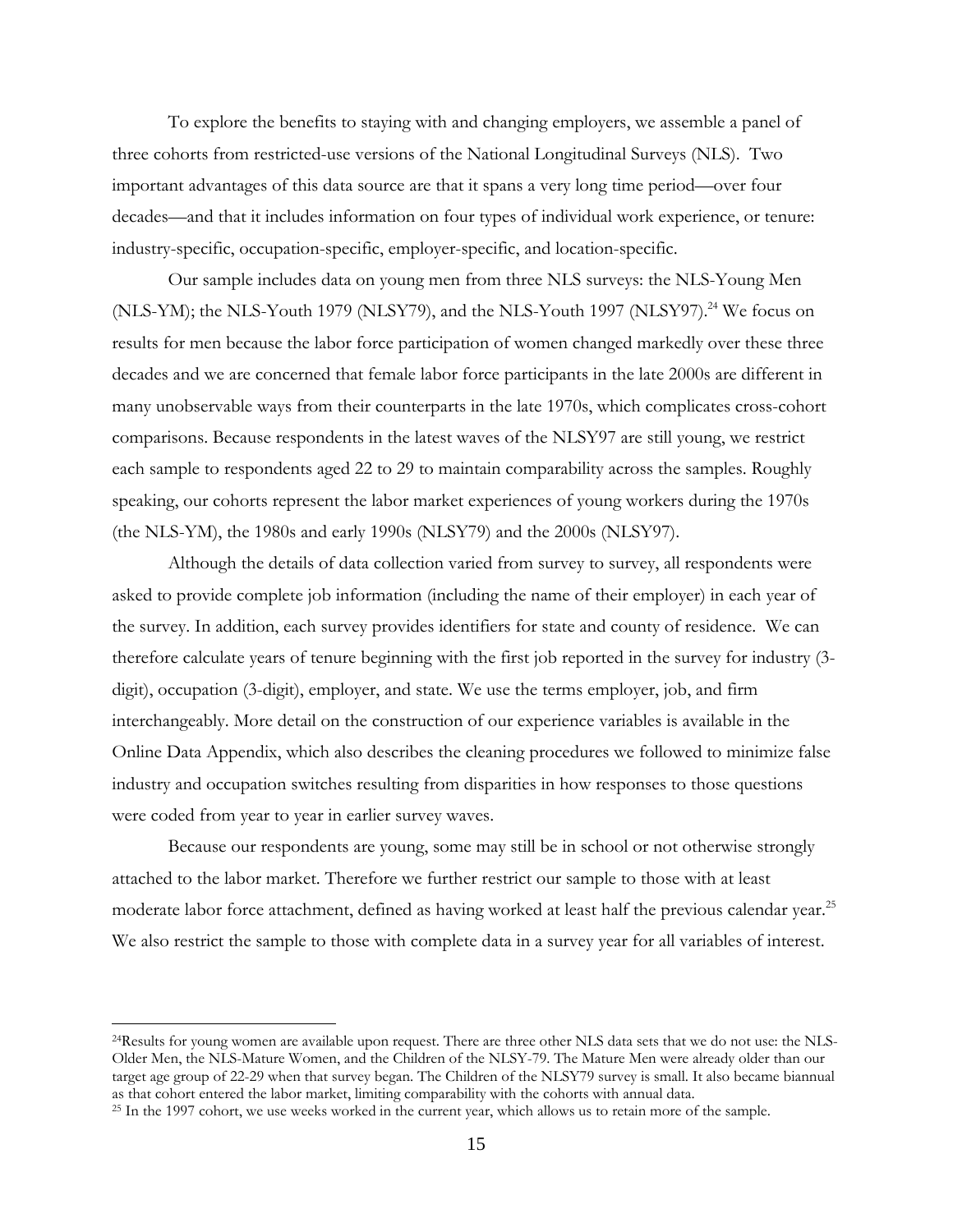To explore the benefits to staying with and changing employers, we assemble a panel of three cohorts from restricted-use versions of the National Longitudinal Surveys (NLS). Two important advantages of this data source are that it spans a very long time period—over four decades—and that it includes information on four types of individual work experience, or tenure: industry-specific, occupation-specific, employer-specific, and location-specific.

Our sample includes data on young men from three NLS surveys: the NLS-Young Men (NLS-YM); the NLS-Youth 1979 (NLSY79), and the NLS-Youth 1997 (NLSY97).[24] We focus on results for men because the labor force participation of women changed markedly over these three decades and we are concerned that female labor force participants in the late 2000s are different in many unobservable ways from their counterparts in the late 1970s, which complicates cross-cohort comparisons. Because respondents in the latest waves of the NLSY97 are still young, we restrict each sample to respondents aged 22 to 29 to maintain comparability across the samples. Roughly speaking, our cohorts represent the labor market experiences of young workers during the 1970s (the NLS-YM), the 1980s and early 1990s (NLSY79) and the 2000s (NLSY97).

Although the details of data collection varied from survey to survey, all respondents were asked to provide complete job information (including the name of their employer) in each year of the survey. In addition, each survey provides identifiers for state and county of residence. We can therefore calculate years of tenure beginning with the first job reported in the survey for industry (3-digit), occupation (3-digit), employer, and state. We use the terms employer, job, and firm interchangeably. More detail on the construction of our experience variables is available in the Online Data Appendix, which also describes the cleaning procedures we followed to minimize false industry and occupation switches resulting from disparities in how responses to those questions were coded from year to year in earlier survey waves.

Because our respondents are young, some may still be in school or not otherwise strongly attached to the labor market. Therefore we further restrict our sample to those with at least moderate labor force attachment, defined as having worked at least half the previous calendar year.[25] We also restrict the sample to those with complete data in a survey year for all variables of interest.

---

[24]Results for young women are available upon request. There are three other NLS data sets that we do not use: the NLS-Older Men, the NLS-Mature Women, and the Children of the NLSY-79. The Mature Men were already older than our target age group of 22-29 when that survey began. The Children of the NLSY79 survey is small. It also became biannual as that cohort entered the labor market, limiting comparability with the cohorts with annual data.

[25] In the 1997 cohort, we use weeks worked in the current year, which allows us to retain more of the sample.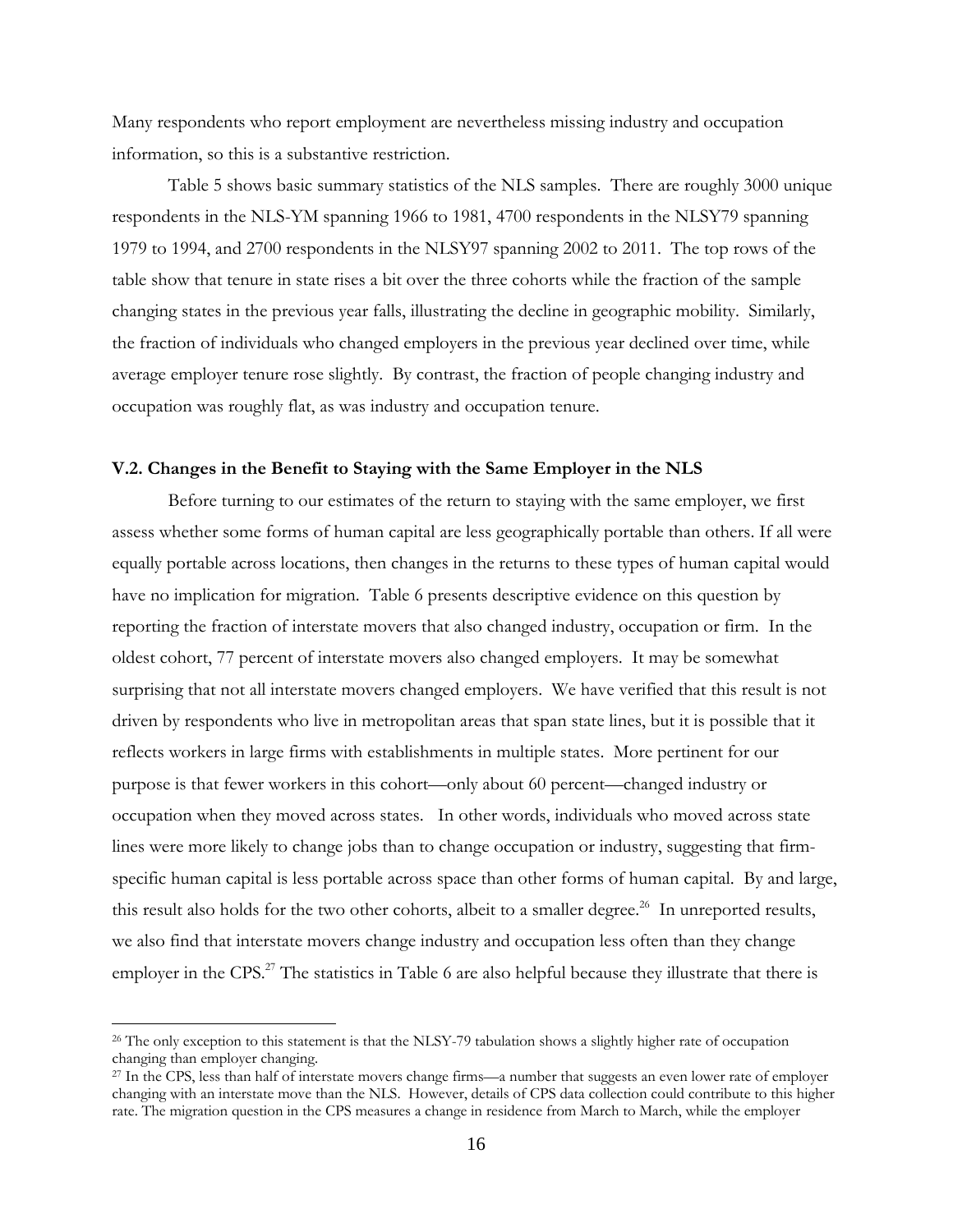Many respondents who report employment are nevertheless missing industry and occupation information, so this is a substantive restriction.

Table 5 shows basic summary statistics of the NLS samples. There are roughly 3000 unique respondents in the NLS-YM spanning 1966 to 1981, 4700 respondents in the NLSY79 spanning 1979 to 1994, and 2700 respondents in the NLSY97 spanning 2002 to 2011. The top rows of the table show that tenure in state rises a bit over the three cohorts while the fraction of the sample changing states in the previous year falls, illustrating the decline in geographic mobility. Similarly, the fraction of individuals who changed employers in the previous year declined over time, while average employer tenure rose slightly. By contrast, the fraction of people changing industry and occupation was roughly flat, as was industry and occupation tenure.

### V.2. Changes in the Benefit to Staying with the Same Employer in the NLS

Before turning to our estimates of the return to staying with the same employer, we first assess whether some forms of human capital are less geographically portable than others. If all were equally portable across locations, then changes in the returns to these types of human capital would have no implication for migration. Table 6 presents descriptive evidence on this question by reporting the fraction of interstate movers that also changed industry, occupation or firm. In the oldest cohort, 77 percent of interstate movers also changed employers. It may be somewhat surprising that not all interstate movers changed employers. We have verified that this result is not driven by respondents who live in metropolitan areas that span state lines, but it is possible that it reflects workers in large firms with establishments in multiple states. More pertinent for our purpose is that fewer workers in this cohort—only about 60 percent—changed industry or occupation when they moved across states. In other words, individuals who moved across state lines were more likely to change jobs than to change occupation or industry, suggesting that firm-specific human capital is less portable across space than other forms of human capital. By and large, this result also holds for the two other cohorts, albeit to a smaller degree.[26] In unreported results, we also find that interstate movers change industry and occupation less often than they change employer in the CPS.[27] The statistics in Table 6 are also helpful because they illustrate that there is

---

[26] The only exception to this statement is that the NLSY-79 tabulation shows a slightly higher rate of occupation changing than employer changing.

[27] In the CPS, less than half of interstate movers change firms—a number that suggests an even lower rate of employer changing with an interstate move than the NLS. However, details of CPS data collection could contribute to this higher rate. The migration question in the CPS measures a change in residence from March to March, while the employer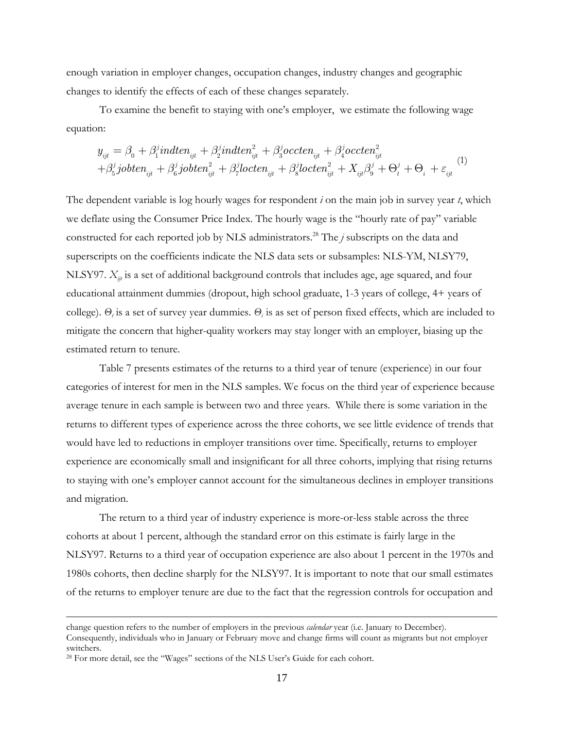enough variation in employer changes, occupation changes, industry changes and geographic changes to identify the effects of each of these changes separately.

To examine the benefit to staying with one's employer, we estimate the following wage equation:

$$
\begin{aligned}
y_{ijt} &= \beta_0 + \beta_1^j indten_{ijt} + \beta_2^j indten_{ijt}^2 + \beta_3^j occten_{ijt} + \beta_4^j occten_{ijt}^2 \\
&+ \beta_5^j jobten_{ijt} + \beta_6^j jobten_{ijt}^2 + \beta_7^j locten_{ijt} + \beta_8^j locten_{ijt}^2 + X_{ijt}\beta_9^j + \Theta_t^j + \Theta_i + \varepsilon_{ijt}
\end{aligned}
\quad (1)
$$

The dependent variable is log hourly wages for respondent *i* on the main job in survey year *t*, which we deflate using the Consumer Price Index. The hourly wage is the "hourly rate of pay" variable constructed for each reported job by NLS administrators.[28] The *j* subscripts on the data and superscripts on the coefficients indicate the NLS data sets or subsamples: NLS-YM, NLSY79, NLSY97. $X_{ijt}$ is a set of additional background controls that includes age, age squared, and four educational attainment dummies (dropout, high school graduate, 1-3 years of college, 4+ years of college). $\Theta_t$ is a set of survey year dummies. $\Theta_i$ is as set of person fixed effects, which are included to mitigate the concern that higher-quality workers may stay longer with an employer, biasing up the estimated return to tenure.

Table 7 presents estimates of the returns to a third year of tenure (experience) in our four categories of interest for men in the NLS samples. We focus on the third year of experience because average tenure in each sample is between two and three years. While there is some variation in the returns to different types of experience across the three cohorts, we see little evidence of trends that would have led to reductions in employer transitions over time. Specifically, returns to employer experience are economically small and insignificant for all three cohorts, implying that rising returns to staying with one's employer cannot account for the simultaneous declines in employer transitions and migration.

The return to a third year of industry experience is more-or-less stable across the three cohorts at about 1 percent, although the standard error on this estimate is fairly large in the NLSY97. Returns to a third year of occupation experience are also about 1 percent in the 1970s and 1980s cohorts, then decline sharply for the NLSY97. It is important to note that our small estimates of the returns to employer tenure are due to the fact that the regression controls for occupation and

---

change question refers to the number of employers in the previous *calendar* year (i.e. January to December). Consequently, individuals who in January or February move and change firms will count as migrants but not employer switchers.

[28] For more detail, see the "Wages" sections of the NLS User's Guide for each cohort.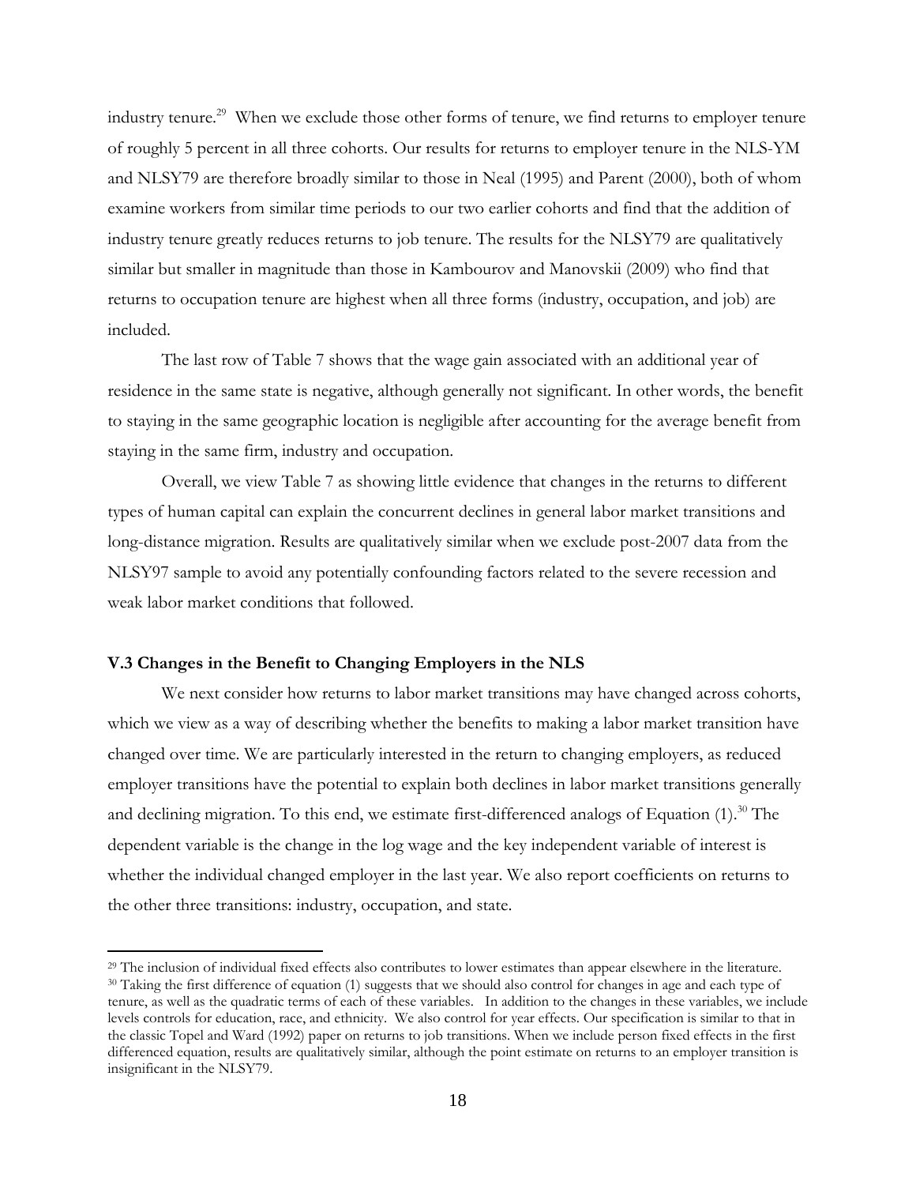industry tenure.[29] When we exclude those other forms of tenure, we find returns to employer tenure of roughly 5 percent in all three cohorts. Our results for returns to employer tenure in the NLS-YM and NLSY79 are therefore broadly similar to those in Neal (1995) and Parent (2000), both of whom examine workers from similar time periods to our two earlier cohorts and find that the addition of industry tenure greatly reduces returns to job tenure. The results for the NLSY79 are qualitatively similar but smaller in magnitude than those in Kambourov and Manovskii (2009) who find that returns to occupation tenure are highest when all three forms (industry, occupation, and job) are included.

The last row of Table 7 shows that the wage gain associated with an additional year of residence in the same state is negative, although generally not significant. In other words, the benefit to staying in the same geographic location is negligible after accounting for the average benefit from staying in the same firm, industry and occupation.

Overall, we view Table 7 as showing little evidence that changes in the returns to different types of human capital can explain the concurrent declines in general labor market transitions and long-distance migration. Results are qualitatively similar when we exclude post-2007 data from the NLSY97 sample to avoid any potentially confounding factors related to the severe recession and weak labor market conditions that followed.

### V.3 Changes in the Benefit to Changing Employers in the NLS

We next consider how returns to labor market transitions may have changed across cohorts, which we view as a way of describing whether the benefits to making a labor market transition have changed over time. We are particularly interested in the return to changing employers, as reduced employer transitions have the potential to explain both declines in labor market transitions generally and declining migration. To this end, we estimate first-differenced analogs of Equation (1).[30] The dependent variable is the change in the log wage and the key independent variable of interest is whether the individual changed employer in the last year. We also report coefficients on returns to the other three transitions: industry, occupation, and state.

[29] The inclusion of individual fixed effects also contributes to lower estimates than appear elsewhere in the literature.

[30] Taking the first difference of equation (1) suggests that we should also control for changes in age and each type of tenure, as well as the quadratic terms of each of these variables. In addition to the changes in these variables, we include levels controls for education, race, and ethnicity. We also control for year effects. Our specification is similar to that in the classic Topel and Ward (1992) paper on returns to job transitions. When we include person fixed effects in the first differenced equation, results are qualitatively similar, although the point estimate on returns to an employer transition is insignificant in the NLSY79.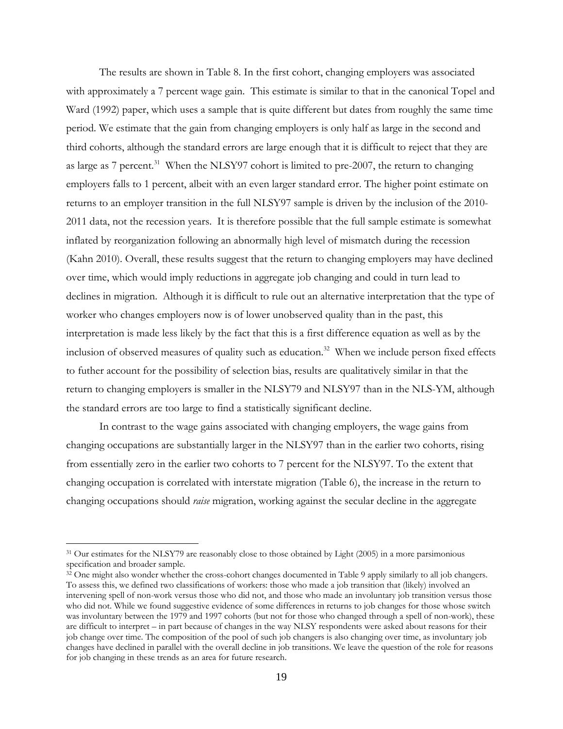The results are shown in Table 8. In the first cohort, changing employers was associated with approximately a 7 percent wage gain. This estimate is similar to that in the canonical Topel and Ward (1992) paper, which uses a sample that is quite different but dates from roughly the same time period. We estimate that the gain from changing employers is only half as large in the second and third cohorts, although the standard errors are large enough that it is difficult to reject that they are as large as 7 percent.[31] When the NLSY97 cohort is limited to pre-2007, the return to changing employers falls to 1 percent, albeit with an even larger standard error. The higher point estimate on returns to an employer transition in the full NLSY97 sample is driven by the inclusion of the 2010-2011 data, not the recession years. It is therefore possible that the full sample estimate is somewhat inflated by reorganization following an abnormally high level of mismatch during the recession (Kahn 2010). Overall, these results suggest that the return to changing employers may have declined over time, which would imply reductions in aggregate job changing and could in turn lead to declines in migration. Although it is difficult to rule out an alternative interpretation that the type of worker who changes employers now is of lower unobserved quality than in the past, this interpretation is made less likely by the fact that this is a first difference equation as well as by the inclusion of observed measures of quality such as education.[32] When we include person fixed effects to futher account for the possibility of selection bias, results are qualitatively similar in that the return to changing employers is smaller in the NLSY79 and NLSY97 than in the NLS-YM, although the standard errors are too large to find a statistically significant decline.

In contrast to the wage gains associated with changing employers, the wage gains from changing occupations are substantially larger in the NLSY97 than in the earlier two cohorts, rising from essentially zero in the earlier two cohorts to 7 percent for the NLSY97. To the extent that changing occupation is correlated with interstate migration (Table 6), the increase in the return to changing occupations should *raise* migration, working against the secular decline in the aggregate

---

[31] Our estimates for the NLSY79 are reasonably close to those obtained by Light (2005) in a more parsimonious specification and broader sample.

[32] One might also wonder whether the cross-cohort changes documented in Table 9 apply similarly to all job changers. To assess this, we defined two classifications of workers: those who made a job transition that (likely) involved an intervening spell of non-work versus those who did not, and those who made an involuntary job transition versus those who did not. While we found suggestive evidence of some differences in returns to job changes for those whose switch was involuntary between the 1979 and 1997 cohorts (but not for those who changed through a spell of non-work), these are difficult to interpret – in part because of changes in the way NLSY respondents were asked about reasons for their job change over time. The composition of the pool of such job changers is also changing over time, as involuntary job changes have declined in parallel with the overall decline in job transitions. We leave the question of the role for reasons for job changing in these trends as an area for future research.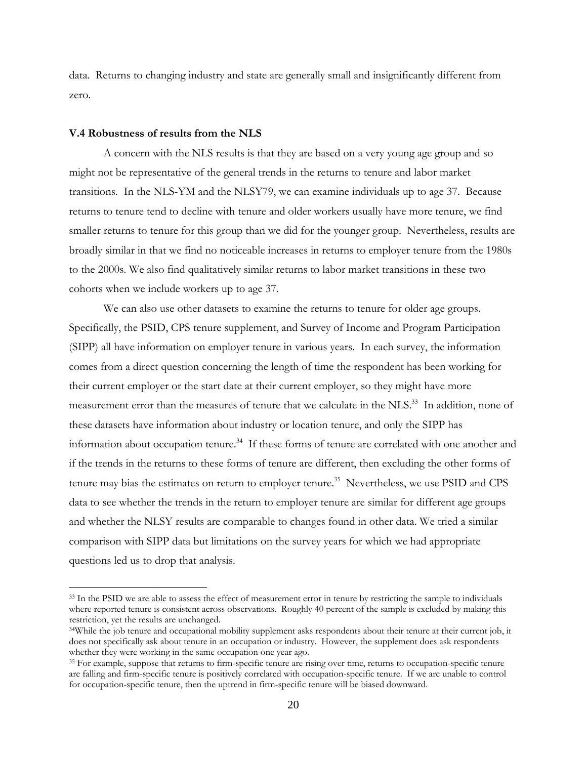data. Returns to changing industry and state are generally small and insignificantly different from zero.

### V.4 Robustness of results from the NLS

A concern with the NLS results is that they are based on a very young age group and so might not be representative of the general trends in the returns to tenure and labor market transitions. In the NLS-YM and the NLSY79, we can examine individuals up to age 37. Because returns to tenure tend to decline with tenure and older workers usually have more tenure, we find smaller returns to tenure for this group than we did for the younger group. Nevertheless, results are broadly similar in that we find no noticeable increases in returns to employer tenure from the 1980s to the 2000s. We also find qualitatively similar returns to labor market transitions in these two cohorts when we include workers up to age 37.

We can also use other datasets to examine the returns to tenure for older age groups. Specifically, the PSID, CPS tenure supplement, and Survey of Income and Program Participation (SIPP) all have information on employer tenure in various years. In each survey, the information comes from a direct question concerning the length of time the respondent has been working for their current employer or the start date at their current employer, so they might have more measurement error than the measures of tenure that we calculate in the NLS.[33] In addition, none of these datasets have information about industry or location tenure, and only the SIPP has information about occupation tenure.[34] If these forms of tenure are correlated with one another and if the trends in the returns to these forms of tenure are different, then excluding the other forms of tenure may bias the estimates on return to employer tenure.[35] Nevertheless, we use PSID and CPS data to see whether the trends in the return to employer tenure are similar for different age groups and whether the NLSY results are comparable to changes found in other data. We tried a similar comparison with SIPP data but limitations on the survey years for which we had appropriate questions led us to drop that analysis.

---

[33] In the PSID we are able to assess the effect of measurement error in tenure by restricting the sample to individuals where reported tenure is consistent across observations. Roughly 40 percent of the sample is excluded by making this restriction, yet the results are unchanged.

[34] While the job tenure and occupational mobility supplement asks respondents about their tenure at their current job, it does not specifically ask about tenure in an occupation or industry. However, the supplement does ask respondents whether they were working in the same occupation one year ago.

[35] For example, suppose that returns to firm-specific tenure are rising over time, returns to occupation-specific tenure are falling and firm-specific tenure is positively correlated with occupation-specific tenure. If we are unable to control for occupation-specific tenure, then the uptrend in firm-specific tenure will be biased downward.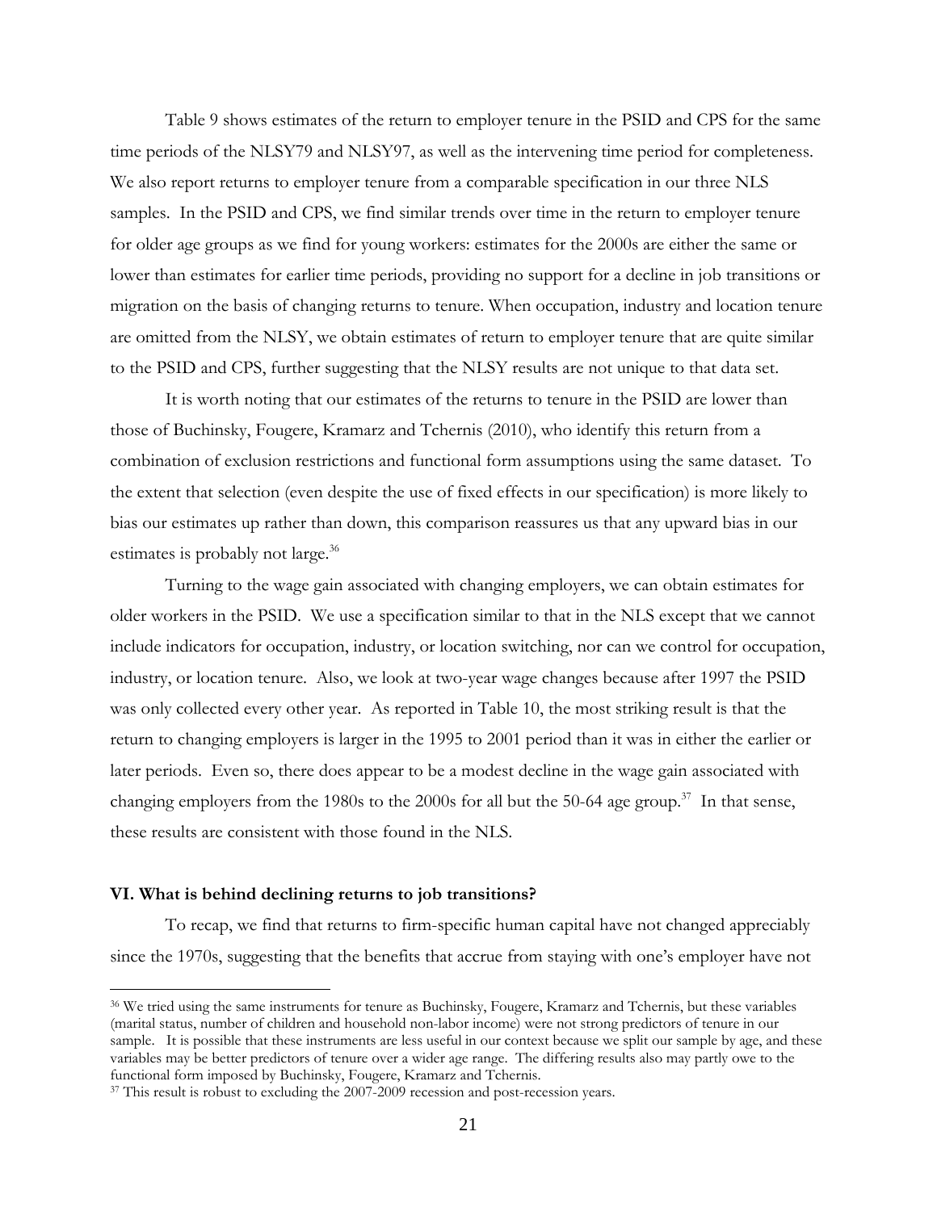Table 9 shows estimates of the return to employer tenure in the PSID and CPS for the same time periods of the NLSY79 and NLSY97, as well as the intervening time period for completeness. We also report returns to employer tenure from a comparable specification in our three NLS samples. In the PSID and CPS, we find similar trends over time in the return to employer tenure for older age groups as we find for young workers: estimates for the 2000s are either the same or lower than estimates for earlier time periods, providing no support for a decline in job transitions or migration on the basis of changing returns to tenure. When occupation, industry and location tenure are omitted from the NLSY, we obtain estimates of return to employer tenure that are quite similar to the PSID and CPS, further suggesting that the NLSY results are not unique to that data set.

It is worth noting that our estimates of the returns to tenure in the PSID are lower than those of Buchinsky, Fougere, Kramarz and Tchernis (2010), who identify this return from a combination of exclusion restrictions and functional form assumptions using the same dataset. To the extent that selection (even despite the use of fixed effects in our specification) is more likely to bias our estimates up rather than down, this comparison reassures us that any upward bias in our estimates is probably not large.[36]

Turning to the wage gain associated with changing employers, we can obtain estimates for older workers in the PSID. We use a specification similar to that in the NLS except that we cannot include indicators for occupation, industry, or location switching, nor can we control for occupation, industry, or location tenure. Also, we look at two-year wage changes because after 1997 the PSID was only collected every other year. As reported in Table 10, the most striking result is that the return to changing employers is larger in the 1995 to 2001 period than it was in either the earlier or later periods. Even so, there does appear to be a modest decline in the wage gain associated with changing employers from the 1980s to the 2000s for all but the 50-64 age group.[37] In that sense, these results are consistent with those found in the NLS.

## VI. What is behind declining returns to job transitions?

To recap, we find that returns to firm-specific human capital have not changed appreciably since the 1970s, suggesting that the benefits that accrue from staying with one's employer have not

[36] We tried using the same instruments for tenure as Buchinsky, Fougere, Kramarz and Tchernis, but these variables (marital status, number of children and household non-labor income) were not strong predictors of tenure in our sample. It is possible that these instruments are less useful in our context because we split our sample by age, and these variables may be better predictors of tenure over a wider age range. The differing results also may partly owe to the functional form imposed by Buchinsky, Fougere, Kramarz and Tchernis.

[37] This result is robust to excluding the 2007-2009 recession and post-recession years.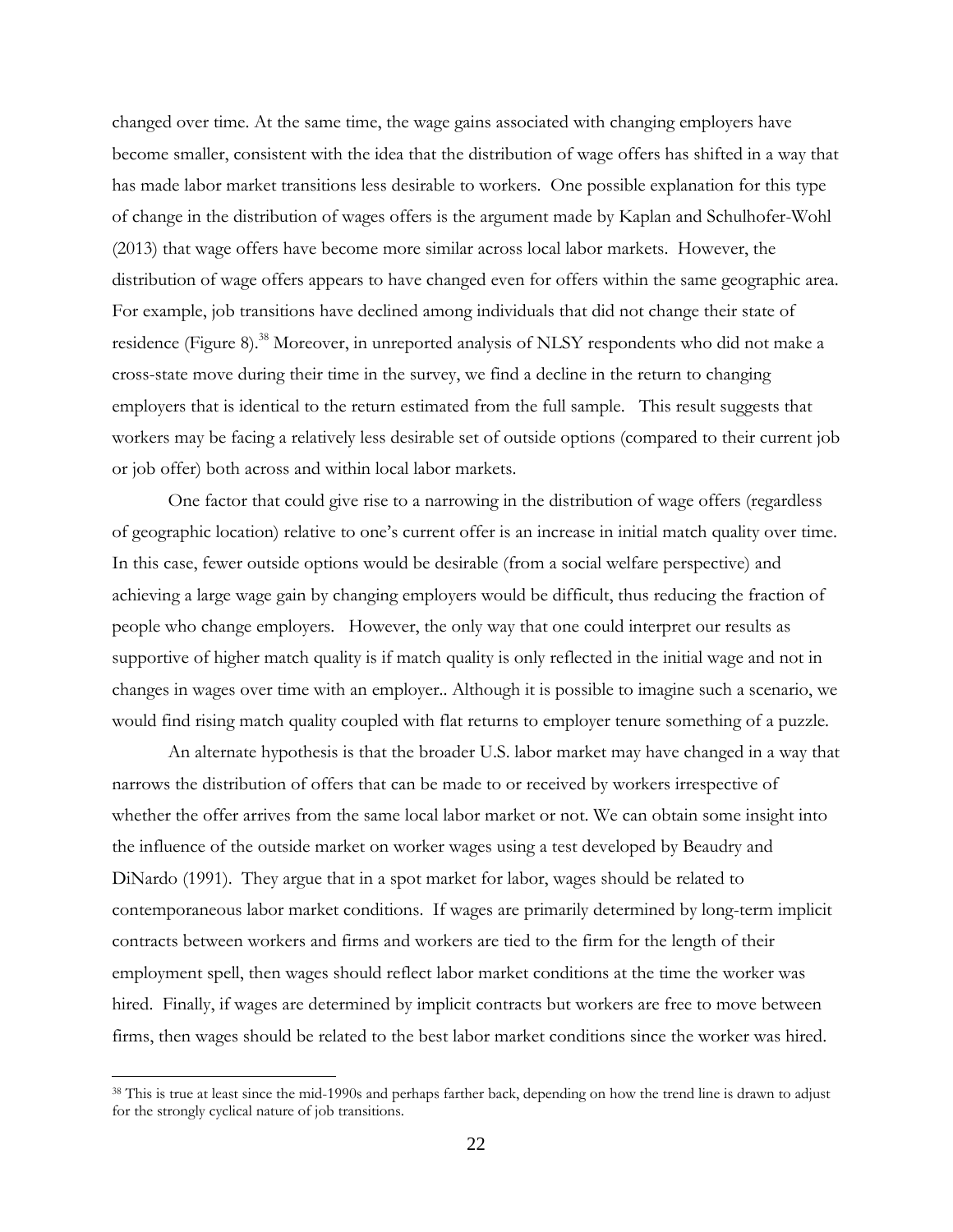changed over time. At the same time, the wage gains associated with changing employers have become smaller, consistent with the idea that the distribution of wage offers has shifted in a way that has made labor market transitions less desirable to workers. One possible explanation for this type of change in the distribution of wages offers is the argument made by Kaplan and Schulhofer-Wohl (2013) that wage offers have become more similar across local labor markets. However, the distribution of wage offers appears to have changed even for offers within the same geographic area. For example, job transitions have declined among individuals that did not change their state of residence (Figure 8).[38] Moreover, in unreported analysis of NLSY respondents who did not make a cross-state move during their time in the survey, we find a decline in the return to changing employers that is identical to the return estimated from the full sample. This result suggests that workers may be facing a relatively less desirable set of outside options (compared to their current job or job offer) both across and within local labor markets.

One factor that could give rise to a narrowing in the distribution of wage offers (regardless of geographic location) relative to one's current offer is an increase in initial match quality over time. In this case, fewer outside options would be desirable (from a social welfare perspective) and achieving a large wage gain by changing employers would be difficult, thus reducing the fraction of people who change employers. However, the only way that one could interpret our results as supportive of higher match quality is if match quality is only reflected in the initial wage and not in changes in wages over time with an employer.. Although it is possible to imagine such a scenario, we would find rising match quality coupled with flat returns to employer tenure something of a puzzle.

An alternate hypothesis is that the broader U.S. labor market may have changed in a way that narrows the distribution of offers that can be made to or received by workers irrespective of whether the offer arrives from the same local labor market or not. We can obtain some insight into the influence of the outside market on worker wages using a test developed by Beaudry and DiNardo (1991). They argue that in a spot market for labor, wages should be related to contemporaneous labor market conditions. If wages are primarily determined by long-term implicit contracts between workers and firms and workers are tied to the firm for the length of their employment spell, then wages should reflect labor market conditions at the time the worker was hired. Finally, if wages are determined by implicit contracts but workers are free to move between firms, then wages should be related to the best labor market conditions since the worker was hired.

[38] This is true at least since the mid-1990s and perhaps farther back, depending on how the trend line is drawn to adjust for the strongly cyclical nature of job transitions.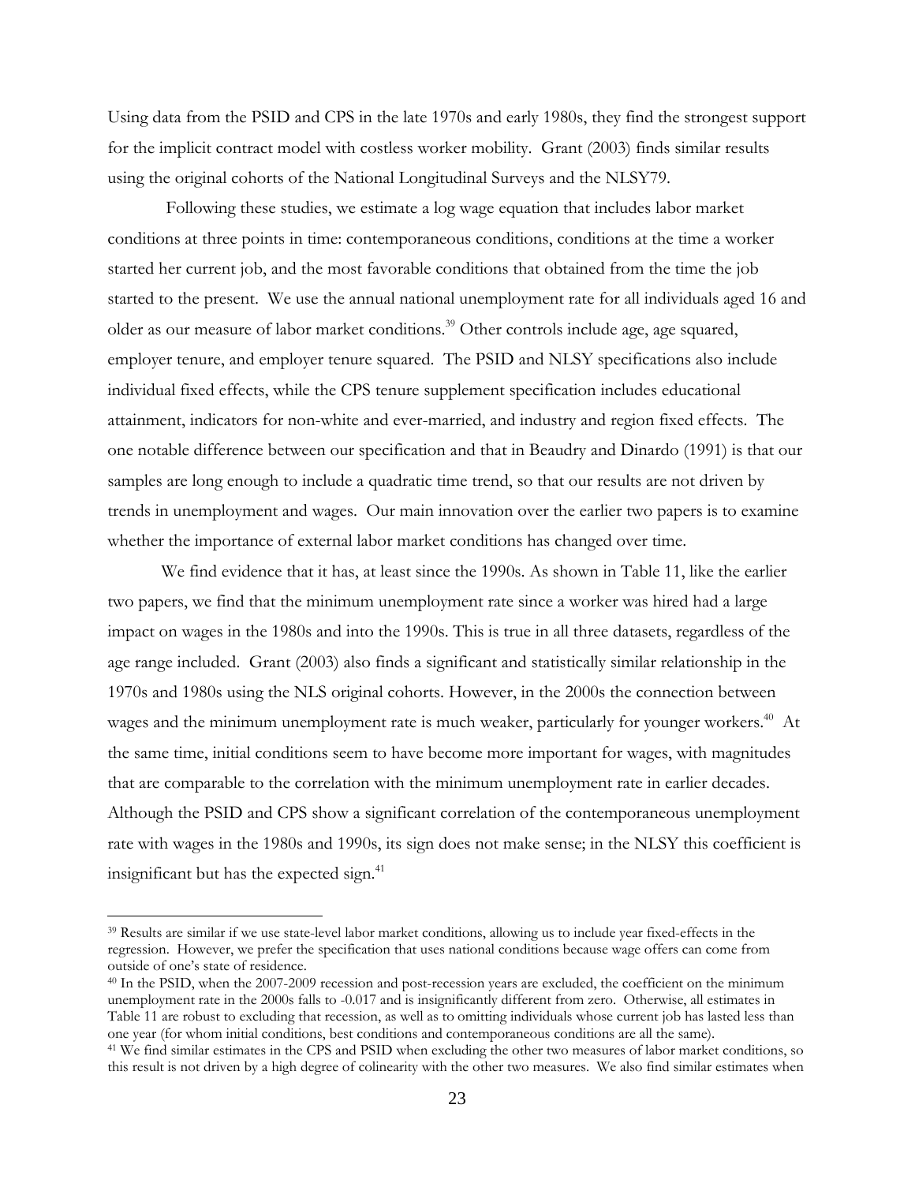Using data from the PSID and CPS in the late 1970s and early 1980s, they find the strongest support for the implicit contract model with costless worker mobility. Grant (2003) finds similar results using the original cohorts of the National Longitudinal Surveys and the NLSY79.

Following these studies, we estimate a log wage equation that includes labor market conditions at three points in time: contemporaneous conditions, conditions at the time a worker started her current job, and the most favorable conditions that obtained from the time the job started to the present. We use the annual national unemployment rate for all individuals aged 16 and older as our measure of labor market conditions.[39] Other controls include age, age squared, employer tenure, and employer tenure squared. The PSID and NLSY specifications also include individual fixed effects, while the CPS tenure supplement specification includes educational attainment, indicators for non-white and ever-married, and industry and region fixed effects. The one notable difference between our specification and that in Beaudry and Dinardo (1991) is that our samples are long enough to include a quadratic time trend, so that our results are not driven by trends in unemployment and wages. Our main innovation over the earlier two papers is to examine whether the importance of external labor market conditions has changed over time.

We find evidence that it has, at least since the 1990s. As shown in Table 11, like the earlier two papers, we find that the minimum unemployment rate since a worker was hired had a large impact on wages in the 1980s and into the 1990s. This is true in all three datasets, regardless of the age range included. Grant (2003) also finds a significant and statistically similar relationship in the 1970s and 1980s using the NLS original cohorts. However, in the 2000s the connection between wages and the minimum unemployment rate is much weaker, particularly for younger workers.[40] At the same time, initial conditions seem to have become more important for wages, with magnitudes that are comparable to the correlation with the minimum unemployment rate in earlier decades. Although the PSID and CPS show a significant correlation of the contemporaneous unemployment rate with wages in the 1980s and 1990s, its sign does not make sense; in the NLSY this coefficient is insignificant but has the expected sign.[41]

---

[39] Results are similar if we use state-level labor market conditions, allowing us to include year fixed-effects in the regression. However, we prefer the specification that uses national conditions because wage offers can come from outside of one's state of residence.

[40] In the PSID, when the 2007-2009 recession and post-recession years are excluded, the coefficient on the minimum unemployment rate in the 2000s falls to -0.017 and is insignificantly different from zero. Otherwise, all estimates in Table 11 are robust to excluding that recession, as well as to omitting individuals whose current job has lasted less than one year (for whom initial conditions, best conditions and contemporaneous conditions are all the same).

[41] We find similar estimates in the CPS and PSID when excluding the other two measures of labor market conditions, so this result is not driven by a high degree of colinearity with the other two measures. We also find similar estimates when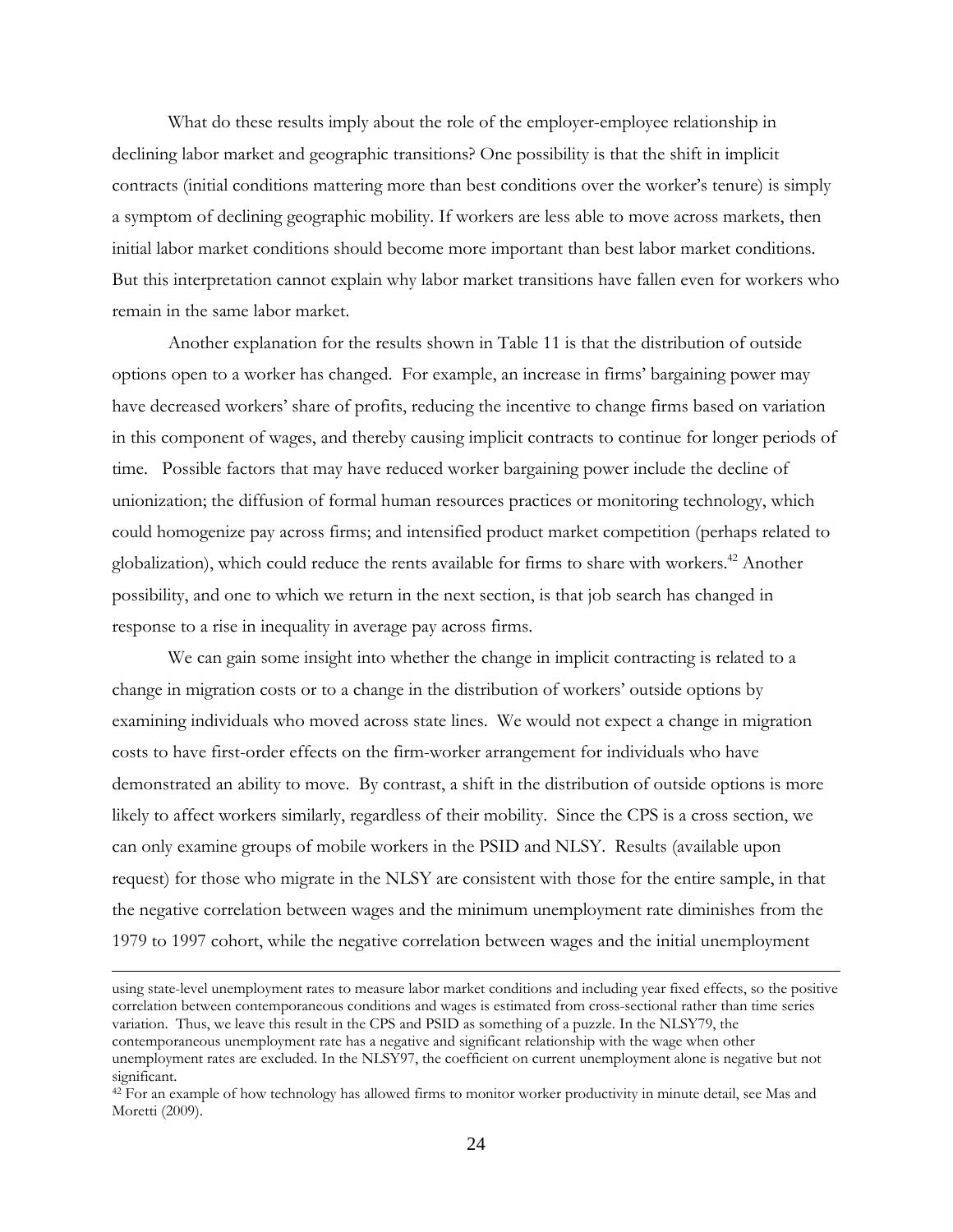What do these results imply about the role of the employer-employee relationship in declining labor market and geographic transitions? One possibility is that the shift in implicit contracts (initial conditions mattering more than best conditions over the worker's tenure) is simply a symptom of declining geographic mobility. If workers are less able to move across markets, then initial labor market conditions should become more important than best labor market conditions. But this interpretation cannot explain why labor market transitions have fallen even for workers who remain in the same labor market.

Another explanation for the results shown in Table 11 is that the distribution of outside options open to a worker has changed. For example, an increase in firms' bargaining power may have decreased workers' share of profits, reducing the incentive to change firms based on variation in this component of wages, and thereby causing implicit contracts to continue for longer periods of time. Possible factors that may have reduced worker bargaining power include the decline of unionization; the diffusion of formal human resources practices or monitoring technology, which could homogenize pay across firms; and intensified product market competition (perhaps related to globalization), which could reduce the rents available for firms to share with workers.[42] Another possibility, and one to which we return in the next section, is that job search has changed in response to a rise in inequality in average pay across firms.

We can gain some insight into whether the change in implicit contracting is related to a change in migration costs or to a change in the distribution of workers' outside options by examining individuals who moved across state lines. We would not expect a change in migration costs to have first-order effects on the firm-worker arrangement for individuals who have demonstrated an ability to move. By contrast, a shift in the distribution of outside options is more likely to affect workers similarly, regardless of their mobility. Since the CPS is a cross section, we can only examine groups of mobile workers in the PSID and NLSY. Results (available upon request) for those who migrate in the NLSY are consistent with those for the entire sample, in that the negative correlation between wages and the minimum unemployment rate diminishes from the 1979 to 1997 cohort, while the negative correlation between wages and the initial unemployment

---

using state-level unemployment rates to measure labor market conditions and including year fixed effects, so the positive correlation between contemporaneous conditions and wages is estimated from cross-sectional rather than time series variation. Thus, we leave this result in the CPS and PSID as something of a puzzle. In the NLSY79, the contemporaneous unemployment rate has a negative and significant relationship with the wage when other unemployment rates are excluded. In the NLSY97, the coefficient on current unemployment alone is negative but not significant.

[42] For an example of how technology has allowed firms to monitor worker productivity in minute detail, see Mas and Moretti (2009).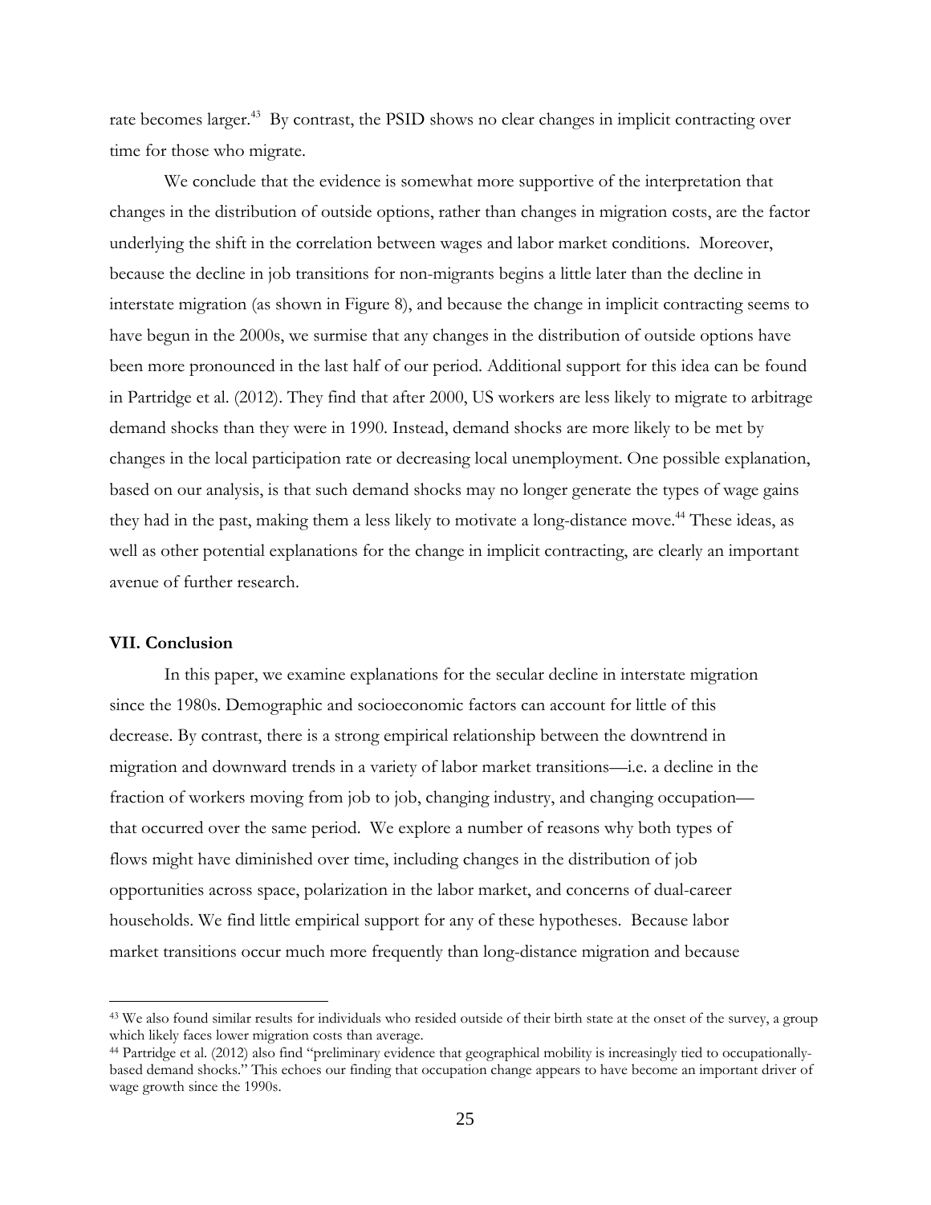rate becomes larger.[43] By contrast, the PSID shows no clear changes in implicit contracting over time for those who migrate.

We conclude that the evidence is somewhat more supportive of the interpretation that changes in the distribution of outside options, rather than changes in migration costs, are the factor underlying the shift in the correlation between wages and labor market conditions. Moreover, because the decline in job transitions for non-migrants begins a little later than the decline in interstate migration (as shown in Figure 8), and because the change in implicit contracting seems to have begun in the 2000s, we surmise that any changes in the distribution of outside options have been more pronounced in the last half of our period. Additional support for this idea can be found in Partridge et al. (2012). They find that after 2000, US workers are less likely to migrate to arbitrage demand shocks than they were in 1990. Instead, demand shocks are more likely to be met by changes in the local participation rate or decreasing local unemployment. One possible explanation, based on our analysis, is that such demand shocks may no longer generate the types of wage gains they had in the past, making them a less likely to motivate a long-distance move.[44] These ideas, as well as other potential explanations for the change in implicit contracting, are clearly an important avenue of further research.

## VII. Conclusion

In this paper, we examine explanations for the secular decline in interstate migration since the 1980s. Demographic and socioeconomic factors can account for little of this decrease. By contrast, there is a strong empirical relationship between the downtrend in migration and downward trends in a variety of labor market transitions—i.e. a decline in the fraction of workers moving from job to job, changing industry, and changing occupation—that occurred over the same period. We explore a number of reasons why both types of flows might have diminished over time, including changes in the distribution of job opportunities across space, polarization in the labor market, and concerns of dual-career households. We find little empirical support for any of these hypotheses. Because labor market transitions occur much more frequently than long-distance migration and because

[43] We also found similar results for individuals who resided outside of their birth state at the onset of the survey, a group which likely faces lower migration costs than average.

[44] Partridge et al. (2012) also find "preliminary evidence that geographical mobility is increasingly tied to occupationally-based demand shocks." This echoes our finding that occupation change appears to have become an important driver of wage growth since the 1990s.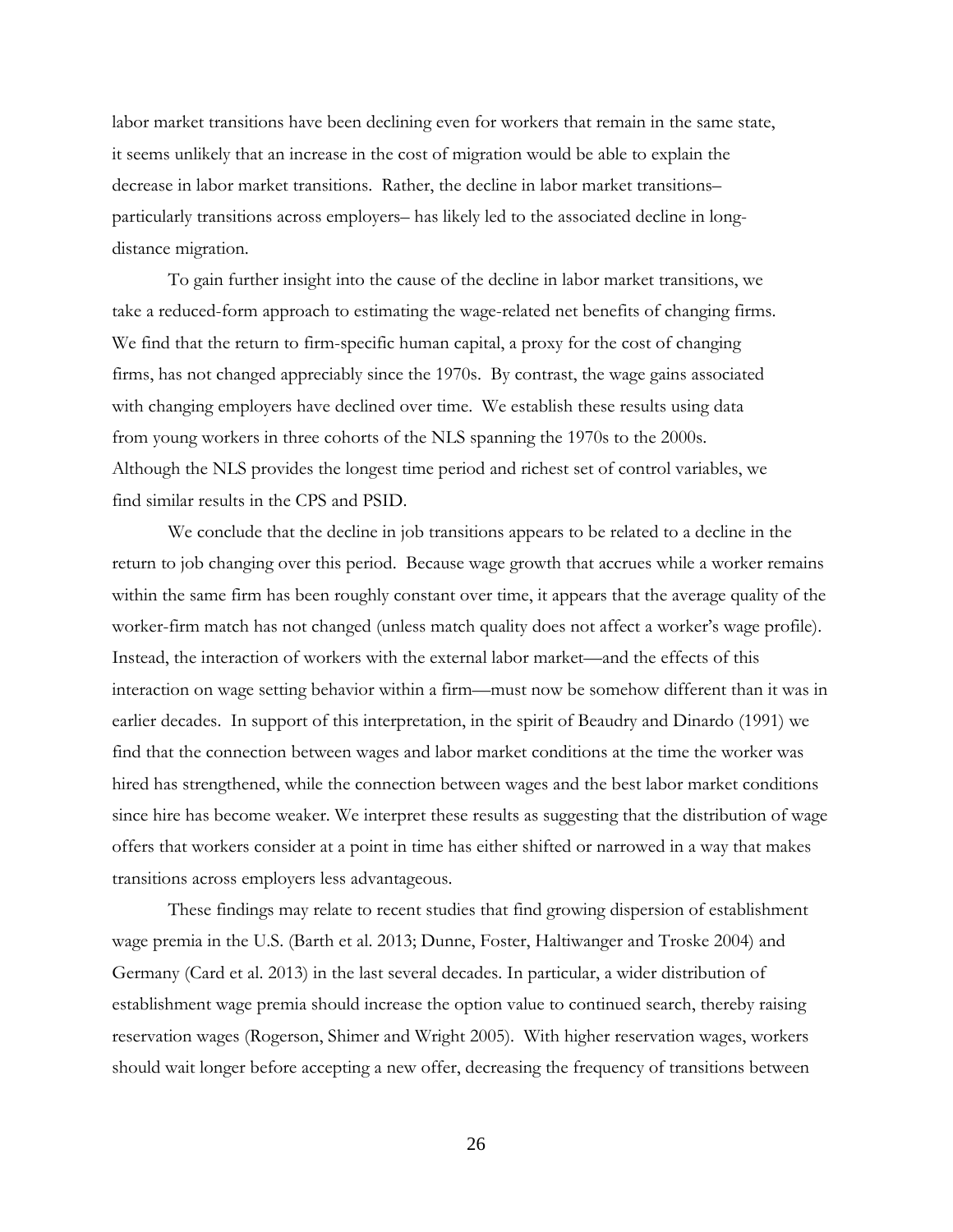labor market transitions have been declining even for workers that remain in the same state, it seems unlikely that an increase in the cost of migration would be able to explain the decrease in labor market transitions. Rather, the decline in labor market transitions– particularly transitions across employers– has likely led to the associated decline in long-distance migration.

To gain further insight into the cause of the decline in labor market transitions, we take a reduced-form approach to estimating the wage-related net benefits of changing firms. We find that the return to firm-specific human capital, a proxy for the cost of changing firms, has not changed appreciably since the 1970s. By contrast, the wage gains associated with changing employers have declined over time. We establish these results using data from young workers in three cohorts of the NLS spanning the 1970s to the 2000s. Although the NLS provides the longest time period and richest set of control variables, we find similar results in the CPS and PSID.

We conclude that the decline in job transitions appears to be related to a decline in the return to job changing over this period. Because wage growth that accrues while a worker remains within the same firm has been roughly constant over time, it appears that the average quality of the worker-firm match has not changed (unless match quality does not affect a worker's wage profile). Instead, the interaction of workers with the external labor market—and the effects of this interaction on wage setting behavior within a firm—must now be somehow different than it was in earlier decades. In support of this interpretation, in the spirit of Beaudry and Dinardo (1991) we find that the connection between wages and labor market conditions at the time the worker was hired has strengthened, while the connection between wages and the best labor market conditions since hire has become weaker. We interpret these results as suggesting that the distribution of wage offers that workers consider at a point in time has either shifted or narrowed in a way that makes transitions across employers less advantageous.

These findings may relate to recent studies that find growing dispersion of establishment wage premia in the U.S. (Barth et al. 2013; Dunne, Foster, Haltiwanger and Troske 2004) and Germany (Card et al. 2013) in the last several decades. In particular, a wider distribution of establishment wage premia should increase the option value to continued search, thereby raising reservation wages (Rogerson, Shimer and Wright 2005). With higher reservation wages, workers should wait longer before accepting a new offer, decreasing the frequency of transitions between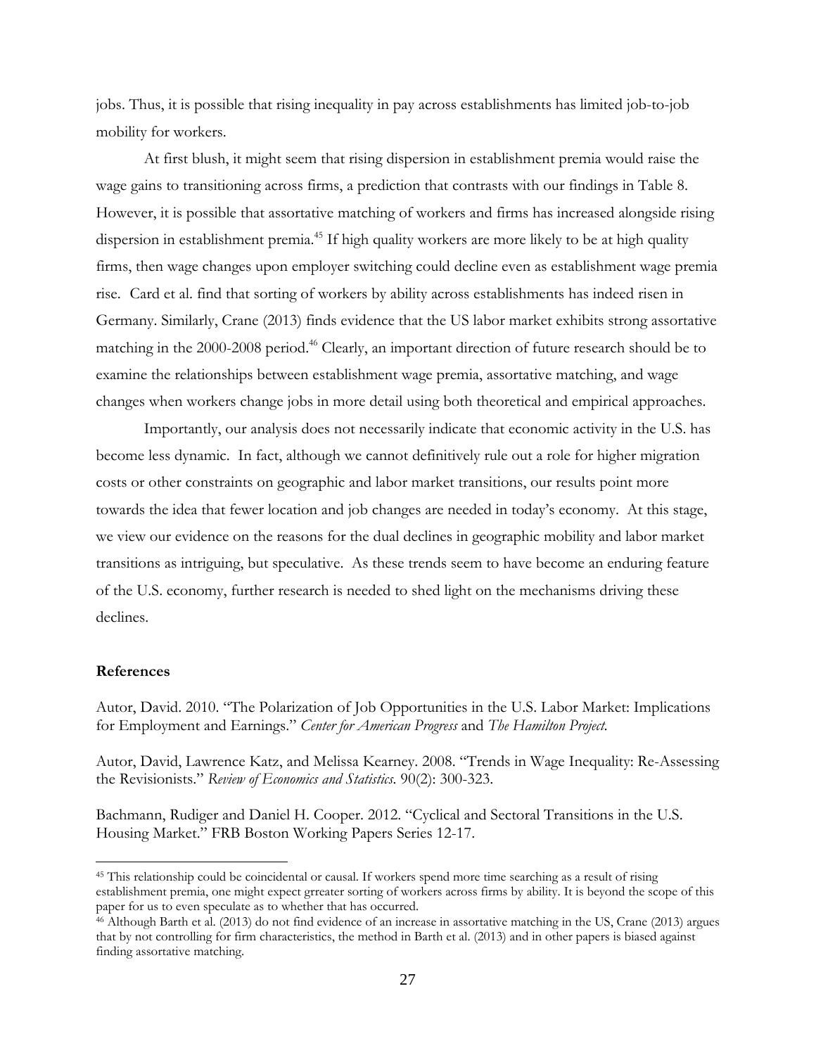jobs. Thus, it is possible that rising inequality in pay across establishments has limited job-to-job mobility for workers.

At first blush, it might seem that rising dispersion in establishment premia would raise the wage gains to transitioning across firms, a prediction that contrasts with our findings in Table 8. However, it is possible that assortative matching of workers and firms has increased alongside rising dispersion in establishment premia.[45] If high quality workers are more likely to be at high quality firms, then wage changes upon employer switching could decline even as establishment wage premia rise. Card et al. find that sorting of workers by ability across establishments has indeed risen in Germany. Similarly, Crane (2013) finds evidence that the US labor market exhibits strong assortative matching in the 2000-2008 period.[46] Clearly, an important direction of future research should be to examine the relationships between establishment wage premia, assortative matching, and wage changes when workers change jobs in more detail using both theoretical and empirical approaches.

Importantly, our analysis does not necessarily indicate that economic activity in the U.S. has become less dynamic. In fact, although we cannot definitively rule out a role for higher migration costs or other constraints on geographic and labor market transitions, our results point more towards the idea that fewer location and job changes are needed in today's economy. At this stage, we view our evidence on the reasons for the dual declines in geographic mobility and labor market transitions as intriguing, but speculative. As these trends seem to have become an enduring feature of the U.S. economy, further research is needed to shed light on the mechanisms driving these declines.

**References**

Autor, David. 2010. "The Polarization of Job Opportunities in the U.S. Labor Market: Implications for Employment and Earnings." *Center for American Progress* and *The Hamilton Project.*

Autor, David, Lawrence Katz, and Melissa Kearney. 2008. "Trends in Wage Inequality: Re-Assessing the Revisionists." *Review of Economics and Statistics.* 90(2): 300-323.

Bachmann, Rudiger and Daniel H. Cooper. 2012. "Cyclical and Sectoral Transitions in the U.S. Housing Market." FRB Boston Working Papers Series 12-17.

---

[45] This relationship could be coincidental or causal. If workers spend more time searching as a result of rising establishment premia, one might expect grreater sorting of workers across firms by ability. It is beyond the scope of this paper for us to even speculate as to whether that has occurred.

[46] Although Barth et al. (2013) do not find evidence of an increase in assortative matching in the US, Crane (2013) argues that by not controlling for firm characteristics, the method in Barth et al. (2013) and in other papers is biased against finding assortative matching.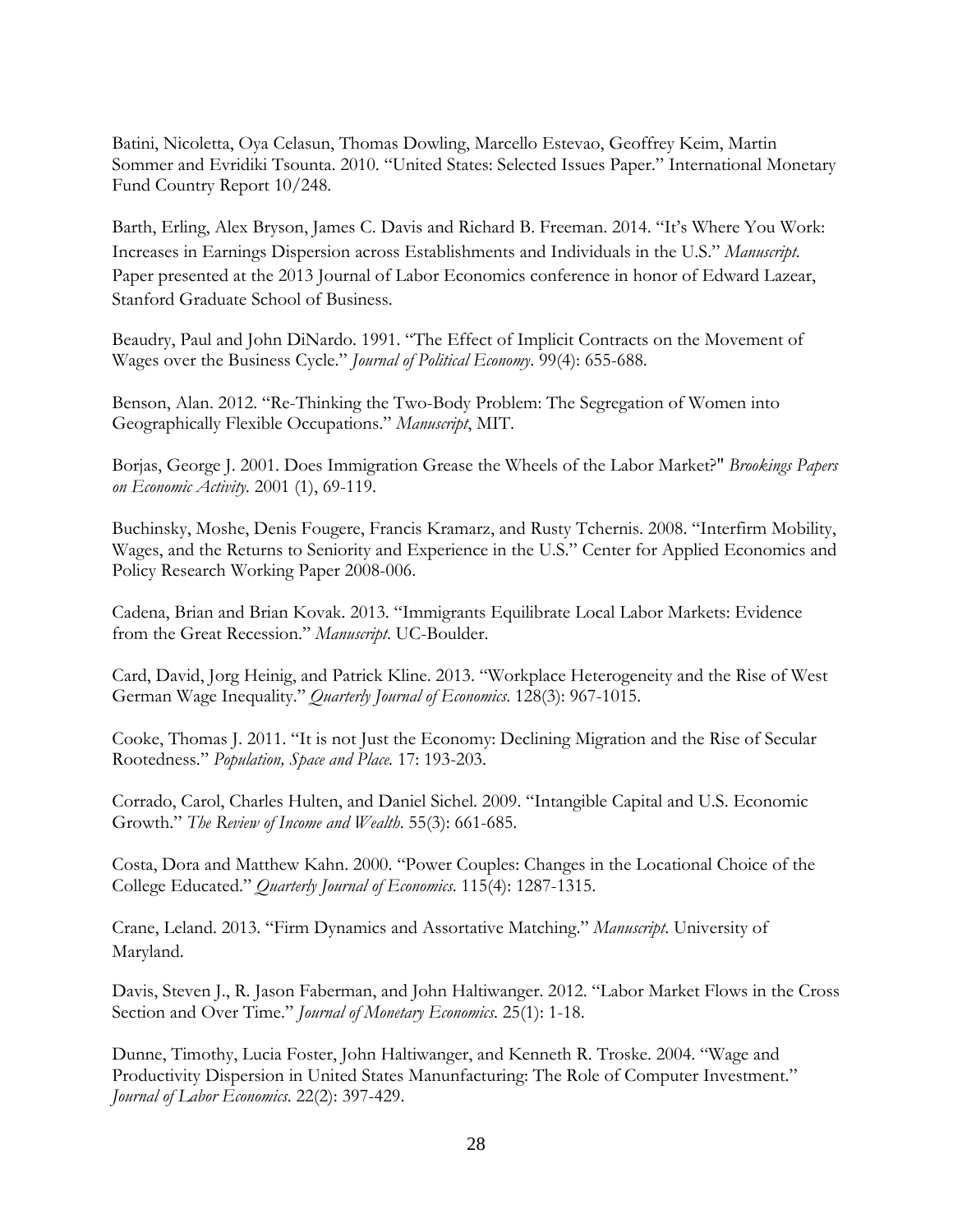Batini, Nicoletta, Oya Celasun, Thomas Dowling, Marcello Estevao, Geoffrey Keim, Martin Sommer and Evridiki Tsounta. 2010. "United States: Selected Issues Paper." International Monetary Fund Country Report 10/248.

Barth, Erling, Alex Bryson, James C. Davis and Richard B. Freeman. 2014. "It's Where You Work: Increases in Earnings Dispersion across Establishments and Individuals in the U.S." *Manuscript*. Paper presented at the 2013 Journal of Labor Economics conference in honor of Edward Lazear, Stanford Graduate School of Business.

Beaudry, Paul and John DiNardo. 1991. "The Effect of Implicit Contracts on the Movement of Wages over the Business Cycle." *Journal of Political Economy*. 99(4): 655-688.

Benson, Alan. 2012. "Re-Thinking the Two-Body Problem: The Segregation of Women into Geographically Flexible Occupations." *Manuscript*, MIT.

Borjas, George J. 2001. Does Immigration Grease the Wheels of the Labor Market?" *Brookings Papers on Economic Activity*. 2001 (1), 69-119.

Buchinsky, Moshe, Denis Fougere, Francis Kramarz, and Rusty Tchernis. 2008. "Interfirm Mobility, Wages, and the Returns to Seniority and Experience in the U.S." Center for Applied Economics and Policy Research Working Paper 2008-006.

Cadena, Brian and Brian Kovak. 2013. "Immigrants Equilibrate Local Labor Markets: Evidence from the Great Recession." *Manuscript*. UC-Boulder.

Card, David, Jorg Heinig, and Patrick Kline. 2013. "Workplace Heterogeneity and the Rise of West German Wage Inequality." *Quarterly Journal of Economics*. 128(3): 967-1015.

Cooke, Thomas J. 2011. "It is not Just the Economy: Declining Migration and the Rise of Secular Rootedness." *Population, Space and Place*. 17: 193-203.

Corrado, Carol, Charles Hulten, and Daniel Sichel. 2009. "Intangible Capital and U.S. Economic Growth." *The Review of Income and Wealth*. 55(3): 661-685.

Costa, Dora and Matthew Kahn. 2000. "Power Couples: Changes in the Locational Choice of the College Educated." *Quarterly Journal of Economics*. 115(4): 1287-1315.

Crane, Leland. 2013. "Firm Dynamics and Assortative Matching." *Manuscript*. University of Maryland.

Davis, Steven J., R. Jason Faberman, and John Haltiwanger. 2012. "Labor Market Flows in the Cross Section and Over Time." *Journal of Monetary Economics*. 25(1): 1-18.

Dunne, Timothy, Lucia Foster, John Haltiwanger, and Kenneth R. Troske. 2004. "Wage and Productivity Dispersion in United States Manunfacturing: The Role of Computer Investment." *Journal of Labor Economics*. 22(2): 397-429.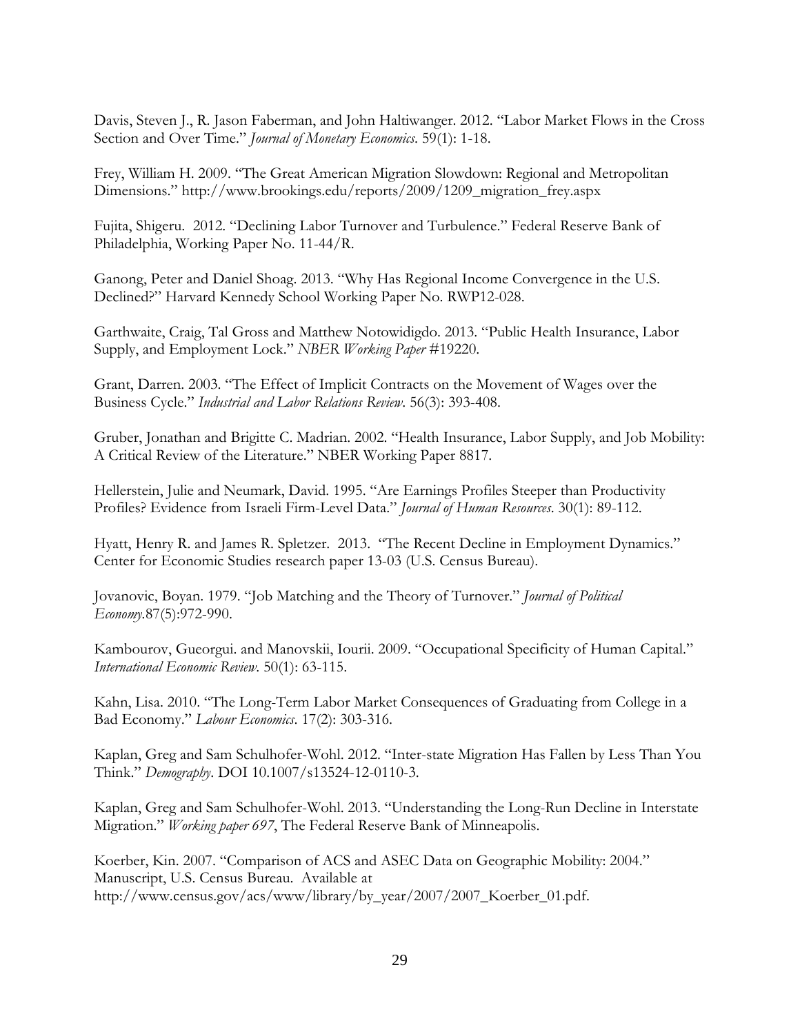Davis, Steven J., R. Jason Faberman, and John Haltiwanger. 2012. "Labor Market Flows in the Cross Section and Over Time." *Journal of Monetary Economics*. 59(1): 1-18.

Frey, William H. 2009. "The Great American Migration Slowdown: Regional and Metropolitan Dimensions." http://www.brookings.edu/reports/2009/1209_migration_frey.aspx

Fujita, Shigeru. 2012. "Declining Labor Turnover and Turbulence." Federal Reserve Bank of Philadelphia, Working Paper No. 11-44/R.

Ganong, Peter and Daniel Shoag. 2013. "Why Has Regional Income Convergence in the U.S. Declined?" Harvard Kennedy School Working Paper No. RWP12-028.

Garthwaite, Craig, Tal Gross and Matthew Notowidigdo. 2013. "Public Health Insurance, Labor Supply, and Employment Lock." *NBER Working Paper* #19220.

Grant, Darren. 2003. "The Effect of Implicit Contracts on the Movement of Wages over the Business Cycle." *Industrial and Labor Relations Review*. 56(3): 393-408.

Gruber, Jonathan and Brigitte C. Madrian. 2002. "Health Insurance, Labor Supply, and Job Mobility: A Critical Review of the Literature." NBER Working Paper 8817.

Hellerstein, Julie and Neumark, David. 1995. "Are Earnings Profiles Steeper than Productivity Profiles? Evidence from Israeli Firm-Level Data." *Journal of Human Resources*. 30(1): 89-112.

Hyatt, Henry R. and James R. Spletzer. 2013. "The Recent Decline in Employment Dynamics." Center for Economic Studies research paper 13-03 (U.S. Census Bureau).

Jovanovic, Boyan. 1979. "Job Matching and the Theory of Turnover." *Journal of Political Economy*.87(5):972-990.

Kambourov, Gueorgui. and Manovskii, Iourii. 2009. "Occupational Specificity of Human Capital." *International Economic Review*. 50(1): 63-115.

Kahn, Lisa. 2010. "The Long-Term Labor Market Consequences of Graduating from College in a Bad Economy." *Labour Economics*. 17(2): 303-316.

Kaplan, Greg and Sam Schulhofer-Wohl. 2012. "Inter-state Migration Has Fallen by Less Than You Think." *Demography*. DOI 10.1007/s13524-12-0110-3.

Kaplan, Greg and Sam Schulhofer-Wohl. 2013. "Understanding the Long-Run Decline in Interstate Migration." *Working paper 697*, The Federal Reserve Bank of Minneapolis.

Koerber, Kin. 2007. "Comparison of ACS and ASEC Data on Geographic Mobility: 2004." Manuscript, U.S. Census Bureau. Available at http://www.census.gov/acs/www/library/by_year/2007/2007_Koerber_01.pdf.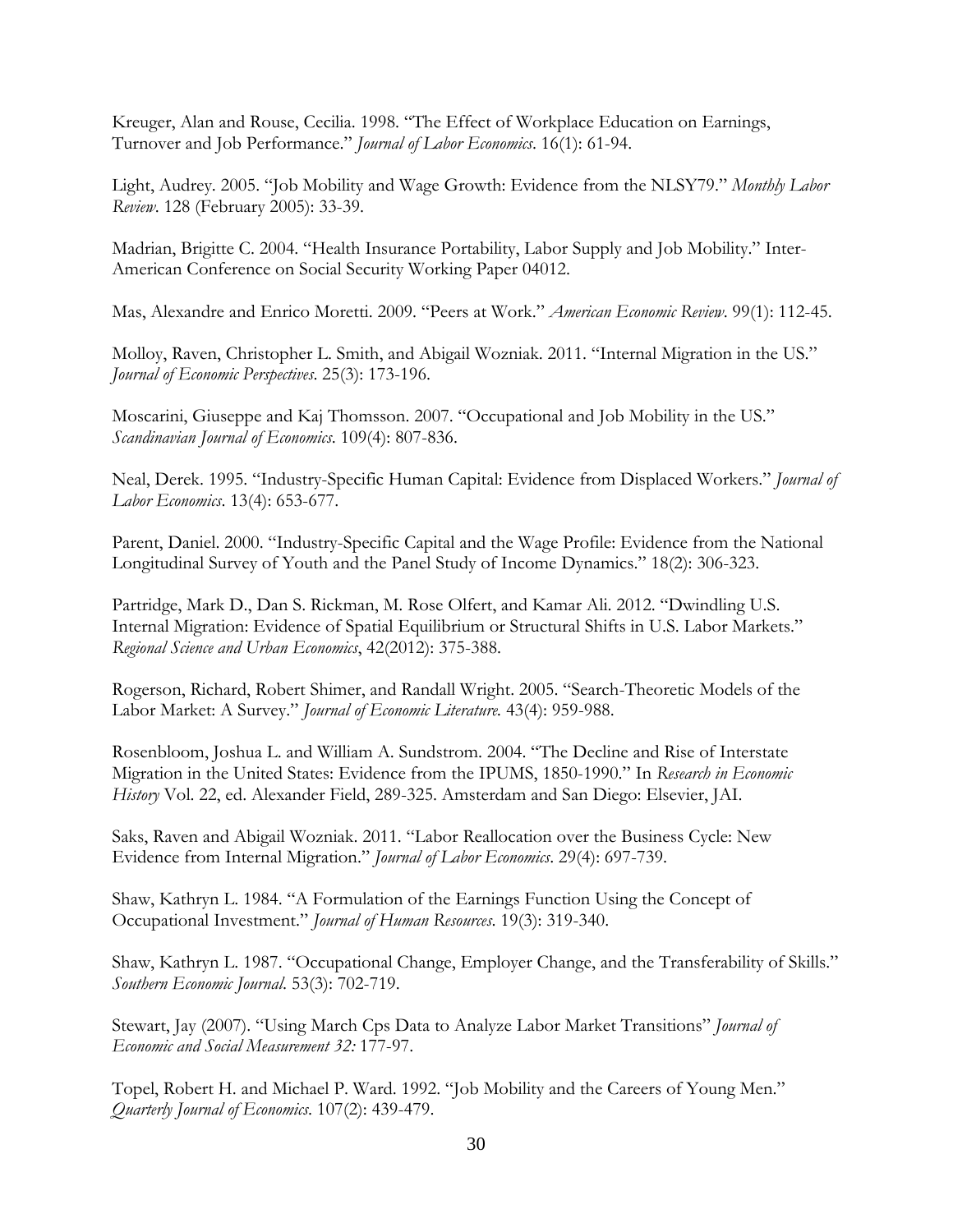Kreuger, Alan and Rouse, Cecilia. 1998. "The Effect of Workplace Education on Earnings, Turnover and Job Performance." *Journal of Labor Economics*. 16(1): 61-94.

Light, Audrey. 2005. "Job Mobility and Wage Growth: Evidence from the NLSY79." *Monthly Labor Review*. 128 (February 2005): 33-39.

Madrian, Brigitte C. 2004. "Health Insurance Portability, Labor Supply and Job Mobility." Inter-American Conference on Social Security Working Paper 04012.

Mas, Alexandre and Enrico Moretti. 2009. "Peers at Work." *American Economic Review*. 99(1): 112-45.

Molloy, Raven, Christopher L. Smith, and Abigail Wozniak. 2011. "Internal Migration in the US." *Journal of Economic Perspectives*. 25(3): 173-196.

Moscarini, Giuseppe and Kaj Thomsson. 2007. "Occupational and Job Mobility in the US." *Scandinavian Journal of Economics*. 109(4): 807-836.

Neal, Derek. 1995. "Industry-Specific Human Capital: Evidence from Displaced Workers." *Journal of Labor Economics*. 13(4): 653-677.

Parent, Daniel. 2000. "Industry-Specific Capital and the Wage Profile: Evidence from the National Longitudinal Survey of Youth and the Panel Study of Income Dynamics." 18(2): 306-323.

Partridge, Mark D., Dan S. Rickman, M. Rose Olfert, and Kamar Ali. 2012. "Dwindling U.S. Internal Migration: Evidence of Spatial Equilibrium or Structural Shifts in U.S. Labor Markets." *Regional Science and Urban Economics*, 42(2012): 375-388.

Rogerson, Richard, Robert Shimer, and Randall Wright. 2005. "Search-Theoretic Models of the Labor Market: A Survey." *Journal of Economic Literature.* 43(4): 959-988.

Rosenbloom, Joshua L. and William A. Sundstrom. 2004. "The Decline and Rise of Interstate Migration in the United States: Evidence from the IPUMS, 1850-1990." In *Research in Economic History* Vol. 22, ed. Alexander Field, 289-325. Amsterdam and San Diego: Elsevier, JAI.

Saks, Raven and Abigail Wozniak. 2011. "Labor Reallocation over the Business Cycle: New Evidence from Internal Migration." *Journal of Labor Economics*. 29(4): 697-739.

Shaw, Kathryn L. 1984. "A Formulation of the Earnings Function Using the Concept of Occupational Investment." *Journal of Human Resources*. 19(3): 319-340.

Shaw, Kathryn L. 1987. "Occupational Change, Employer Change, and the Transferability of Skills." *Southern Economic Journal*. 53(3): 702-719.

Stewart, Jay (2007). "Using March Cps Data to Analyze Labor Market Transitions" *Journal of Economic and Social Measurement 32:* 177-97.

Topel, Robert H. and Michael P. Ward. 1992. "Job Mobility and the Careers of Young Men." *Quarterly Journal of Economics*. 107(2): 439-479.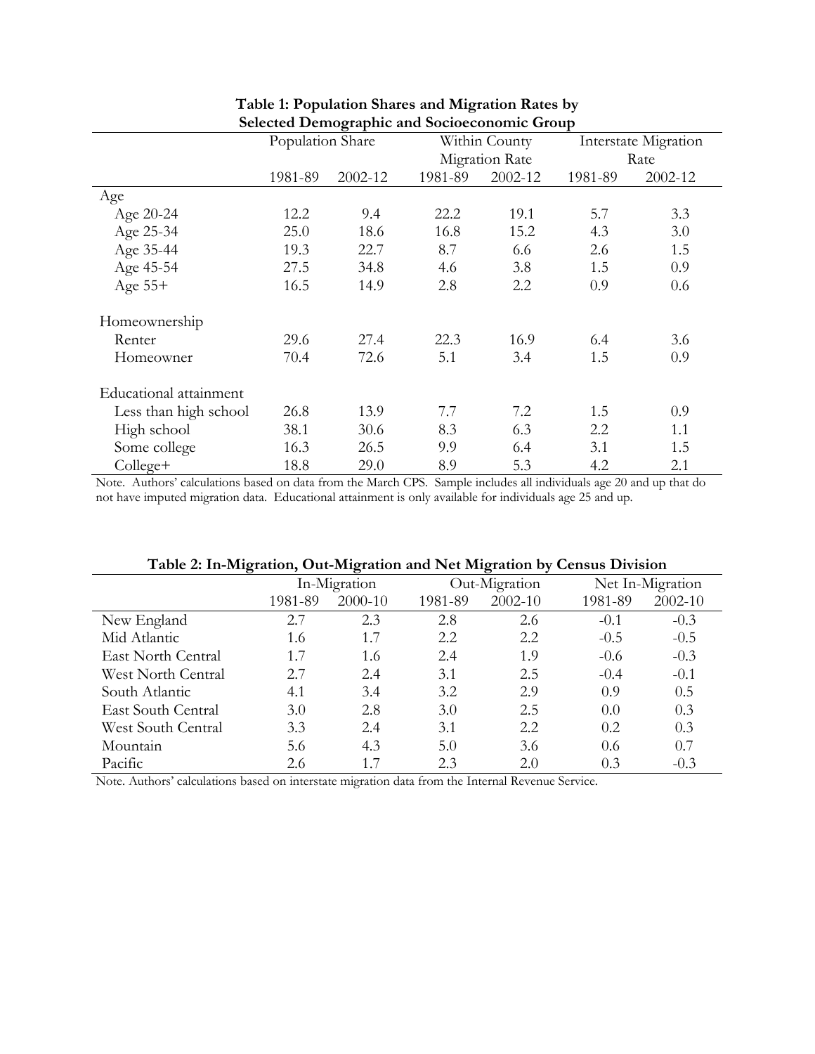**Table 1: Population Shares and Migration Rates by Selected Demographic and Socioeconomic Group**

| | Population Share | | Within County Migration Rate | | Interstate Migration Rate | |
|---|---|---|---|---|---|---|
| | 1981-89 | 2002-12 | 1981-89 | 2002-12 | 1981-89 | 2002-12 |
| Age | | | | | | |
| Age 20-24 | 12.2 | 9.4 | 22.2 | 19.1 | 5.7 | 3.3 |
| Age 25-34 | 25.0 | 18.6 | 16.8 | 15.2 | 4.3 | 3.0 |
| Age 35-44 | 19.3 | 22.7 | 8.7 | 6.6 | 2.6 | 1.5 |
| Age 45-54 | 27.5 | 34.8 | 4.6 | 3.8 | 1.5 | 0.9 |
| Age 55+ | 16.5 | 14.9 | 2.8 | 2.2 | 0.9 | 0.6 |
| Homeownership | | | | | | |
| Renter | 29.6 | 27.4 | 22.3 | 16.9 | 6.4 | 3.6 |
| Homeowner | 70.4 | 72.6 | 5.1 | 3.4 | 1.5 | 0.9 |
| Educational attainment | | | | | | |
| Less than high school | 26.8 | 13.9 | 7.7 | 7.2 | 1.5 | 0.9 |
| High school | 38.1 | 30.6 | 8.3 | 6.3 | 2.2 | 1.1 |
| Some college | 16.3 | 26.5 | 9.9 | 6.4 | 3.1 | 1.5 |
| College+ | 18.8 | 29.0 | 8.9 | 5.3 | 4.2 | 2.1 |

Note. Authors' calculations based on data from the March CPS. Sample includes all individuals age 20 and up that do not have imputed migration data. Educational attainment is only available for individuals age 25 and up.

**Table 2: In-Migration, Out-Migration and Net Migration by Census Division**

| | In-Migration | | Out-Migration | | Net In-Migration | |
|---|---|---|---|---|---|---|
| | 1981-89 | 2000-10 | 1981-89 | 2002-10 | 1981-89 | 2002-10 |
| New England | 2.7 | 2.3 | 2.8 | 2.6 | -0.1 | -0.3 |
| Mid Atlantic | 1.6 | 1.7 | 2.2 | 2.2 | -0.5 | -0.5 |
| East North Central | 1.7 | 1.6 | 2.4 | 1.9 | -0.6 | -0.3 |
| West North Central | 2.7 | 2.4 | 3.1 | 2.5 | -0.4 | -0.1 |
| South Atlantic | 4.1 | 3.4 | 3.2 | 2.9 | 0.9 | 0.5 |
| East South Central | 3.0 | 2.8 | 3.0 | 2.5 | 0.0 | 0.3 |
| West South Central | 3.3 | 2.4 | 3.1 | 2.2 | 0.2 | 0.3 |
| Mountain | 5.6 | 4.3 | 5.0 | 3.6 | 0.6 | 0.7 |
| Pacific | 2.6 | 1.7 | 2.3 | 2.0 | 0.3 | -0.3 |

Note. Authors' calculations based on interstate migration data from the Internal Revenue Service.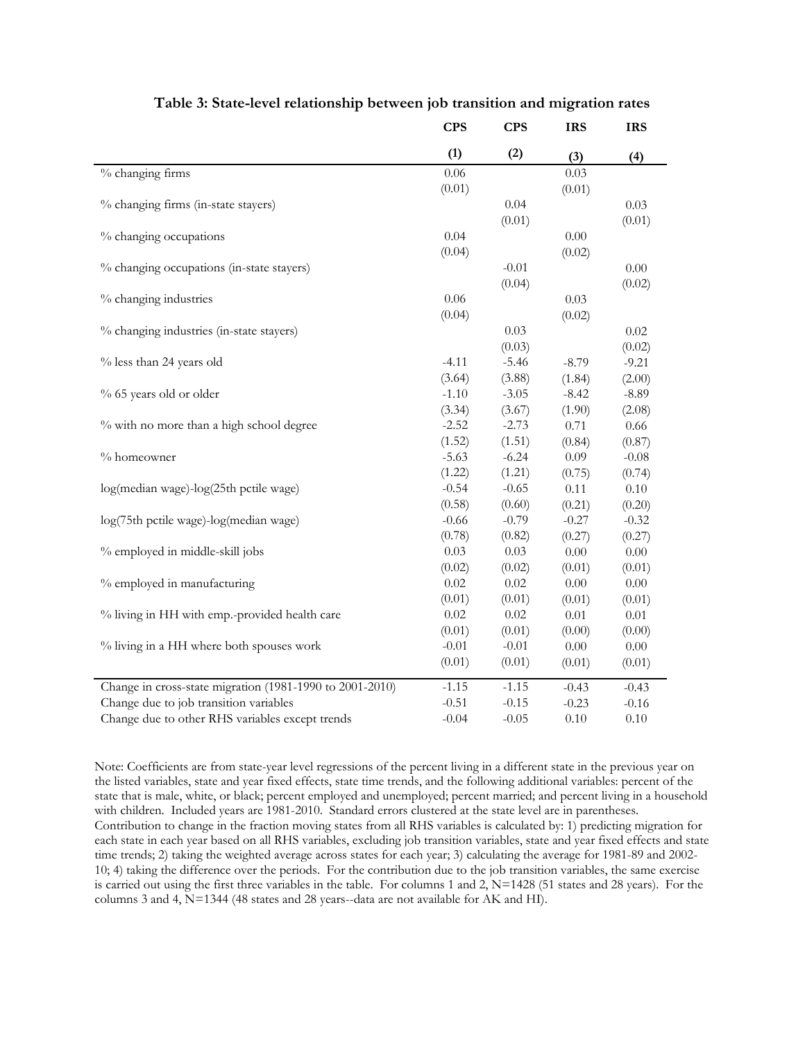**Table 3: State-level relationship between job transition and migration rates**

| | CPS | CPS | IRS | IRS |
|---|---|---|---|---|
| | (1) | (2) | (3) | (4) |
| % changing firms | 0.06 | | 0.03 | |
| | (0.01) | | (0.01) | |
| % changing firms (in-state stayers) | | 0.04 | | 0.03 |
| | | (0.01) | | (0.01) |
| % changing occupations | 0.04 | | 0.00 | |
| | (0.04) | | (0.02) | |
| % changing occupations (in-state stayers) | | -0.01 | | 0.00 |
| | | (0.04) | | (0.02) |
| % changing industries | 0.06 | | 0.03 | |
| | (0.04) | | (0.02) | |
| % changing industries (in-state stayers) | | 0.03 | | 0.02 |
| | | (0.03) | | (0.02) |
| % less than 24 years old | -4.11 | -5.46 | -8.79 | -9.21 |
| | (3.64) | (3.88) | (1.84) | (2.00) |
| % 65 years old or older | -1.10 | -3.05 | -8.42 | -8.89 |
| | (3.34) | (3.67) | (1.90) | (2.08) |
| % with no more than a high school degree | -2.52 | -2.73 | 0.71 | 0.66 |
| | (1.52) | (1.51) | (0.84) | (0.87) |
| % homeowner | -5.63 | -6.24 | 0.09 | -0.08 |
| | (1.22) | (1.21) | (0.75) | (0.74) |
| log(median wage)-log(25th pctile wage) | -0.54 | -0.65 | 0.11 | 0.10 |
| | (0.58) | (0.60) | (0.21) | (0.20) |
| log(75th pctile wage)-log(median wage) | -0.66 | -0.79 | -0.27 | -0.32 |
| | (0.78) | (0.82) | (0.27) | (0.27) |
| % employed in middle-skill jobs | 0.03 | 0.03 | 0.00 | 0.00 |
| | (0.02) | (0.02) | (0.01) | (0.01) |
| % employed in manufacturing | 0.02 | 0.02 | 0.00 | 0.00 |
| | (0.01) | (0.01) | (0.01) | (0.01) |
| % living in HH with emp.-provided health care | 0.02 | 0.02 | 0.01 | 0.01 |
| | (0.01) | (0.01) | (0.00) | (0.00) |
| % living in a HH where both spouses work | -0.01 | -0.01 | 0.00 | 0.00 |
| | (0.01) | (0.01) | (0.01) | (0.01) |
| Change in cross-state migration (1981-1990 to 2001-2010) | -1.15 | -1.15 | -0.43 | -0.43 |
| Change due to job transition variables | -0.51 | -0.15 | -0.23 | -0.16 |
| Change due to other RHS variables except trends | -0.04 | -0.05 | 0.10 | 0.10 |

Note: Coefficients are from state-year level regressions of the percent living in a different state in the previous year on the listed variables, state and year fixed effects, state time trends, and the following additional variables: percent of the state that is male, white, or black; percent employed and unemployed; percent married; and percent living in a household with children. Included years are 1981-2010. Standard errors clustered at the state level are in parentheses. Contribution to change in the fraction moving states from all RHS variables is calculated by: 1) predicting migration for each state in each year based on all RHS variables, excluding job transition variables, state and year fixed effects and state time trends; 2) taking the weighted average across states for each year; 3) calculating the average for 1981-89 and 2002-10; 4) taking the difference over the periods. For the contribution due to the job transition variables, the same exercise is carried out using the first three variables in the table. For columns 1 and 2, N=1428 (51 states and 28 years). For the columns 3 and 4, N=1344 (48 states and 28 years--data are not available for AK and HI).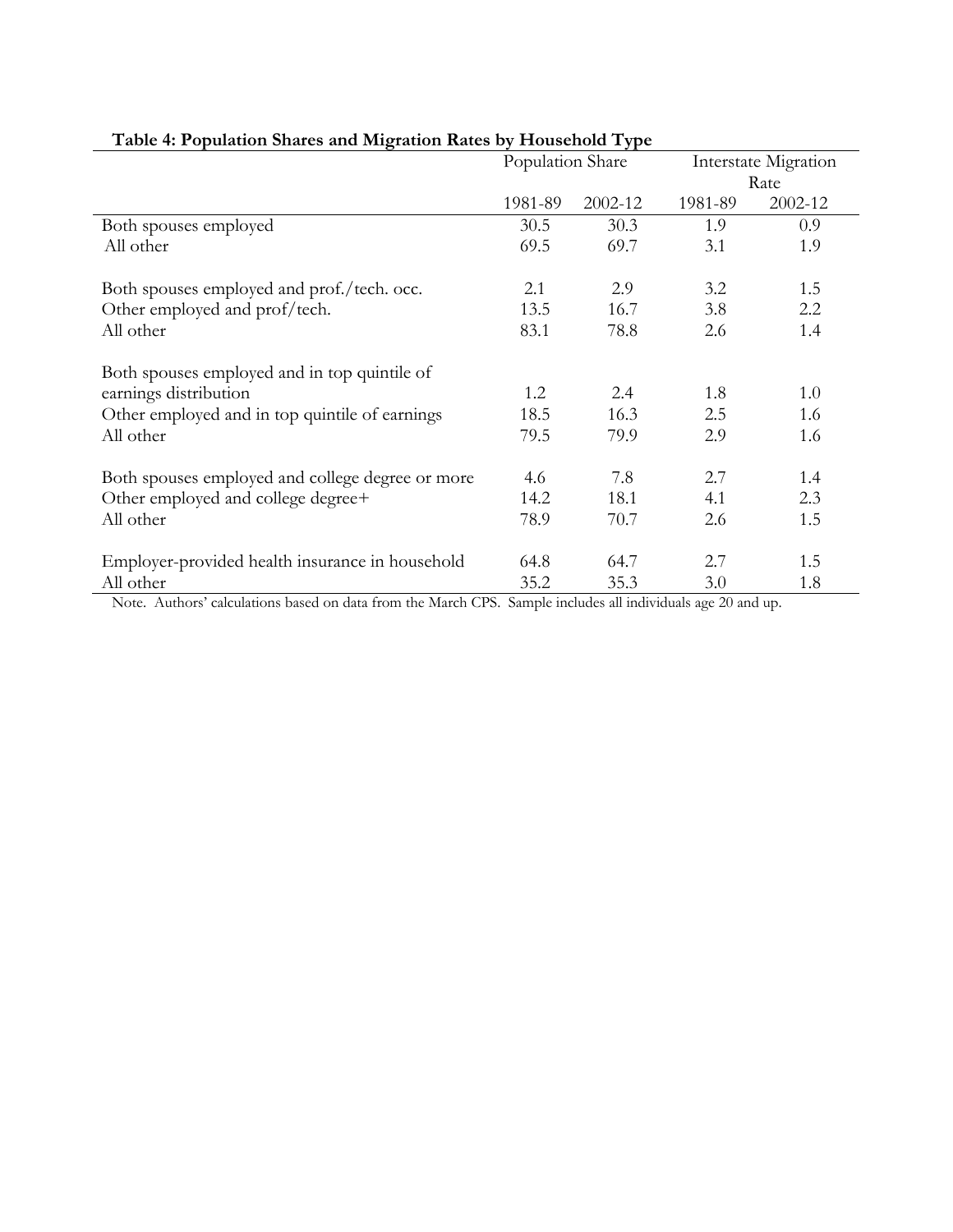**Table 4: Population Shares and Migration Rates by Household Type**

| | Population Share | | Interstate Migration Rate | |
|---|---|---|---|---|
| | 1981-89 | 2002-12 | 1981-89 | 2002-12 |
| Both spouses employed | 30.5 | 30.3 | 1.9 | 0.9 |
| All other | 69.5 | 69.7 | 3.1 | 1.9 |
| | | | | |
| Both spouses employed and prof./tech. occ. | 2.1 | 2.9 | 3.2 | 1.5 |
| Other employed and prof/tech. | 13.5 | 16.7 | 3.8 | 2.2 |
| All other | 83.1 | 78.8 | 2.6 | 1.4 |
| | | | | |
| Both spouses employed and in top quintile of earnings distribution | 1.2 | 2.4 | 1.8 | 1.0 |
| Other employed and in top quintile of earnings | 18.5 | 16.3 | 2.5 | 1.6 |
| All other | 79.5 | 79.9 | 2.9 | 1.6 |
| | | | | |
| Both spouses employed and college degree or more | 4.6 | 7.8 | 2.7 | 1.4 |
| Other employed and college degree+ | 14.2 | 18.1 | 4.1 | 2.3 |
| All other | 78.9 | 70.7 | 2.6 | 1.5 |
| | | | | |
| Employer-provided health insurance in household | 64.8 | 64.7 | 2.7 | 1.5 |
| All other | 35.2 | 35.3 | 3.0 | 1.8 |

Note. Authors' calculations based on data from the March CPS. Sample includes all individuals age 20 and up.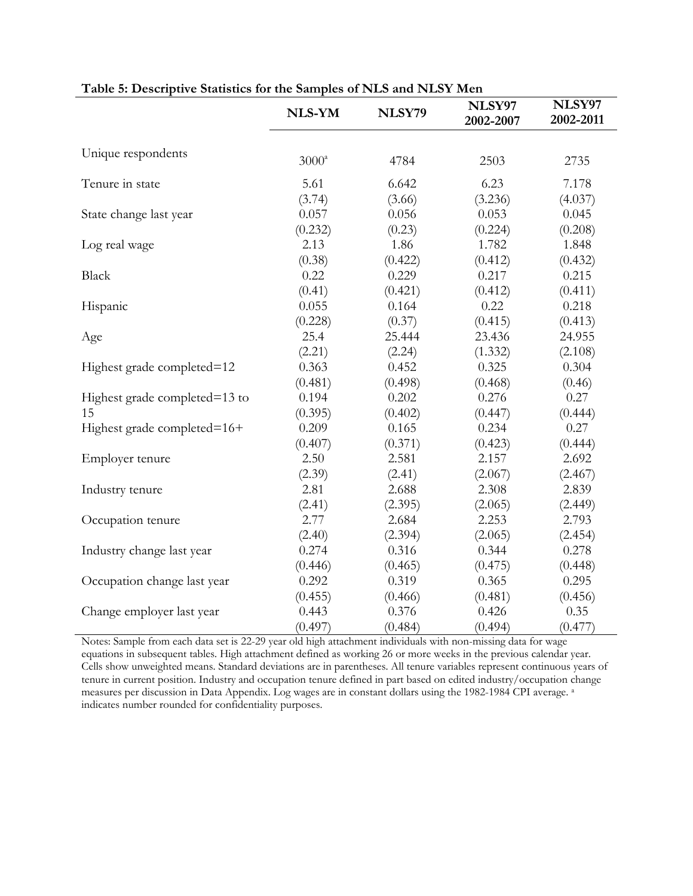**Table 5: Descriptive Statistics for the Samples of NLS and NLSY Men**

| | NLS-YM | NLSY79 | NLSY97 2002-2007 | NLSY97 2002-2011 |
|---|---|---|---|---|
| Unique respondents | 3000[a] | 4784 | 2503 | 2735 |
| Tenure in state | 5.61 | 6.642 | 6.23 | 7.178 |
| | (3.74) | (3.66) | (3.236) | (4.037) |
| State change last year | 0.057 | 0.056 | 0.053 | 0.045 |
| | (0.232) | (0.23) | (0.224) | (0.208) |
| Log real wage | 2.13 | 1.86 | 1.782 | 1.848 |
| | (0.38) | (0.422) | (0.412) | (0.432) |
| Black | 0.22 | 0.229 | 0.217 | 0.215 |
| | (0.41) | (0.421) | (0.412) | (0.411) |
| Hispanic | 0.055 | 0.164 | 0.22 | 0.218 |
| | (0.228) | (0.37) | (0.415) | (0.413) |
| Age | 25.4 | 25.444 | 23.436 | 24.955 |
| | (2.21) | (2.24) | (1.332) | (2.108) |
| Highest grade completed=12 | 0.363 | 0.452 | 0.325 | 0.304 |
| | (0.481) | (0.498) | (0.468) | (0.46) |
| Highest grade completed=13 to 15 | 0.194 | 0.202 | 0.276 | 0.27 |
| | (0.395) | (0.402) | (0.447) | (0.444) |
| Highest grade completed=16+ | 0.209 | 0.165 | 0.234 | 0.27 |
| | (0.407) | (0.371) | (0.423) | (0.444) |
| Employer tenure | 2.50 | 2.581 | 2.157 | 2.692 |
| | (2.39) | (2.41) | (2.067) | (2.467) |
| Industry tenure | 2.81 | 2.688 | 2.308 | 2.839 |
| | (2.41) | (2.395) | (2.065) | (2.449) |
| Occupation tenure | 2.77 | 2.684 | 2.253 | 2.793 |
| | (2.40) | (2.394) | (2.065) | (2.454) |
| Industry change last year | 0.274 | 0.316 | 0.344 | 0.278 |
| | (0.446) | (0.465) | (0.475) | (0.448) |
| Occupation change last year | 0.292 | 0.319 | 0.365 | 0.295 |
| | (0.455) | (0.466) | (0.481) | (0.456) |
| Change employer last year | 0.443 | 0.376 | 0.426 | 0.35 |
| | (0.497) | (0.484) | (0.494) | (0.477) |

Notes: Sample from each data set is 22-29 year old high attachment individuals with non-missing data for wage equations in subsequent tables. High attachment defined as working 26 or more weeks in the previous calendar year. Cells show unweighted means. Standard deviations are in parentheses. All tenure variables represent continuous years of tenure in current position. Industry and occupation tenure defined in part based on edited industry/occupation change measures per discussion in Data Appendix. Log wages are in constant dollars using the 1982-1984 CPI average. [a] indicates number rounded for confidentiality purposes.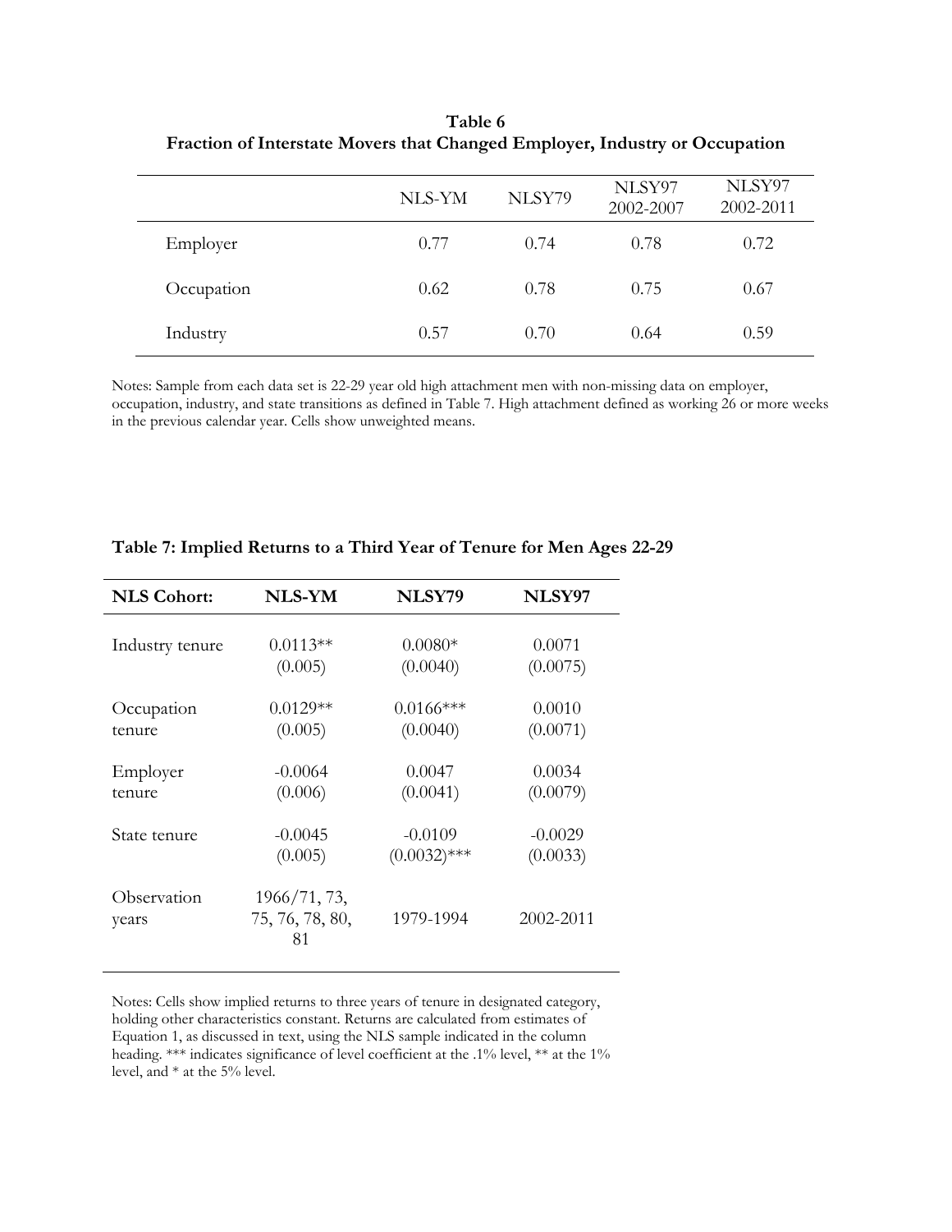**Table 6**
**Fraction of Interstate Movers that Changed Employer, Industry or Occupation**

| | NLS-YM | NLSY79 | NLSY97 2002-2007 | NLSY97 2002-2011 |
|---|---|---|---|---|
| Employer | 0.77 | 0.74 | 0.78 | 0.72 |
| Occupation | 0.62 | 0.78 | 0.75 | 0.67 |
| Industry | 0.57 | 0.70 | 0.64 | 0.59 |

Notes: Sample from each data set is 22-29 year old high attachment men with non-missing data on employer, occupation, industry, and state transitions as defined in Table 7. High attachment defined as working 26 or more weeks in the previous calendar year. Cells show unweighted means.

**Table 7: Implied Returns to a Third Year of Tenure for Men Ages 22-29**

| NLS Cohort: | NLS-YM | NLSY79 | NLSY97 |
|---|---|---|---|
| Industry tenure | 0.0113** (0.005) | 0.0080* (0.0040) | 0.0071 (0.0075) |
| Occupation tenure | 0.0129** (0.005) | 0.0166*** (0.0040) | 0.0010 (0.0071) |
| Employer tenure | -0.0064 (0.006) | 0.0047 (0.0041) | 0.0034 (0.0079) |
| State tenure | -0.0045 (0.005) | -0.0109 (0.0032)*** | -0.0029 (0.0033) |
| Observation years | 1966/71, 73, 75, 76, 78, 80, 81 | 1979-1994 | 2002-2011 |

Notes: Cells show implied returns to three years of tenure in designated category, holding other characteristics constant. Returns are calculated from estimates of Equation 1, as discussed in text, using the NLS sample indicated in the column heading. *** indicates significance of level coefficient at the .1% level, ** at the 1% level, and * at the 5% level.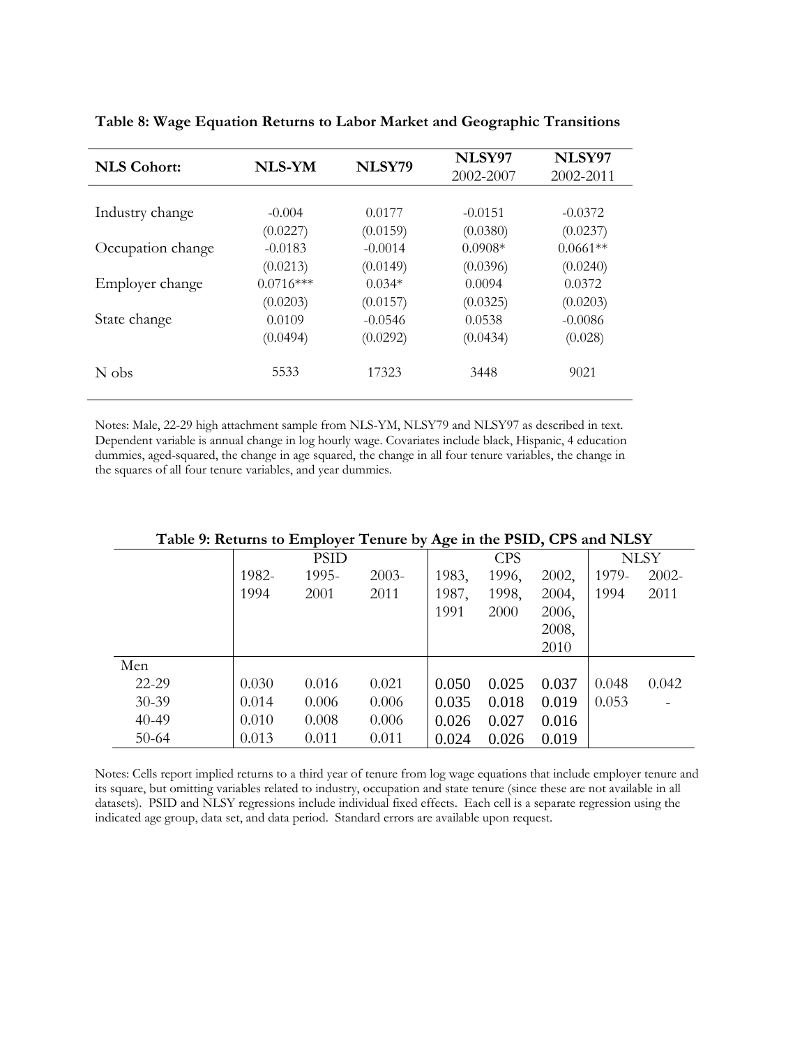**Table 8: Wage Equation Returns to Labor Market and Geographic Transitions**

| NLS Cohort: | NLS-YM | NLSY79 | NLSY97 2002-2007 | NLSY97 2002-2011 |
|---|---|---|---|---|
| Industry change | -0.004 | 0.0177 | -0.0151 | -0.0372 |
| | (0.0227) | (0.0159) | (0.0380) | (0.0237) |
| Occupation change | -0.0183 | -0.0014 | 0.0908* | 0.0661** |
| | (0.0213) | (0.0149) | (0.0396) | (0.0240) |
| Employer change | 0.0716*** | 0.034* | 0.0094 | 0.0372 |
| | (0.0203) | (0.0157) | (0.0325) | (0.0203) |
| State change | 0.0109 | -0.0546 | 0.0538 | -0.0086 |
| | (0.0494) | (0.0292) | (0.0434) | (0.028) |
| N obs | 5533 | 17323 | 3448 | 9021 |

Notes: Male, 22-29 high attachment sample from NLS-YM, NLSY79 and NLSY97 as described in text. Dependent variable is annual change in log hourly wage. Covariates include black, Hispanic, 4 education dummies, aged-squared, the change in age squared, the change in all four tenure variables, the change in the squares of all four tenure variables, and year dummies.

**Table 9: Returns to Employer Tenure by Age in the PSID, CPS and NLSY**

| | PSID | | | CPS | | | NLSY | |
|---|---|---|---|---|---|---|---|---|
| | 1982-1994 | 1995-2001 | 2003-2011 | 1983, 1987, 1991 | 1996, 1998, 2000 | 2002, 2004, 2006, 2008, 2010 | 1979-1994 | 2002-2011 |
| Men | | | | | | | | |
| 22-29 | 0.030 | 0.016 | 0.021 | 0.050 | 0.025 | 0.037 | 0.048 | 0.042 |
| 30-39 | 0.014 | 0.006 | 0.006 | 0.035 | 0.018 | 0.019 | 0.053 | - |
| 40-49 | 0.010 | 0.008 | 0.006 | 0.026 | 0.027 | 0.016 | | |
| 50-64 | 0.013 | 0.011 | 0.011 | 0.024 | 0.026 | 0.019 | | |

Notes: Cells report implied returns to a third year of tenure from log wage equations that include employer tenure and its square, but omitting variables related to industry, occupation and state tenure (since these are not available in all datasets). PSID and NLSY regressions include individual fixed effects. Each cell is a separate regression using the indicated age group, data set, and data period. Standard errors are available upon request.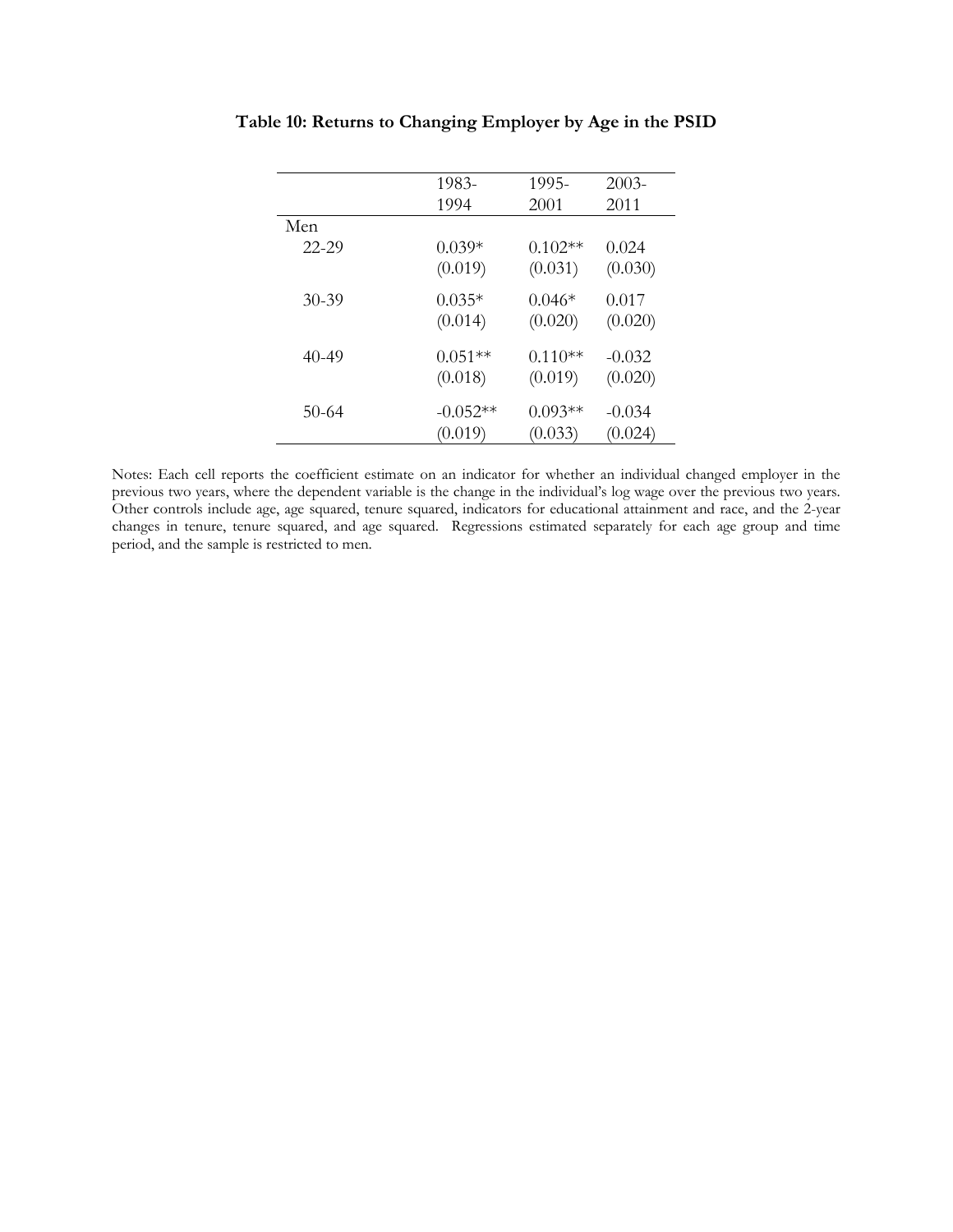**Table 10: Returns to Changing Employer by Age in the PSID**

| | 1983-1994 | 1995-2001 | 2003-2011 |
|---|---|---|---|
| Men | | | |
| 22-29 | 0.039* | 0.102** | 0.024 |
| | (0.019) | (0.031) | (0.030) |
| 30-39 | 0.035* | 0.046* | 0.017 |
| | (0.014) | (0.020) | (0.020) |
| 40-49 | 0.051** | 0.110** | -0.032 |
| | (0.018) | (0.019) | (0.020) |
| 50-64 | -0.052** | 0.093** | -0.034 |
| | (0.019) | (0.033) | (0.024) |

Notes: Each cell reports the coefficient estimate on an indicator for whether an individual changed employer in the previous two years, where the dependent variable is the change in the individual's log wage over the previous two years. Other controls include age, age squared, tenure squared, indicators for educational attainment and race, and the 2-year changes in tenure, tenure squared, and age squared. Regressions estimated separately for each age group and time period, and the sample is restricted to men.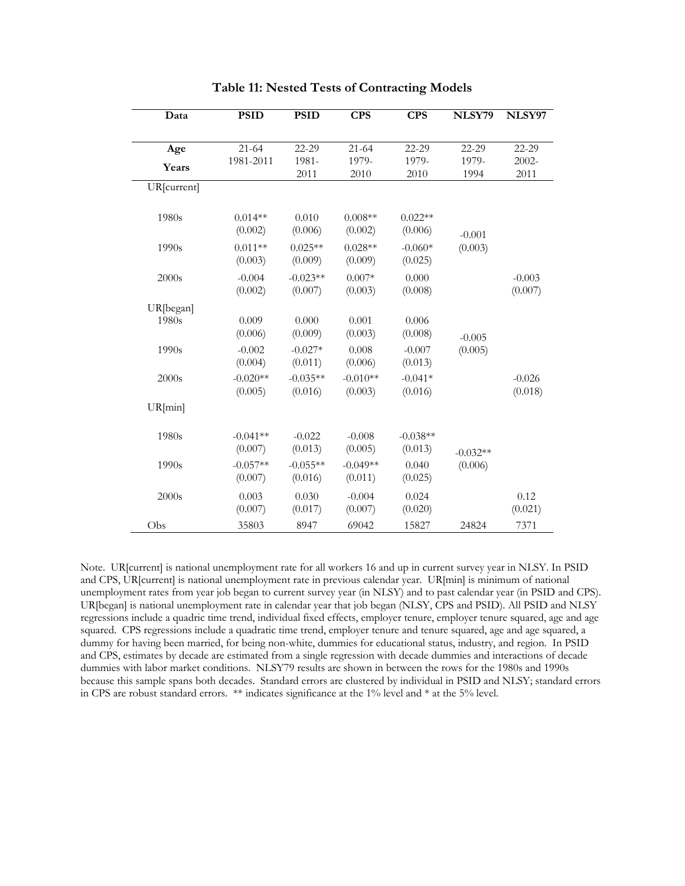**Table 11: Nested Tests of Contracting Models**

| Data | PSID | PSID | CPS | CPS | NLSY79 | NLSY97 |
|---|---|---|---|---|---|---|
| Age | 21-64 | 22-29 | 21-64 | 22-29 | 22-29 | 22-29 |
| Years | 1981-2011 | 1981-2011 | 1979-2010 | 1979-2010 | 1979-1994 | 2002-2011 |
| UR[current] | | | | | | |
| 1980s | 0.014** | 0.010 | 0.008** | 0.022** | | |
| | (0.002) | (0.006) | (0.002) | (0.006) | -0.001 | |
| 1990s | 0.011** | 0.025** | 0.028** | -0.060* | (0.003) | |
| | (0.003) | (0.009) | (0.009) | (0.025) | | |
| 2000s | -0.004 | -0.023** | 0.007* | 0.000 | | -0.003 |
| | (0.002) | (0.007) | (0.003) | (0.008) | | (0.007) |
| UR[began] | | | | | | |
| 1980s | 0.009 | 0.000 | 0.001 | 0.006 | | |
| | (0.006) | (0.009) | (0.003) | (0.008) | -0.005 | |
| 1990s | -0.002 | -0.027* | 0.008 | -0.007 | (0.005) | |
| | (0.004) | (0.011) | (0.006) | (0.013) | | |
| 2000s | -0.020** | -0.035** | -0.010** | -0.041* | | -0.026 |
| | (0.005) | (0.016) | (0.003) | (0.016) | | (0.018) |
| UR[min] | | | | | | |
| 1980s | -0.041** | -0.022 | -0.008 | -0.038** | | |
| | (0.007) | (0.013) | (0.005) | (0.013) | -0.032** | |
| 1990s | -0.057** | -0.055** | -0.049** | 0.040 | (0.006) | |
| | (0.007) | (0.016) | (0.011) | (0.025) | | |
| 2000s | 0.003 | 0.030 | -0.004 | 0.024 | | 0.12 |
| | (0.007) | (0.017) | (0.007) | (0.020) | | (0.021) |
| Obs | 35803 | 8947 | 69042 | 15827 | 24824 | 7371 |

Note. UR[current] is national unemployment rate for all workers 16 and up in current survey year in NLSY. In PSID and CPS, UR[current] is national unemployment rate in previous calendar year. UR[min] is minimum of national unemployment rates from year job began to current survey year (in NLSY) and to past calendar year (in PSID and CPS). UR[began] is national unemployment rate in calendar year that job began (NLSY, CPS and PSID). All PSID and NLSY regressions include a quadric time trend, individual fixed effects, employer tenure, employer tenure squared, age and age squared. CPS regressions include a quadratic time trend, employer tenure and tenure squared, age and age squared, a dummy for having been married, for being non-white, dummies for educational status, industry, and region. In PSID and CPS, estimates by decade are estimated from a single regression with decade dummies and interactions of decade dummies with labor market conditions. NLSY79 results are shown in between the rows for the 1980s and 1990s because this sample spans both decades. Standard errors are clustered by individual in PSID and NLSY; standard errors in CPS are robust standard errors. ** indicates significance at the 1% level and * at the 5% level.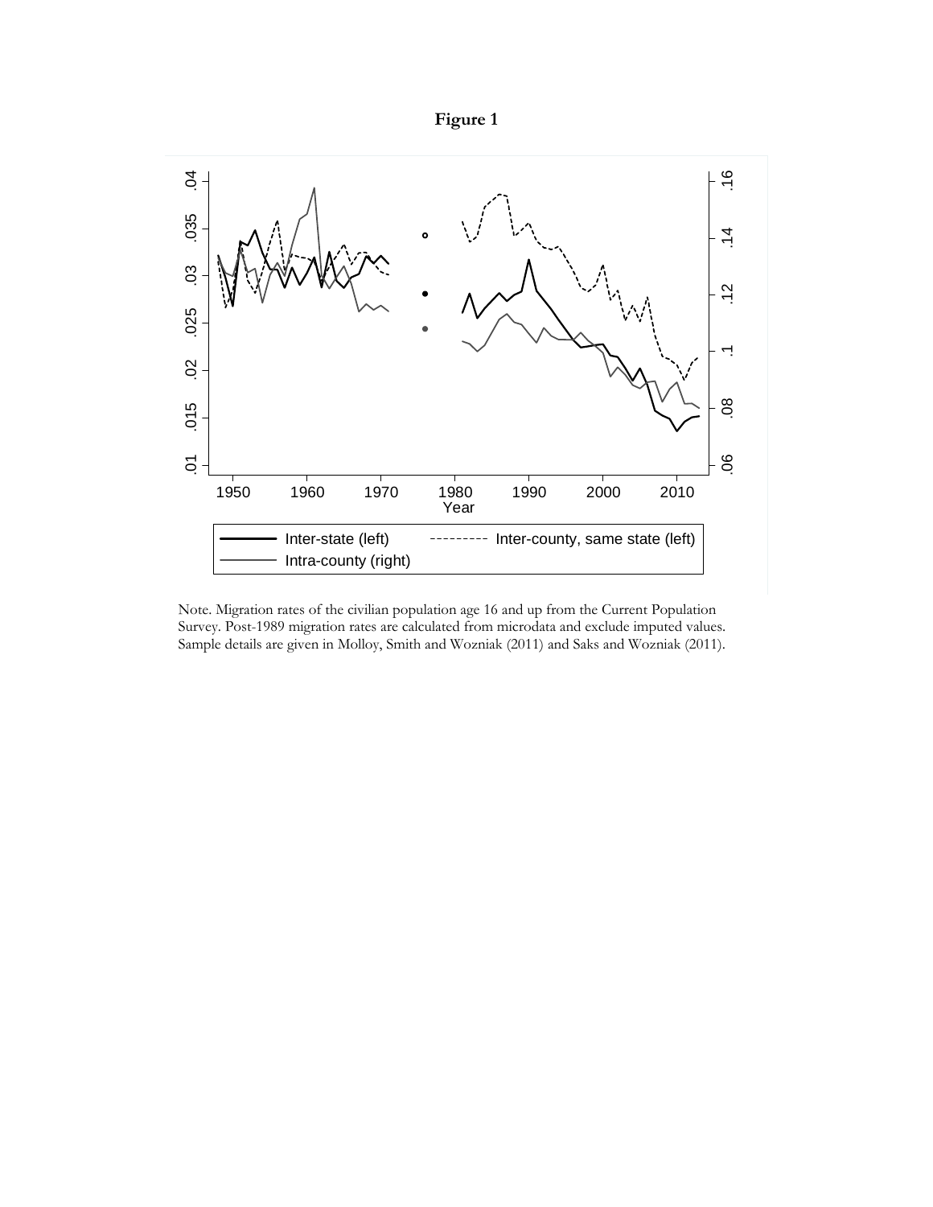**Figure 1**

Note. Migration rates of the civilian population age 16 and up from the Current Population Survey. Post-1989 migration rates are calculated from microdata and exclude imputed values. Sample details are given in Molloy, Smith and Wozniak (2011) and Saks and Wozniak (2011).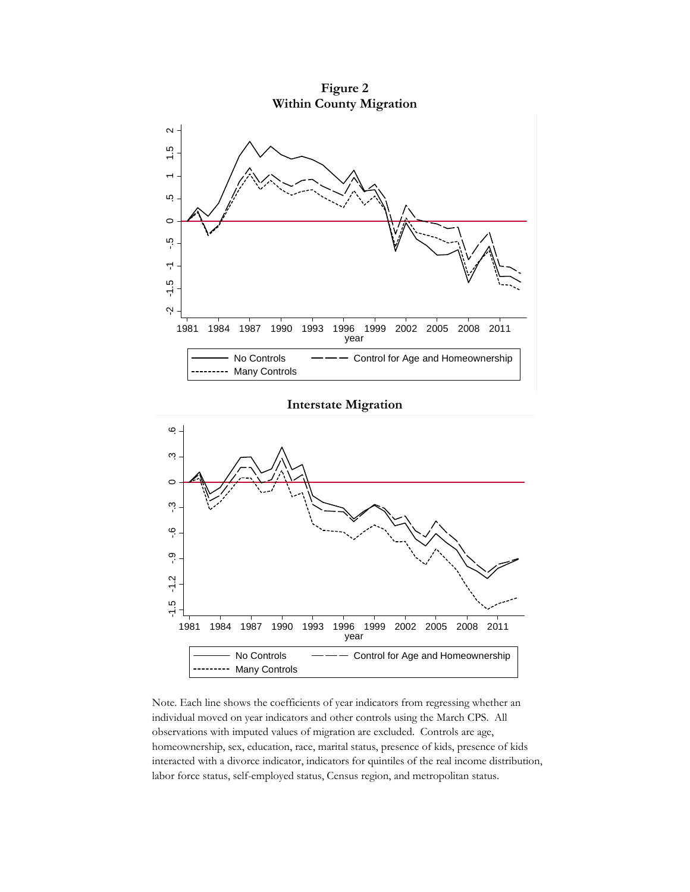**Figure 2**
**Within County Migration**

**Interstate Migration**

Note. Each line shows the coefficients of year indicators from regressing whether an individual moved on year indicators and other controls using the March CPS. All observations with imputed values of migration are excluded. Controls are age, homeownership, sex, education, race, marital status, presence of kids, presence of kids interacted with a divorce indicator, indicators for quintiles of the real income distribution, labor force status, self-employed status, Census region, and metropolitan status.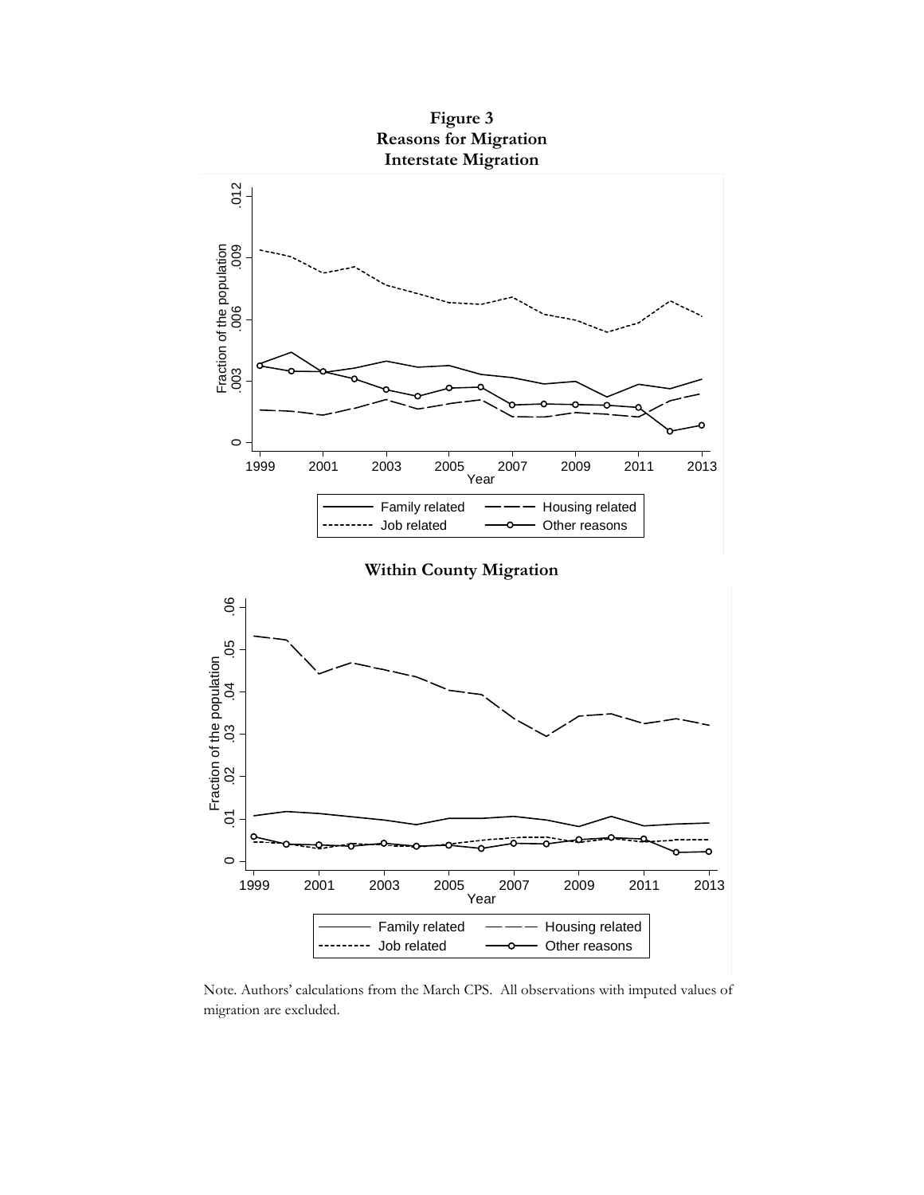**Figure 3**
**Reasons for Migration**
**Interstate Migration**

**Within County Migration**

Note. Authors' calculations from the March CPS. All observations with imputed values of migration are excluded.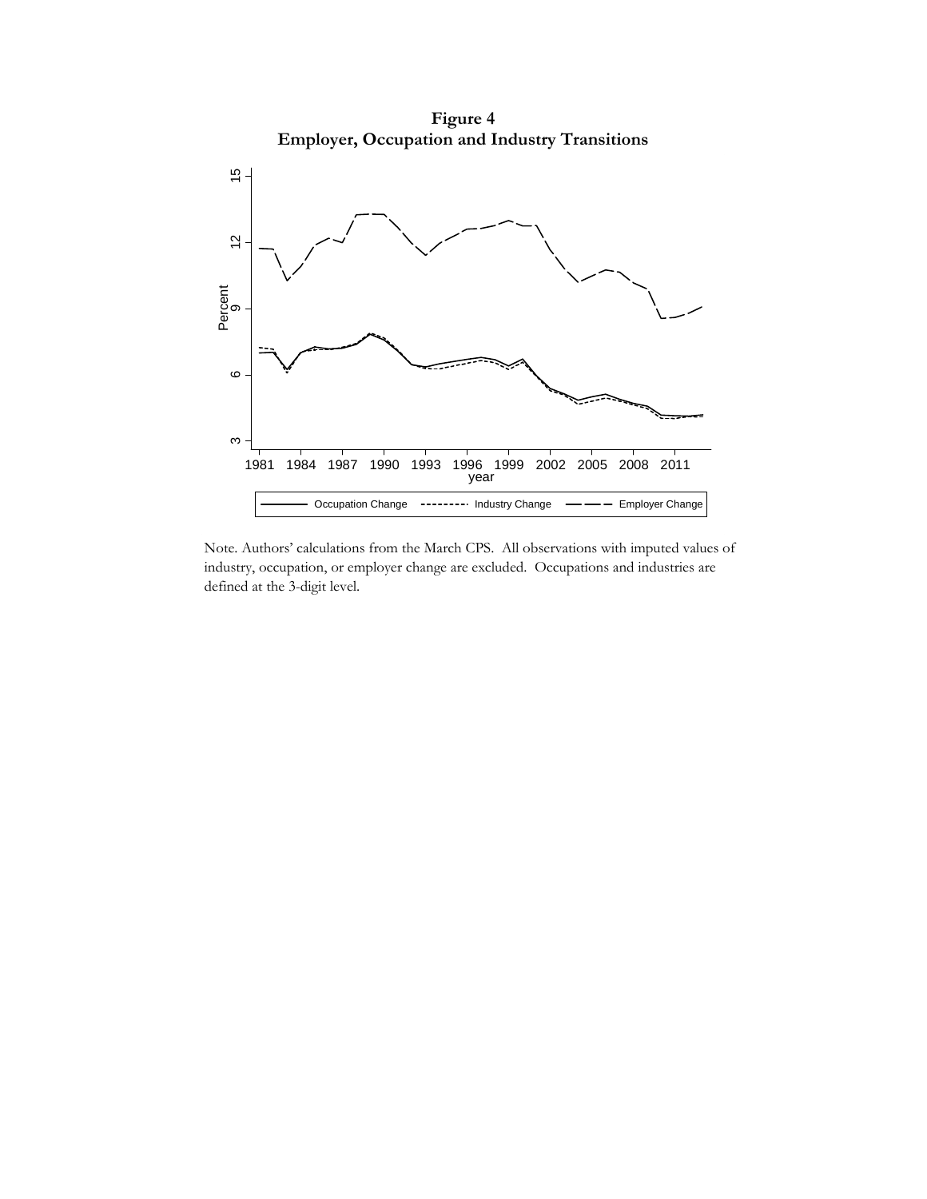**Figure 4**
**Employer, Occupation and Industry Transitions**

Note. Authors' calculations from the March CPS. All observations with imputed values of industry, occupation, or employer change are excluded. Occupations and industries are defined at the 3-digit level.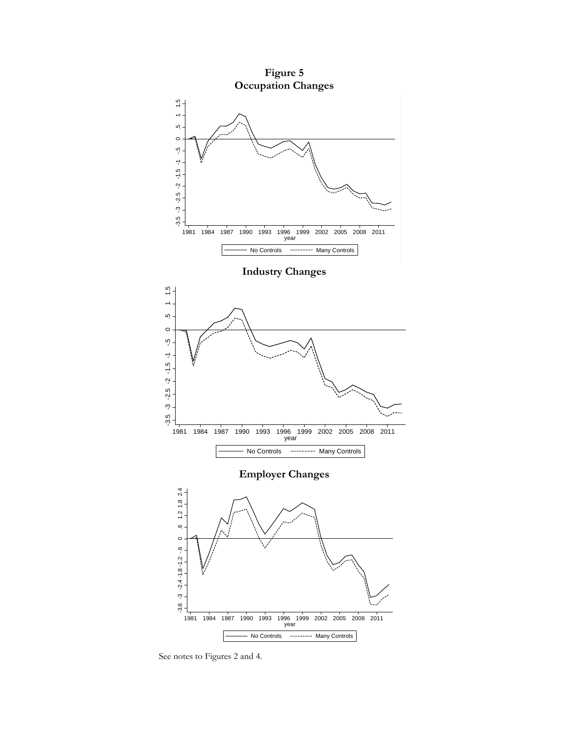# Figure 5

## Occupation Changes

## Industry Changes

## Employer Changes

See notes to Figures 2 and 4.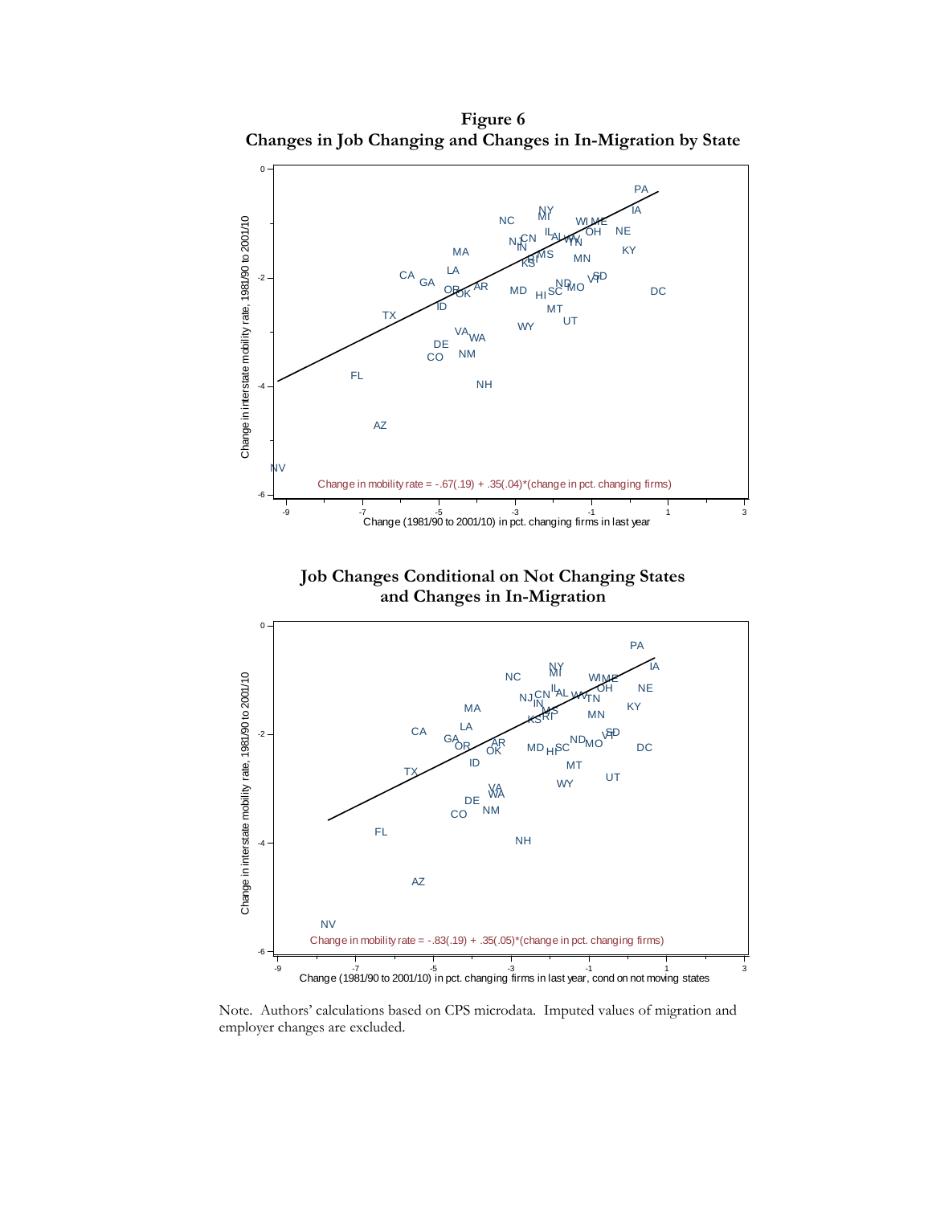**Figure 6**

**Changes in Job Changing and Changes in In-Migration by State**

Change in interstate mobility rate, 1981/90 to 2001/10

Change in mobility rate = -.67(.19) + .35(.04)*(change in pct. changing firms)

Change (1981/90 to 2001/10) in pct. changing firms in last year

**Job Changes Conditional on Not Changing States and Changes in In-Migration**

Change in interstate mobility rate, 1981/90 to 2001/10

Change in mobility rate = -.83(.19) + .35(.05)*(change in pct. changing firms)

Change (1981/90 to 2001/10) in pct. changing firms in last year, cond on not moving states

Note. Authors' calculations based on CPS microdata. Imputed values of migration and employer changes are excluded.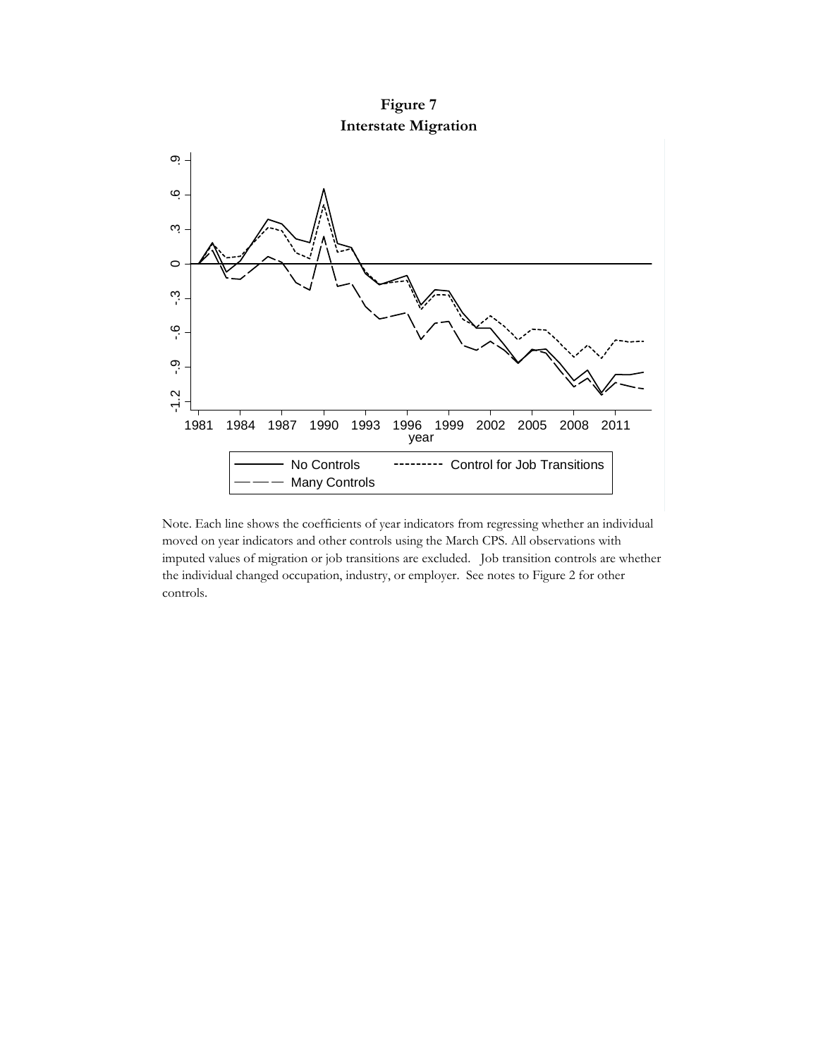**Figure 7**
**Interstate Migration**

Note. Each line shows the coefficients of year indicators from regressing whether an individual moved on year indicators and other controls using the March CPS. All observations with imputed values of migration or job transitions are excluded. Job transition controls are whether the individual changed occupation, industry, or employer. See notes to Figure 2 for other controls.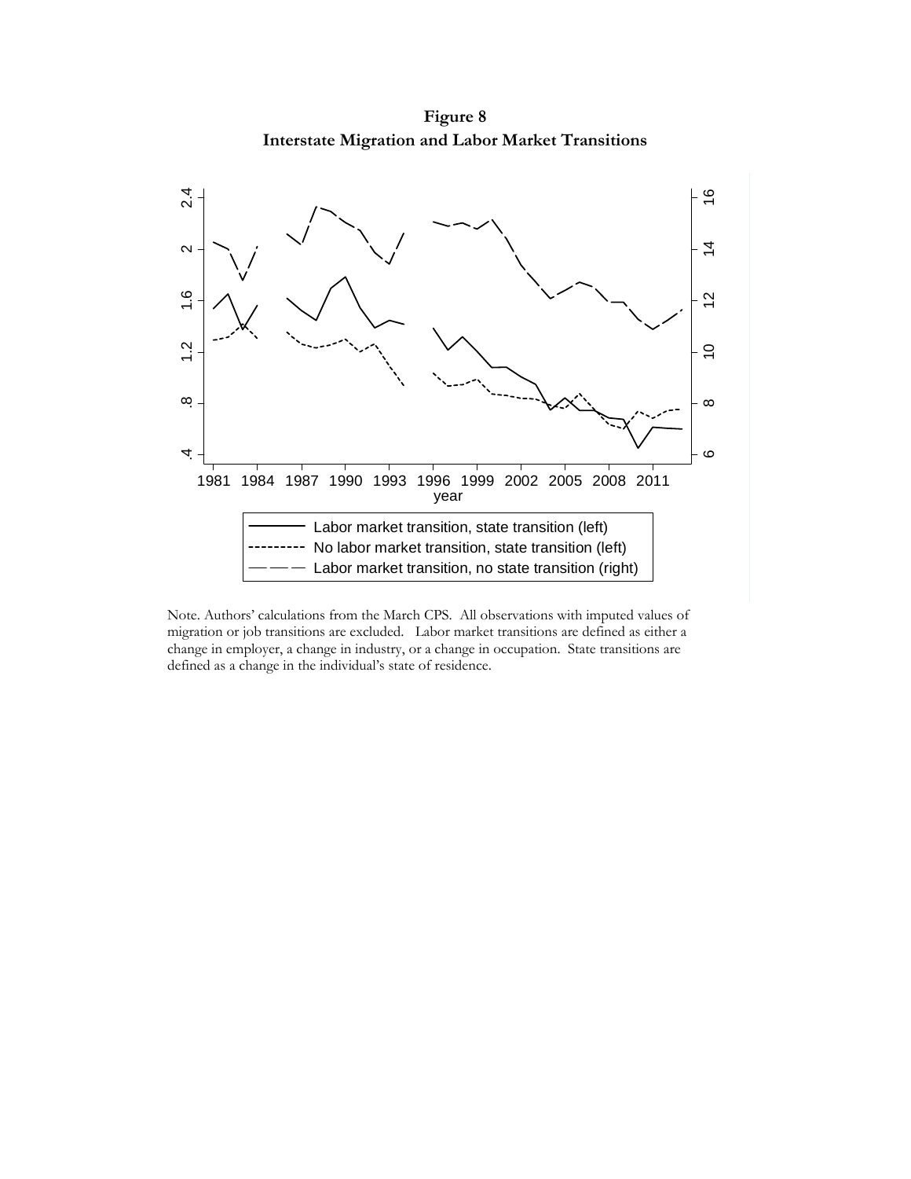**Figure 8**
**Interstate Migration and Labor Market Transitions**

2.4
2
1.6
1.2
.8
.4

16
14
12
10
8
6

1981 1984 1987 1990 1993 1996 1999 2002 2005 2008 2011

year

Labor market transition, state transition (left)

No labor market transition, state transition (left)

Labor market transition, no state transition (right)

Note. Authors' calculations from the March CPS. All observations with imputed values of migration or job transitions are excluded. Labor market transitions are defined as either a change in employer, a change in industry, or a change in occupation. State transitions are defined as a change in the individual's state of residence.